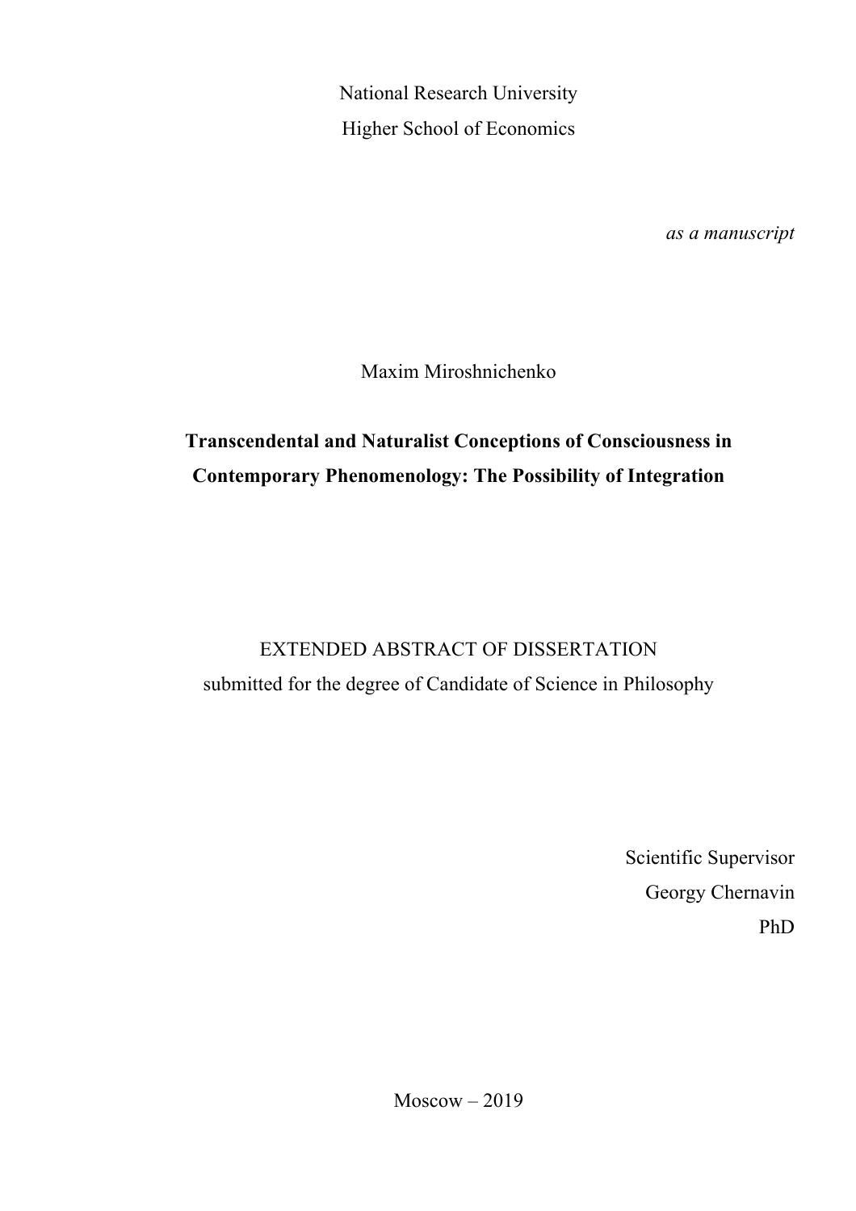National Research University

Higher School of Economics

*as a manuscript*

Maxim Miroshnichenko

**Transcendental and Naturalist Conceptions of Consciousness in Contemporary Phenomenology: The Possibility of Integration**

EXTENDED ABSTRACT OF DISSERTATION

submitted for the degree of Candidate of Science in Philosophy

Scientific Supervisor

Georgy Chernavin

PhD

Moscow – 2019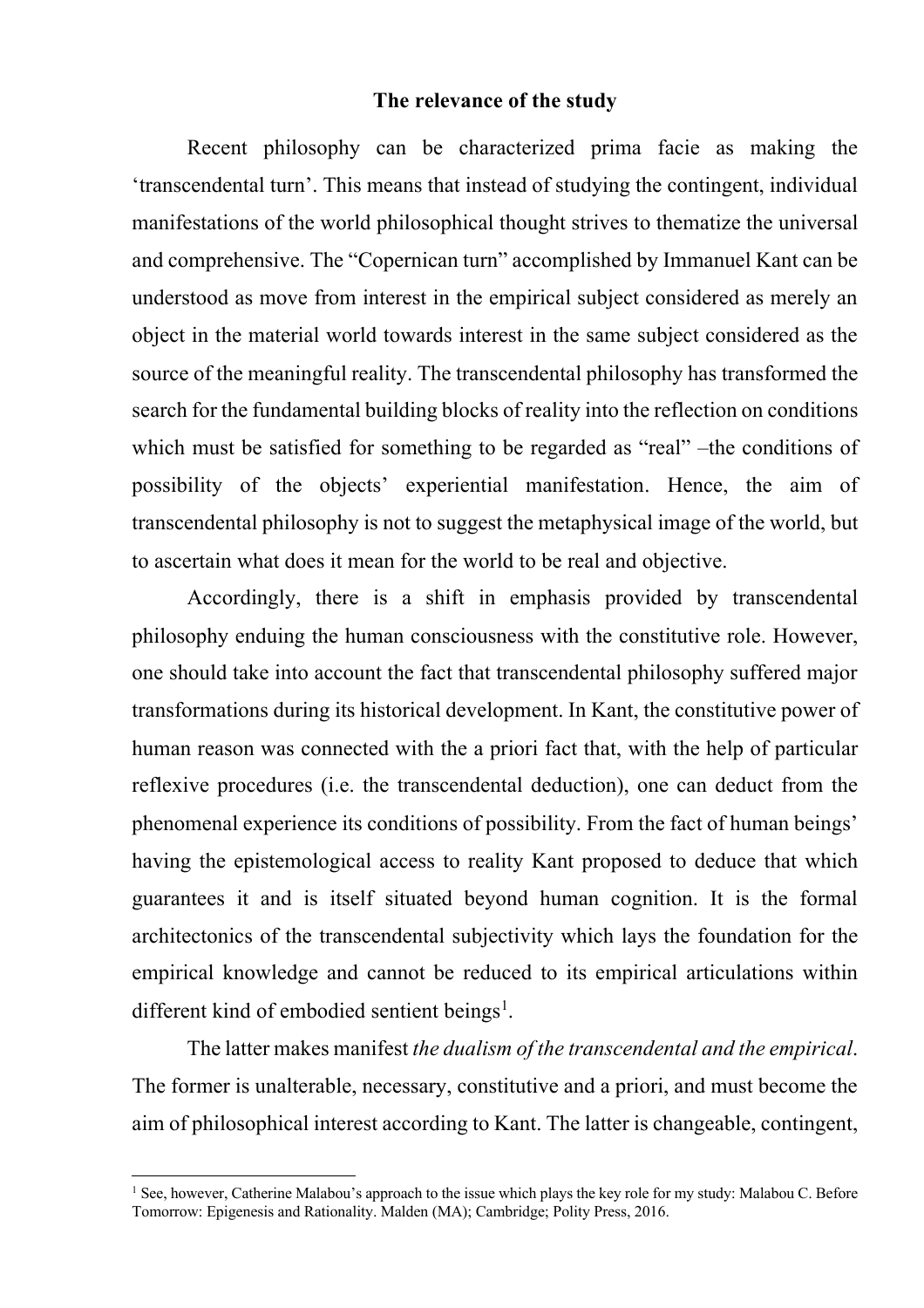## The relevance of the study

Recent philosophy can be characterized prima facie as making the 'transcendental turn'. This means that instead of studying the contingent, individual manifestations of the world philosophical thought strives to thematize the universal and comprehensive. The "Copernican turn" accomplished by Immanuel Kant can be understood as move from interest in the empirical subject considered as merely an object in the material world towards interest in the same subject considered as the source of the meaningful reality. The transcendental philosophy has transformed the search for the fundamental building blocks of reality into the reflection on conditions which must be satisfied for something to be regarded as "real" –the conditions of possibility of the objects' experiential manifestation. Hence, the aim of transcendental philosophy is not to suggest the metaphysical image of the world, but to ascertain what does it mean for the world to be real and objective.

Accordingly, there is a shift in emphasis provided by transcendental philosophy enduing the human consciousness with the constitutive role. However, one should take into account the fact that transcendental philosophy suffered major transformations during its historical development. In Kant, the constitutive power of human reason was connected with the a priori fact that, with the help of particular reflexive procedures (i.e. the transcendental deduction), one can deduct from the phenomenal experience its conditions of possibility. From the fact of human beings' having the epistemological access to reality Kant proposed to deduce that which guarantees it and is itself situated beyond human cognition. It is the formal architectonics of the transcendental subjectivity which lays the foundation for the empirical knowledge and cannot be reduced to its empirical articulations within different kind of embodied sentient beings[1].

The latter makes manifest *the dualism of the transcendental and the empirical*. The former is unalterable, necessary, constitutive and a priori, and must become the aim of philosophical interest according to Kant. The latter is changeable, contingent,

[1] See, however, Catherine Malabou's approach to the issue which plays the key role for my study: Malabou C. Before Tomorrow: Epigenesis and Rationality. Malden (MA); Cambridge; Polity Press, 2016.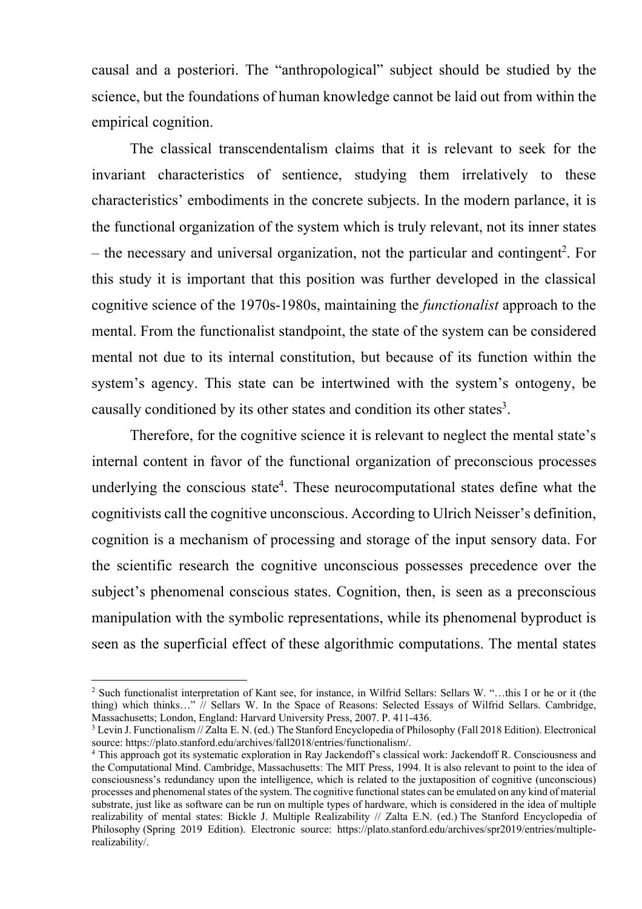causal and a posteriori. The "anthropological" subject should be studied by the science, but the foundations of human knowledge cannot be laid out from within the empirical cognition.

The classical transcendentalism claims that it is relevant to seek for the invariant characteristics of sentience, studying them irrelatively to these characteristics' embodiments in the concrete subjects. In the modern parlance, it is the functional organization of the system which is truly relevant, not its inner states – the necessary and universal organization, not the particular and contingent[2]. For this study it is important that this position was further developed in the classical cognitive science of the 1970s-1980s, maintaining the *functionalist* approach to the mental. From the functionalist standpoint, the state of the system can be considered mental not due to its internal constitution, but because of its function within the system's agency. This state can be intertwined with the system's ontogeny, be causally conditioned by its other states and condition its other states[3].

Therefore, for the cognitive science it is relevant to neglect the mental state's internal content in favor of the functional organization of preconscious processes underlying the conscious state[4]. These neurocomputational states define what the cognitivists call the cognitive unconscious. According to Ulrich Neisser's definition, cognition is a mechanism of processing and storage of the input sensory data. For the scientific research the cognitive unconscious possesses precedence over the subject's phenomenal conscious states. Cognition, then, is seen as a preconscious manipulation with the symbolic representations, while its phenomenal byproduct is seen as the superficial effect of these algorithmic computations. The mental states

---

[2] Such functionalist interpretation of Kant see, for instance, in Wilfrid Sellars: Sellars W. "…this I or he or it (the thing) which thinks…" // Sellars W. In the Space of Reasons: Selected Essays of Wilfrid Sellars. Cambridge, Massachusetts; London, England: Harvard University Press, 2007. P. 411-436.

[3] Levin J. Functionalism // Zalta E. N. (ed.) The Stanford Encyclopedia of Philosophy (Fall 2018 Edition). Electronical source: https://plato.stanford.edu/archives/fall2018/entries/functionalism/.

[4] This approach got its systematic exploration in Ray Jackendoff's classical work: Jackendoff R. Consciousness and the Computational Mind. Cambridge, Massachusetts: The MIT Press, 1994. It is also relevant to point to the idea of consciousness's redundancy upon the intelligence, which is related to the juxtaposition of cognitive (unconscious) processes and phenomenal states of the system. The cognitive functional states can be emulated on any kind of material substrate, just like as software can be run on multiple types of hardware, which is considered in the idea of multiple realizability of mental states: Bickle J. Multiple Realizability // Zalta E.N. (ed.) The Stanford Encyclopedia of Philosophy (Spring 2019 Edition). Electronic source: https://plato.stanford.edu/archives/spr2019/entries/multiple-realizability/.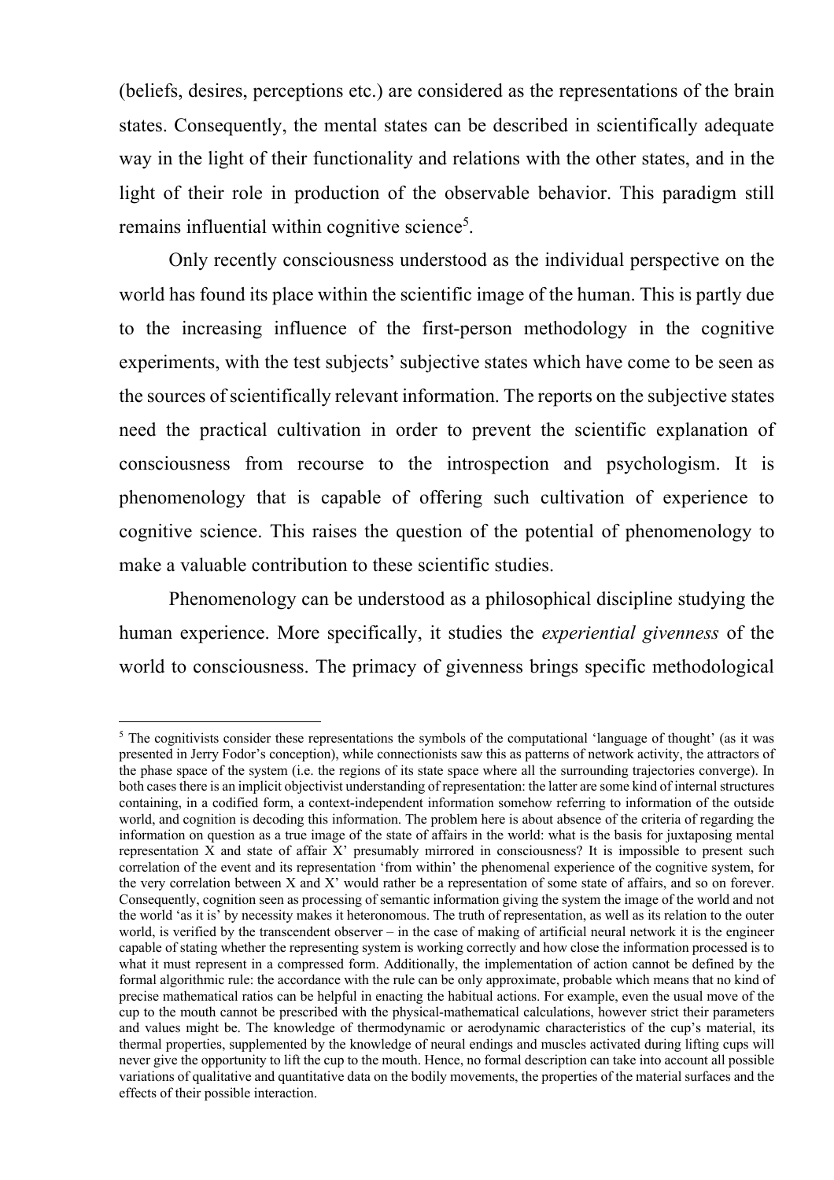(beliefs, desires, perceptions etc.) are considered as the representations of the brain states. Consequently, the mental states can be described in scientifically adequate way in the light of their functionality and relations with the other states, and in the light of their role in production of the observable behavior. This paradigm still remains influential within cognitive science[5].

Only recently consciousness understood as the individual perspective on the world has found its place within the scientific image of the human. This is partly due to the increasing influence of the first-person methodology in the cognitive experiments, with the test subjects' subjective states which have come to be seen as the sources of scientifically relevant information. The reports on the subjective states need the practical cultivation in order to prevent the scientific explanation of consciousness from recourse to the introspection and psychologism. It is phenomenology that is capable of offering such cultivation of experience to cognitive science. This raises the question of the potential of phenomenology to make a valuable contribution to these scientific studies.

Phenomenology can be understood as a philosophical discipline studying the human experience. More specifically, it studies the *experiential givenness* of the world to consciousness. The primacy of givenness brings specific methodological

---

[5] The cognitivists consider these representations the symbols of the computational 'language of thought' (as it was presented in Jerry Fodor's conception), while connectionists saw this as patterns of network activity, the attractors of the phase space of the system (i.e. the regions of its state space where all the surrounding trajectories converge). In both cases there is an implicit objectivist understanding of representation: the latter are some kind of internal structures containing, in a codified form, a context-independent information somehow referring to information of the outside world, and cognition is decoding this information. The problem here is about absence of the criteria of regarding the information on question as a true image of the state of affairs in the world: what is the basis for juxtaposing mental representation X and state of affair X' presumably mirrored in consciousness? It is impossible to present such correlation of the event and its representation 'from within' the phenomenal experience of the cognitive system, for the very correlation between X and X' would rather be a representation of some state of affairs, and so on forever. Consequently, cognition seen as processing of semantic information giving the system the image of the world and not the world 'as it is' by necessity makes it heteronomous. The truth of representation, as well as its relation to the outer world, is verified by the transcendent observer – in the case of making of artificial neural network it is the engineer capable of stating whether the representing system is working correctly and how close the information processed is to what it must represent in a compressed form. Additionally, the implementation of action cannot be defined by the formal algorithmic rule: the accordance with the rule can be only approximate, probable which means that no kind of precise mathematical ratios can be helpful in enacting the habitual actions. For example, even the usual move of the cup to the mouth cannot be prescribed with the physical-mathematical calculations, however strict their parameters and values might be. The knowledge of thermodynamic or aerodynamic characteristics of the cup's material, its thermal properties, supplemented by the knowledge of neural endings and muscles activated during lifting cups will never give the opportunity to lift the cup to the mouth. Hence, no formal description can take into account all possible variations of qualitative and quantitative data on the bodily movements, the properties of the material surfaces and the effects of their possible interaction.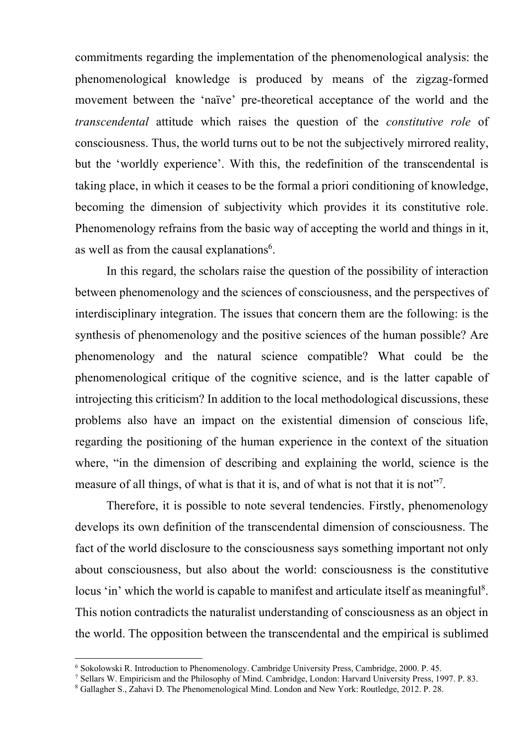commitments regarding the implementation of the phenomenological analysis: the phenomenological knowledge is produced by means of the zigzag-formed movement between the 'naïve' pre-theoretical acceptance of the world and the *transcendental* attitude which raises the question of the *constitutive role* of consciousness. Thus, the world turns out to be not the subjectively mirrored reality, but the 'worldly experience'. With this, the redefinition of the transcendental is taking place, in which it ceases to be the formal a priori conditioning of knowledge, becoming the dimension of subjectivity which provides it its constitutive role. Phenomenology refrains from the basic way of accepting the world and things in it, as well as from the causal explanations[6].

In this regard, the scholars raise the question of the possibility of interaction between phenomenology and the sciences of consciousness, and the perspectives of interdisciplinary integration. The issues that concern them are the following: is the synthesis of phenomenology and the positive sciences of the human possible? Are phenomenology and the natural science compatible? What could be the phenomenological critique of the cognitive science, and is the latter capable of introjecting this criticism? In addition to the local methodological discussions, these problems also have an impact on the existential dimension of conscious life, regarding the positioning of the human experience in the context of the situation where, "in the dimension of describing and explaining the world, science is the measure of all things, of what is that it is, and of what is not that it is not"[7].

Therefore, it is possible to note several tendencies. Firstly, phenomenology develops its own definition of the transcendental dimension of consciousness. The fact of the world disclosure to the consciousness says something important not only about consciousness, but also about the world: consciousness is the constitutive locus 'in' which the world is capable to manifest and articulate itself as meaningful[8]. This notion contradicts the naturalist understanding of consciousness as an object in the world. The opposition between the transcendental and the empirical is sublimed

---

[6] Sokolowski R. Introduction to Phenomenology. Cambridge University Press, Cambridge, 2000. P. 45.

[7] Sellars W. Empiricism and the Philosophy of Mind. Cambridge, London: Harvard University Press, 1997. P. 83.

[8] Gallagher S., Zahavi D. The Phenomenological Mind. London and New York: Routledge, 2012. P. 28.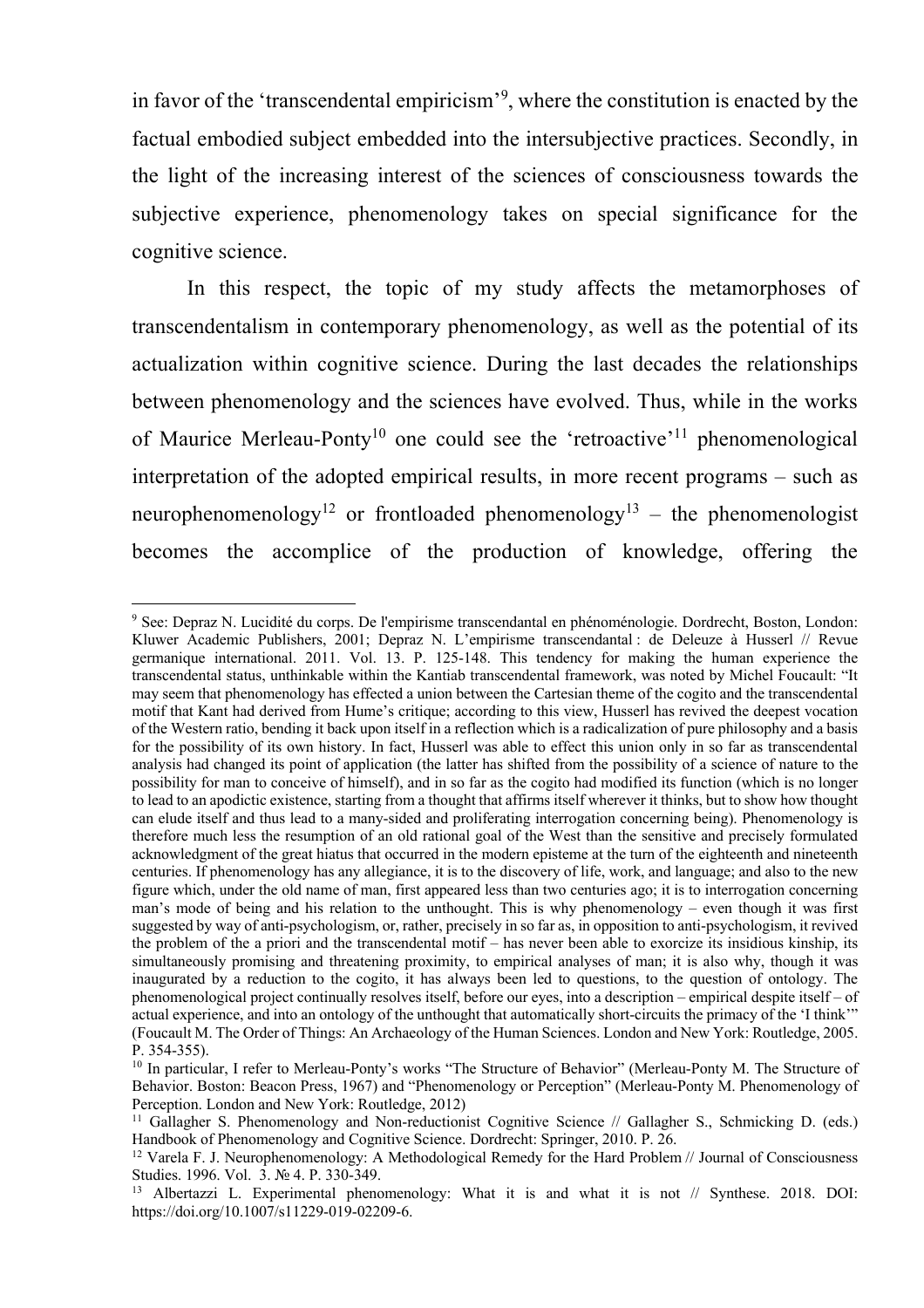in favor of the 'transcendental empiricism'[9], where the constitution is enacted by the factual embodied subject embedded into the intersubjective practices. Secondly, in the light of the increasing interest of the sciences of consciousness towards the subjective experience, phenomenology takes on special significance for the cognitive science.

In this respect, the topic of my study affects the metamorphoses of transcendentalism in contemporary phenomenology, as well as the potential of its actualization within cognitive science. During the last decades the relationships between phenomenology and the sciences have evolved. Thus, while in the works of Maurice Merleau-Ponty[10] one could see the 'retroactive'[11] phenomenological interpretation of the adopted empirical results, in more recent programs – such as neurophenomenology[12] or frontloaded phenomenology[13] – the phenomenologist becomes the accomplice of the production of knowledge, offering the

---

[9] See: Depraz N. Lucidité du corps. De l'empirisme transcendantal en phénoménologie. Dordrecht, Boston, London: Kluwer Academic Publishers, 2001; Depraz N. L'empirisme transcendantal : de Deleuze à Husserl // Revue germanique international. 2011. Vol. 13. P. 125-148. This tendency for making the human experience the transcendental status, unthinkable within the Kantiab transcendental framework, was noted by Michel Foucault: "It may seem that phenomenology has effected a union between the Cartesian theme of the cogito and the transcendental motif that Kant had derived from Hume's critique; according to this view, Husserl has revived the deepest vocation of the Western ratio, bending it back upon itself in a reflection which is a radicalization of pure philosophy and a basis for the possibility of its own history. In fact, Husserl was able to effect this union only in so far as transcendental analysis had changed its point of application (the latter has shifted from the possibility of a science of nature to the possibility for man to conceive of himself), and in so far as the cogito had modified its function (which is no longer to lead to an apodictic existence, starting from a thought that affirms itself wherever it thinks, but to show how thought can elude itself and thus lead to a many-sided and proliferating interrogation concerning being). Phenomenology is therefore much less the resumption of an old rational goal of the West than the sensitive and precisely formulated acknowledgment of the great hiatus that occurred in the modern episteme at the turn of the eighteenth and nineteenth centuries. If phenomenology has any allegiance, it is to the discovery of life, work, and language; and also to the new figure which, under the old name of man, first appeared less than two centuries ago; it is to interrogation concerning man's mode of being and his relation to the unthought. This is why phenomenology – even though it was first suggested by way of anti-psychologism, or, rather, precisely in so far as, in opposition to anti-psychologism, it revived the problem of the a priori and the transcendental motif – has never been able to exorcize its insidious kinship, its simultaneously promising and threatening proximity, to empirical analyses of man; it is also why, though it was inaugurated by a reduction to the cogito, it has always been led to questions, to the question of ontology. The phenomenological project continually resolves itself, before our eyes, into a description – empirical despite itself – of actual experience, and into an ontology of the unthought that automatically short-circuits the primacy of the 'I think'" (Foucault M. The Order of Things: An Archaeology of the Human Sciences. London and New York: Routledge, 2005. P. 354-355).

[10] In particular, I refer to Merleau-Ponty's works "The Structure of Behavior" (Merleau-Ponty M. The Structure of Behavior. Boston: Beacon Press, 1967) and "Phenomenology or Perception" (Merleau-Ponty M. Phenomenology of Perception. London and New York: Routledge, 2012)

[11] Gallagher S. Phenomenology and Non-reductionist Cognitive Science // Gallagher S., Schmicking D. (eds.) Handbook of Phenomenology and Cognitive Science. Dordrecht: Springer, 2010. P. 26.

[12] Varela F. J. Neurophenomenology: A Methodological Remedy for the Hard Problem // Journal of Consciousness Studies. 1996. Vol. 3. № 4. P. 330-349.

[13] Albertazzi L. Experimental phenomenology: What it is and what it is not // Synthese. 2018. DOI: https://doi.org/10.1007/s11229-019-02209-6.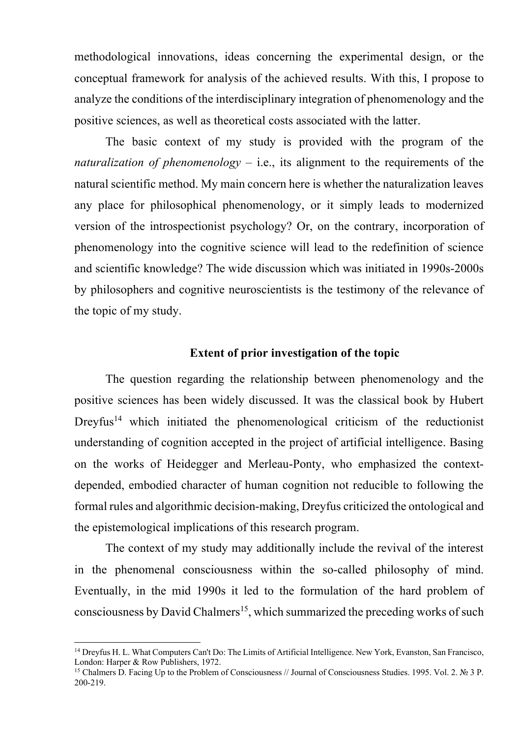methodological innovations, ideas concerning the experimental design, or the conceptual framework for analysis of the achieved results. With this, I propose to analyze the conditions of the interdisciplinary integration of phenomenology and the positive sciences, as well as theoretical costs associated with the latter.

The basic context of my study is provided with the program of the *naturalization of phenomenology* – i.e., its alignment to the requirements of the natural scientific method. My main concern here is whether the naturalization leaves any place for philosophical phenomenology, or it simply leads to modernized version of the introspectionist psychology? Or, on the contrary, incorporation of phenomenology into the cognitive science will lead to the redefinition of science and scientific knowledge? The wide discussion which was initiated in 1990s-2000s by philosophers and cognitive neuroscientists is the testimony of the relevance of the topic of my study.

## Extent of prior investigation of the topic

The question regarding the relationship between phenomenology and the positive sciences has been widely discussed. It was the classical book by Hubert Dreyfus[14] which initiated the phenomenological criticism of the reductionist understanding of cognition accepted in the project of artificial intelligence. Basing on the works of Heidegger and Merleau-Ponty, who emphasized the context-depended, embodied character of human cognition not reducible to following the formal rules and algorithmic decision-making, Dreyfus criticized the ontological and the epistemological implications of this research program.

The context of my study may additionally include the revival of the interest in the phenomenal consciousness within the so-called philosophy of mind. Eventually, in the mid 1990s it led to the formulation of the hard problem of consciousness by David Chalmers[15], which summarized the preceding works of such

---

[14] Dreyfus H. L. What Computers Can't Do: The Limits of Artificial Intelligence. New York, Evanston, San Francisco, London: Harper & Row Publishers, 1972.

[15] Chalmers D. Facing Up to the Problem of Consciousness // Journal of Consciousness Studies. 1995. Vol. 2. № 3 P. 200-219.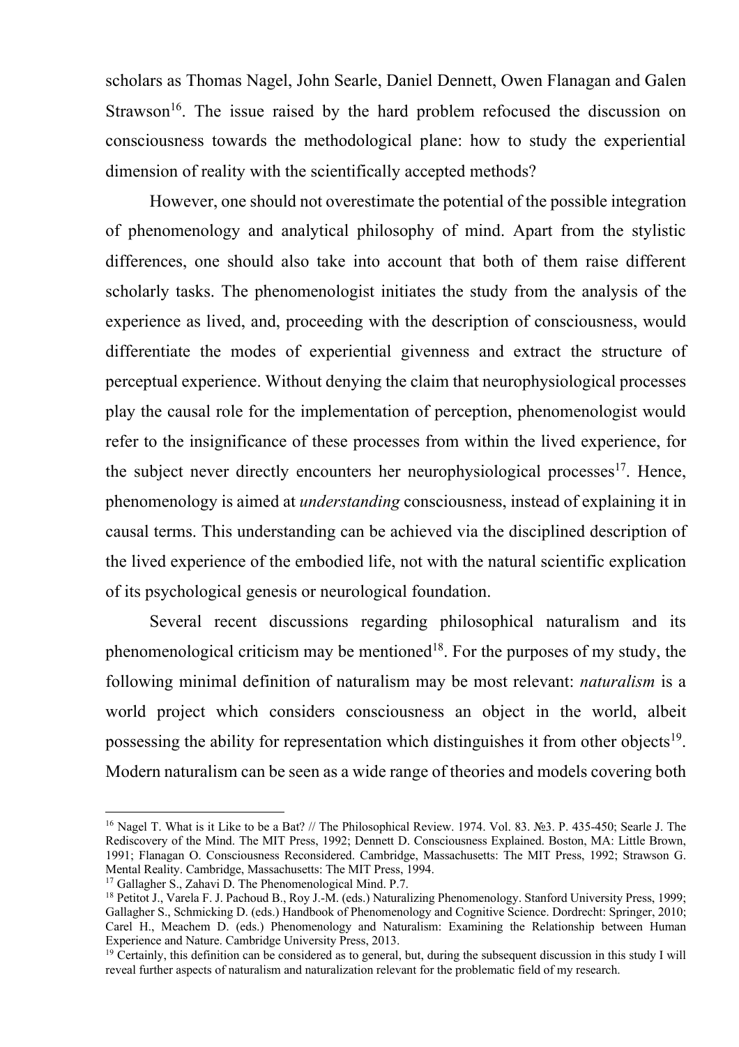scholars as Thomas Nagel, John Searle, Daniel Dennett, Owen Flanagan and Galen Strawson[16]. The issue raised by the hard problem refocused the discussion on consciousness towards the methodological plane: how to study the experiential dimension of reality with the scientifically accepted methods?

However, one should not overestimate the potential of the possible integration of phenomenology and analytical philosophy of mind. Apart from the stylistic differences, one should also take into account that both of them raise different scholarly tasks. The phenomenologist initiates the study from the analysis of the experience as lived, and, proceeding with the description of consciousness, would differentiate the modes of experiential givenness and extract the structure of perceptual experience. Without denying the claim that neurophysiological processes play the causal role for the implementation of perception, phenomenologist would refer to the insignificance of these processes from within the lived experience, for the subject never directly encounters her neurophysiological processes[17]. Hence, phenomenology is aimed at *understanding* consciousness, instead of explaining it in causal terms. This understanding can be achieved via the disciplined description of the lived experience of the embodied life, not with the natural scientific explication of its psychological genesis or neurological foundation.

Several recent discussions regarding philosophical naturalism and its phenomenological criticism may be mentioned[18]. For the purposes of my study, the following minimal definition of naturalism may be most relevant: *naturalism* is a world project which considers consciousness an object in the world, albeit possessing the ability for representation which distinguishes it from other objects[19]. Modern naturalism can be seen as a wide range of theories and models covering both

---

[16] Nagel T. What is it Like to be a Bat? // The Philosophical Review. 1974. Vol. 83. №3. P. 435-450; Searle J. The Rediscovery of the Mind. The MIT Press, 1992; Dennett D. Consciousness Explained. Boston, MA: Little Brown, 1991; Flanagan O. Consciousness Reconsidered. Cambridge, Massachusetts: The MIT Press, 1992; Strawson G. Mental Reality. Cambridge, Massachusetts: The MIT Press, 1994.

[17] Gallagher S., Zahavi D. The Phenomenological Mind. P.7.

[18] Petitot J., Varela F. J. Pachoud B., Roy J.-M. (eds.) Naturalizing Phenomenology. Stanford University Press, 1999; Gallagher S., Schmicking D. (eds.) Handbook of Phenomenology and Cognitive Science. Dordrecht: Springer, 2010; Carel H., Meachem D. (eds.) Phenomenology and Naturalism: Examining the Relationship between Human Experience and Nature. Cambridge University Press, 2013.

[19] Certainly, this definition can be considered as to general, but, during the subsequent discussion in this study I will reveal further aspects of naturalism and naturalization relevant for the problematic field of my research.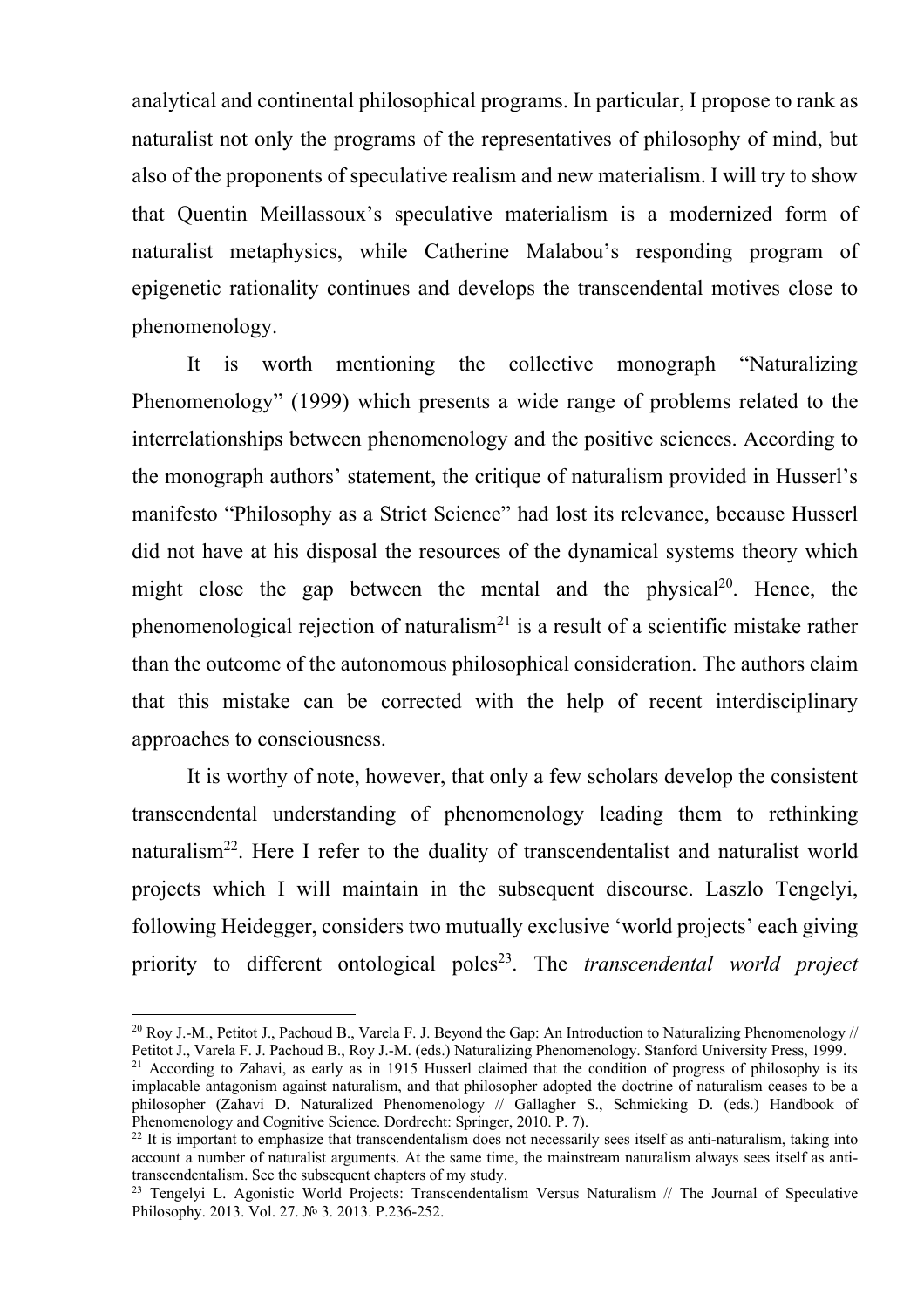analytical and continental philosophical programs. In particular, I propose to rank as naturalist not only the programs of the representatives of philosophy of mind, but also of the proponents of speculative realism and new materialism. I will try to show that Quentin Meillassoux's speculative materialism is a modernized form of naturalist metaphysics, while Catherine Malabou's responding program of epigenetic rationality continues and develops the transcendental motives close to phenomenology.

It is worth mentioning the collective monograph "Naturalizing Phenomenology" (1999) which presents a wide range of problems related to the interrelationships between phenomenology and the positive sciences. According to the monograph authors' statement, the critique of naturalism provided in Husserl's manifesto "Philosophy as a Strict Science" had lost its relevance, because Husserl did not have at his disposal the resources of the dynamical systems theory which might close the gap between the mental and the physical[20]. Hence, the phenomenological rejection of naturalism[21] is a result of a scientific mistake rather than the outcome of the autonomous philosophical consideration. The authors claim that this mistake can be corrected with the help of recent interdisciplinary approaches to consciousness.

It is worthy of note, however, that only a few scholars develop the consistent transcendental understanding of phenomenology leading them to rethinking naturalism[22]. Here I refer to the duality of transcendentalist and naturalist world projects which I will maintain in the subsequent discourse. Laszlo Tengelyi, following Heidegger, considers two mutually exclusive 'world projects' each giving priority to different ontological poles[23]. The *transcendental world project*

---

[20] Roy J.-M., Petitot J., Pachoud B., Varela F. J. Beyond the Gap: An Introduction to Naturalizing Phenomenology // Petitot J., Varela F. J. Pachoud B., Roy J.-M. (eds.) Naturalizing Phenomenology. Stanford University Press, 1999.

[21] According to Zahavi, as early as in 1915 Husserl claimed that the condition of progress of philosophy is its implacable antagonism against naturalism, and that philosopher adopted the doctrine of naturalism ceases to be a philosopher (Zahavi D. Naturalized Phenomenology // Gallagher S., Schmicking D. (eds.) Handbook of Phenomenology and Cognitive Science. Dordrecht: Springer, 2010. P. 7).

[22] It is important to emphasize that transcendentalism does not necessarily sees itself as anti-naturalism, taking into account a number of naturalist arguments. At the same time, the mainstream naturalism always sees itself as anti-transcendentalism. See the subsequent chapters of my study.

[23] Tengelyi L. Agonistic World Projects: Transcendentalism Versus Naturalism // The Journal of Speculative Philosophy. 2013. Vol. 27. № 3. 2013. P.236-252.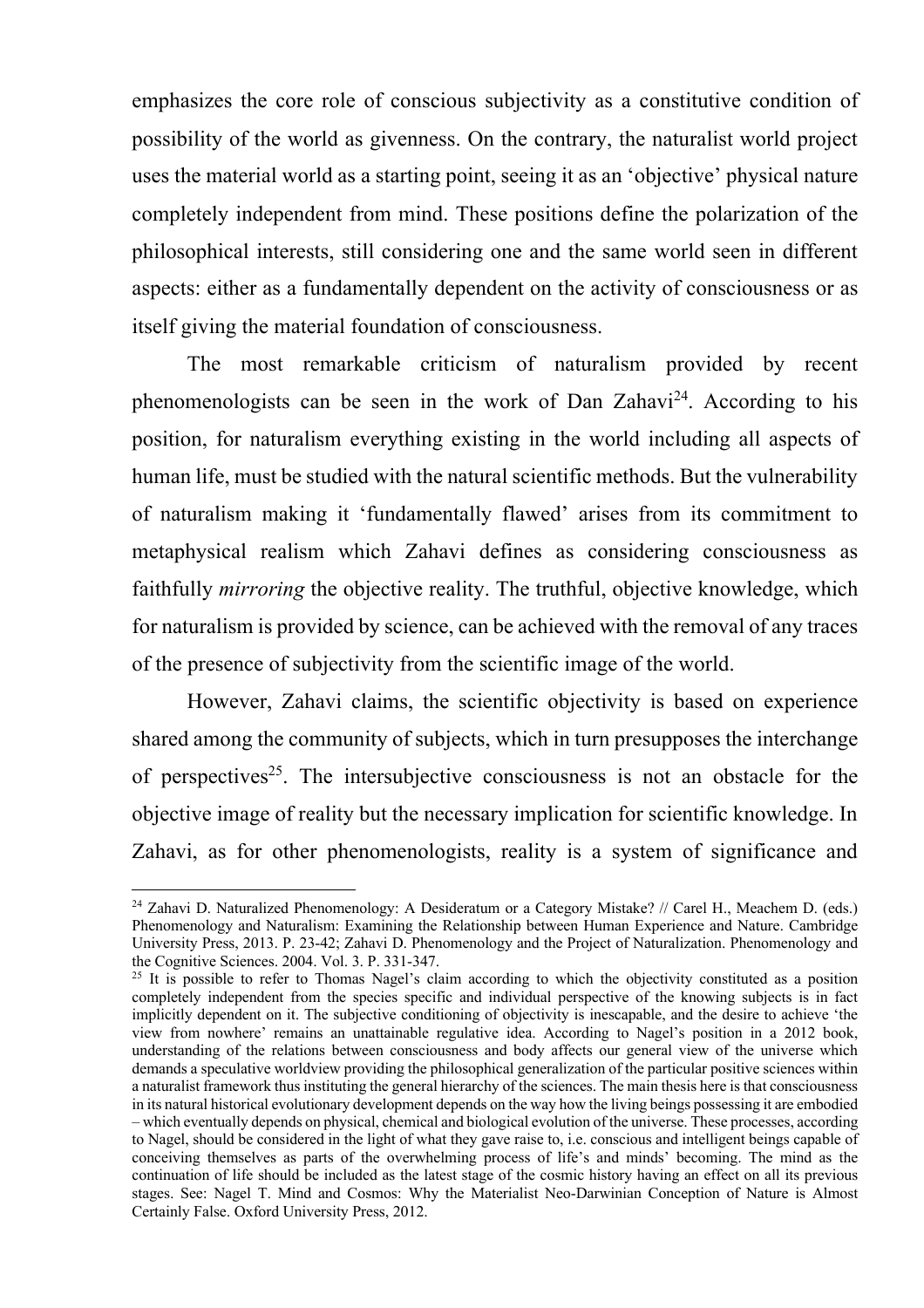emphasizes the core role of conscious subjectivity as a constitutive condition of possibility of the world as givenness. On the contrary, the naturalist world project uses the material world as a starting point, seeing it as an 'objective' physical nature completely independent from mind. These positions define the polarization of the philosophical interests, still considering one and the same world seen in different aspects: either as a fundamentally dependent on the activity of consciousness or as itself giving the material foundation of consciousness.

The most remarkable criticism of naturalism provided by recent phenomenologists can be seen in the work of Dan Zahavi[24]. According to his position, for naturalism everything existing in the world including all aspects of human life, must be studied with the natural scientific methods. But the vulnerability of naturalism making it 'fundamentally flawed' arises from its commitment to metaphysical realism which Zahavi defines as considering consciousness as faithfully *mirroring* the objective reality. The truthful, objective knowledge, which for naturalism is provided by science, can be achieved with the removal of any traces of the presence of subjectivity from the scientific image of the world.

However, Zahavi claims, the scientific objectivity is based on experience shared among the community of subjects, which in turn presupposes the interchange of perspectives[25]. The intersubjective consciousness is not an obstacle for the objective image of reality but the necessary implication for scientific knowledge. In Zahavi, as for other phenomenologists, reality is a system of significance and

---

[24] Zahavi D. Naturalized Phenomenology: A Desideratum or a Category Mistake? // Carel H., Meachem D. (eds.) Phenomenology and Naturalism: Examining the Relationship between Human Experience and Nature. Cambridge University Press, 2013. P. 23-42; Zahavi D. Phenomenology and the Project of Naturalization. Phenomenology and the Cognitive Sciences. 2004. Vol. 3. P. 331-347.

[25] It is possible to refer to Thomas Nagel's claim according to which the objectivity constituted as a position completely independent from the species specific and individual perspective of the knowing subjects is in fact implicitly dependent on it. The subjective conditioning of objectivity is inescapable, and the desire to achieve 'the view from nowhere' remains an unattainable regulative idea. According to Nagel's position in a 2012 book, understanding of the relations between consciousness and body affects our general view of the universe which demands a speculative worldview providing the philosophical generalization of the particular positive sciences within a naturalist framework thus instituting the general hierarchy of the sciences. The main thesis here is that consciousness in its natural historical evolutionary development depends on the way how the living beings possessing it are embodied – which eventually depends on physical, chemical and biological evolution of the universe. These processes, according to Nagel, should be considered in the light of what they gave raise to, i.e. conscious and intelligent beings capable of conceiving themselves as parts of the overwhelming process of life's and minds' becoming. The mind as the continuation of life should be included as the latest stage of the cosmic history having an effect on all its previous stages. See: Nagel T. Mind and Cosmos: Why the Materialist Neo-Darwinian Conception of Nature is Almost Certainly False. Oxford University Press, 2012.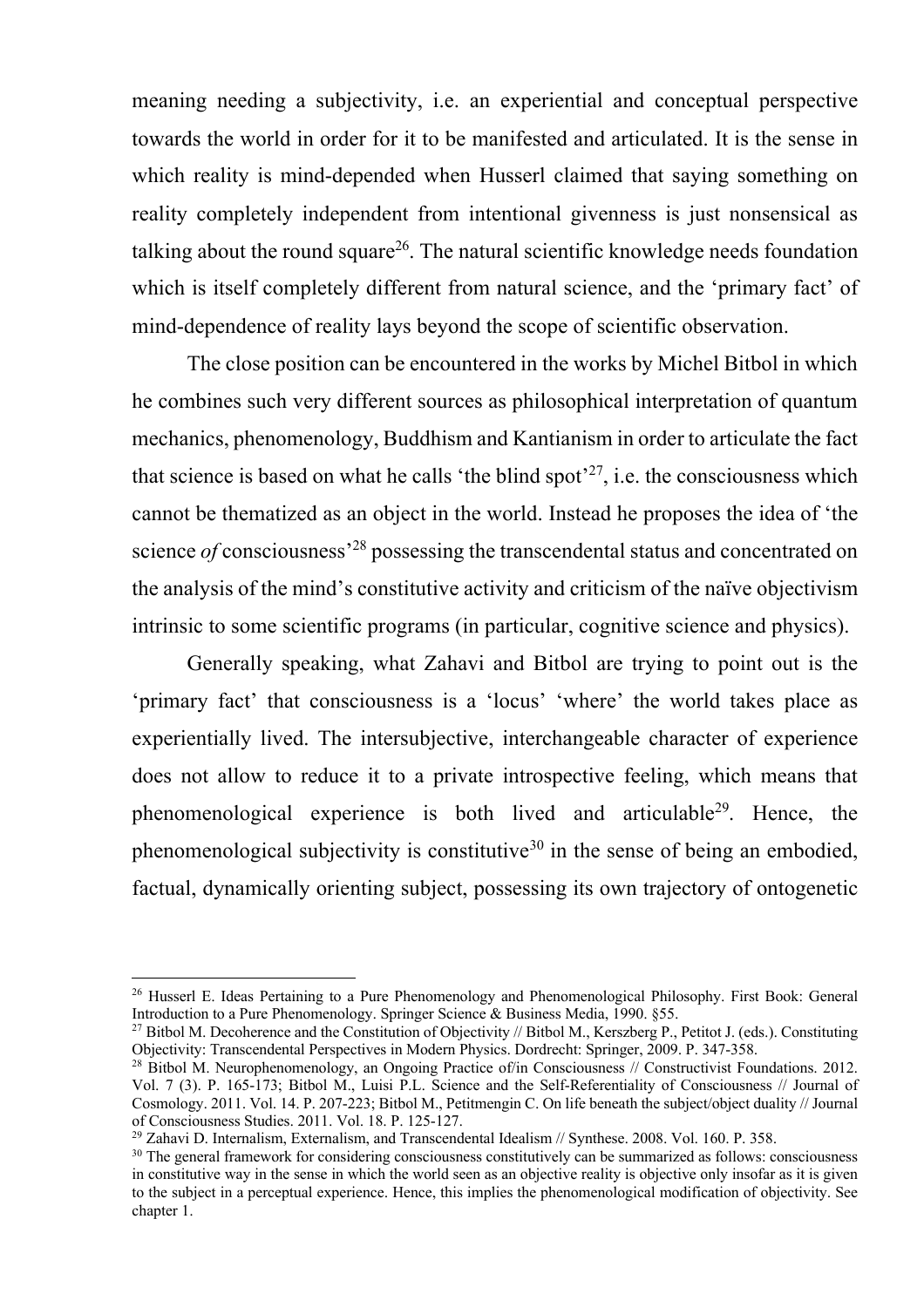meaning needing a subjectivity, i.e. an experiential and conceptual perspective towards the world in order for it to be manifested and articulated. It is the sense in which reality is mind-depended when Husserl claimed that saying something on reality completely independent from intentional givenness is just nonsensical as talking about the round square[26]. The natural scientific knowledge needs foundation which is itself completely different from natural science, and the 'primary fact' of mind-dependence of reality lays beyond the scope of scientific observation.

The close position can be encountered in the works by Michel Bitbol in which he combines such very different sources as philosophical interpretation of quantum mechanics, phenomenology, Buddhism and Kantianism in order to articulate the fact that science is based on what he calls 'the blind spot'[27], i.e. the consciousness which cannot be thematized as an object in the world. Instead he proposes the idea of 'the science *of* consciousness'[28] possessing the transcendental status and concentrated on the analysis of the mind's constitutive activity and criticism of the naïve objectivism intrinsic to some scientific programs (in particular, cognitive science and physics).

Generally speaking, what Zahavi and Bitbol are trying to point out is the 'primary fact' that consciousness is a 'locus' 'where' the world takes place as experientially lived. The intersubjective, interchangeable character of experience does not allow to reduce it to a private introspective feeling, which means that phenomenological experience is both lived and articulable[29]. Hence, the phenomenological subjectivity is constitutive[30] in the sense of being an embodied, factual, dynamically orienting subject, possessing its own trajectory of ontogenetic

---

[26] Husserl E. Ideas Pertaining to a Pure Phenomenology and Phenomenological Philosophy. First Book: General Introduction to a Pure Phenomenology. Springer Science & Business Media, 1990. §55.

[27] Bitbol M. Decoherence and the Constitution of Objectivity // Bitbol M., Kerszberg P., Petitot J. (eds.). Constituting Objectivity: Transcendental Perspectives in Modern Physics. Dordrecht: Springer, 2009. P. 347-358.

[28] Bitbol M. Neurophenomenology, an Ongoing Practice of/in Consciousness // Constructivist Foundations. 2012. Vol. 7 (3). P. 165-173; Bitbol M., Luisi P.L. Science and the Self-Referentiality of Consciousness // Journal of Cosmology. 2011. Vol. 14. P. 207-223; Bitbol M., Petitmengin C. On life beneath the subject/object duality // Journal of Consciousness Studies. 2011. Vol. 18. P. 125-127.

[29] Zahavi D. Internalism, Externalism, and Transcendental Idealism // Synthese. 2008. Vol. 160. P. 358.

[30] The general framework for considering consciousness constitutively can be summarized as follows: consciousness in constitutive way in the sense in which the world seen as an objective reality is objective only insofar as it is given to the subject in a perceptual experience. Hence, this implies the phenomenological modification of objectivity. See chapter 1.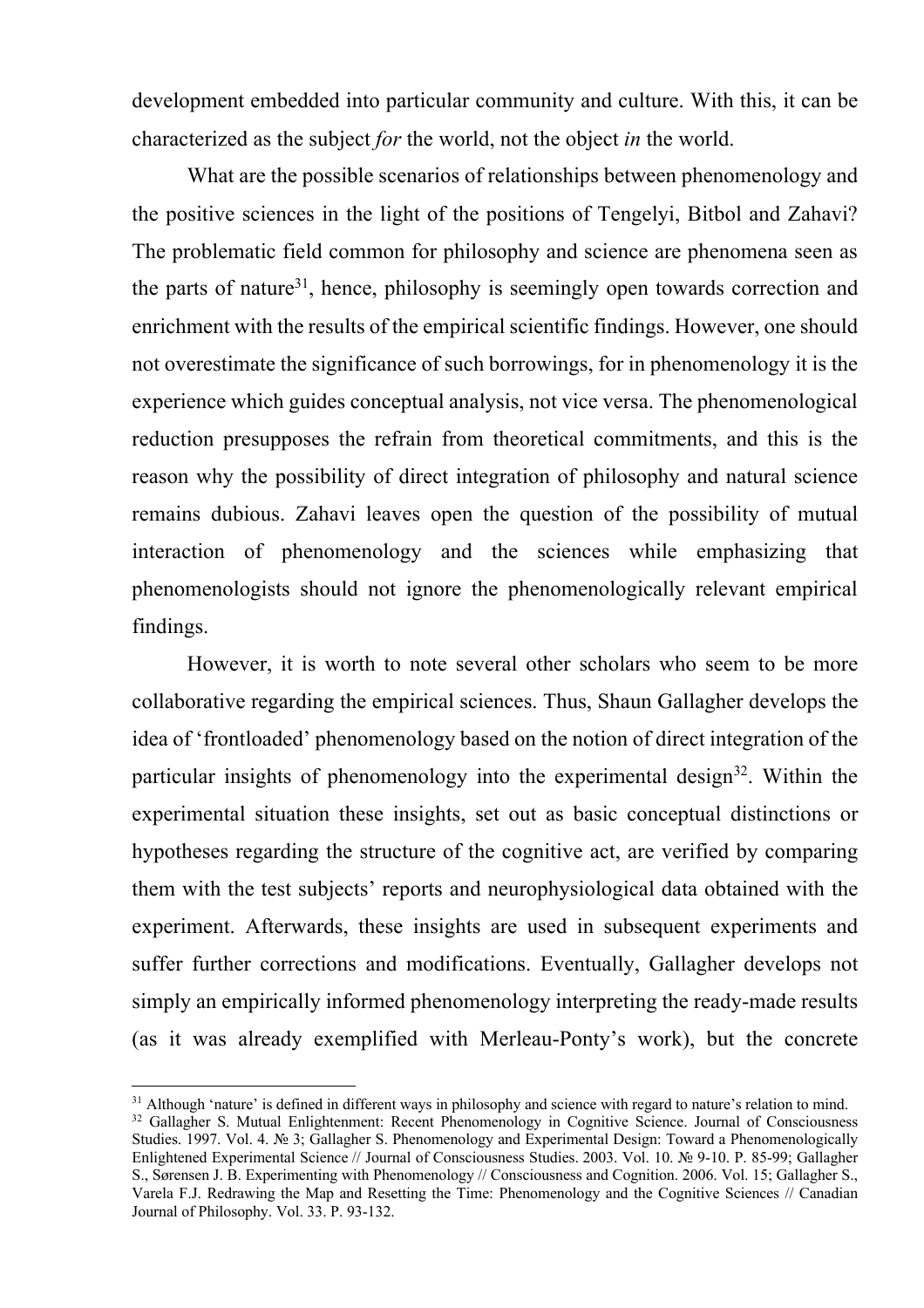development embedded into particular community and culture. With this, it can be characterized as the subject *for* the world, not the object *in* the world.

What are the possible scenarios of relationships between phenomenology and the positive sciences in the light of the positions of Tengelyi, Bitbol and Zahavi? The problematic field common for philosophy and science are phenomena seen as the parts of nature[31], hence, philosophy is seemingly open towards correction and enrichment with the results of the empirical scientific findings. However, one should not overestimate the significance of such borrowings, for in phenomenology it is the experience which guides conceptual analysis, not vice versa. The phenomenological reduction presupposes the refrain from theoretical commitments, and this is the reason why the possibility of direct integration of philosophy and natural science remains dubious. Zahavi leaves open the question of the possibility of mutual interaction of phenomenology and the sciences while emphasizing that phenomenologists should not ignore the phenomenologically relevant empirical findings.

However, it is worth to note several other scholars who seem to be more collaborative regarding the empirical sciences. Thus, Shaun Gallagher develops the idea of 'frontloaded' phenomenology based on the notion of direct integration of the particular insights of phenomenology into the experimental design[32]. Within the experimental situation these insights, set out as basic conceptual distinctions or hypotheses regarding the structure of the cognitive act, are verified by comparing them with the test subjects' reports and neurophysiological data obtained with the experiment. Afterwards, these insights are used in subsequent experiments and suffer further corrections and modifications. Eventually, Gallagher develops not simply an empirically informed phenomenology interpreting the ready-made results (as it was already exemplified with Merleau-Ponty's work), but the concrete

---

[31] Although 'nature' is defined in different ways in philosophy and science with regard to nature's relation to mind.

[32] Gallagher S. Mutual Enlightenment: Recent Phenomenology in Cognitive Science. Journal of Consciousness Studies. 1997. Vol. 4. № 3; Gallagher S. Phenomenology and Experimental Design: Toward a Phenomenologically Enlightened Experimental Science // Journal of Consciousness Studies. 2003. Vol. 10. № 9-10. P. 85-99; Gallagher S., Sørensen J. B. Experimenting with Phenomenology // Consciousness and Cognition. 2006. Vol. 15; Gallagher S., Varela F.J. Redrawing the Map and Resetting the Time: Phenomenology and the Cognitive Sciences // Canadian Journal of Philosophy. Vol. 33. P. 93-132.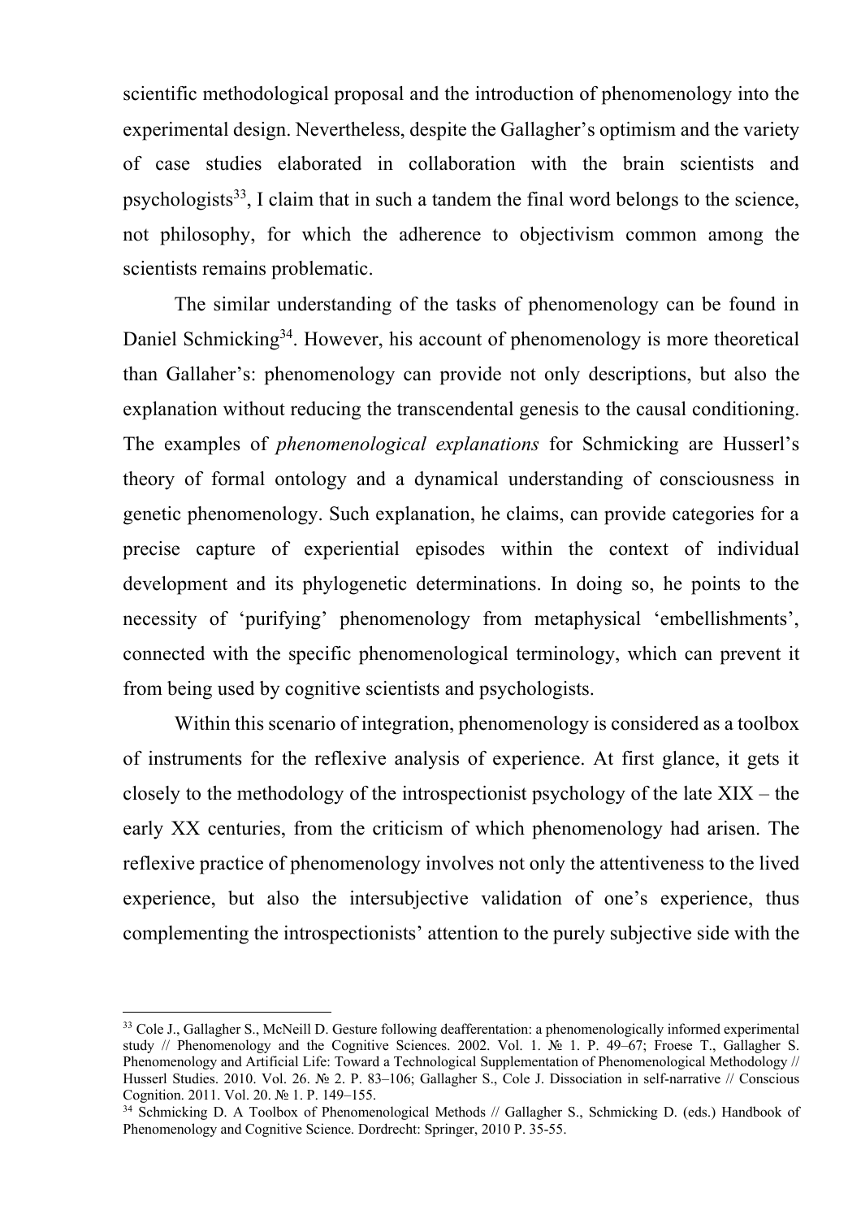scientific methodological proposal and the introduction of phenomenology into the experimental design. Nevertheless, despite the Gallagher's optimism and the variety of case studies elaborated in collaboration with the brain scientists and psychologists[33], I claim that in such a tandem the final word belongs to the science, not philosophy, for which the adherence to objectivism common among the scientists remains problematic.

The similar understanding of the tasks of phenomenology can be found in Daniel Schmicking[34]. However, his account of phenomenology is more theoretical than Gallaher's: phenomenology can provide not only descriptions, but also the explanation without reducing the transcendental genesis to the causal conditioning. The examples of *phenomenological explanations* for Schmicking are Husserl's theory of formal ontology and a dynamical understanding of consciousness in genetic phenomenology. Such explanation, he claims, can provide categories for a precise capture of experiential episodes within the context of individual development and its phylogenetic determinations. In doing so, he points to the necessity of 'purifying' phenomenology from metaphysical 'embellishments', connected with the specific phenomenological terminology, which can prevent it from being used by cognitive scientists and psychologists.

Within this scenario of integration, phenomenology is considered as a toolbox of instruments for the reflexive analysis of experience. At first glance, it gets it closely to the methodology of the introspectionist psychology of the late XIX – the early XX centuries, from the criticism of which phenomenology had arisen. The reflexive practice of phenomenology involves not only the attentiveness to the lived experience, but also the intersubjective validation of one's experience, thus complementing the introspectionists' attention to the purely subjective side with the

---

[33] Cole J., Gallagher S., McNeill D. Gesture following deafferentation: a phenomenologically informed experimental study // Phenomenology and the Cognitive Sciences. 2002. Vol. 1. № 1. P. 49–67; Froese T., Gallagher S. Phenomenology and Artificial Life: Toward a Technological Supplementation of Phenomenological Methodology // Husserl Studies. 2010. Vol. 26. № 2. P. 83–106; Gallagher S., Cole J. Dissociation in self-narrative // Conscious Cognition. 2011. Vol. 20. № 1. P. 149–155.

[34] Schmicking D. A Toolbox of Phenomenological Methods // Gallagher S., Schmicking D. (eds.) Handbook of Phenomenology and Cognitive Science. Dordrecht: Springer, 2010 P. 35-55.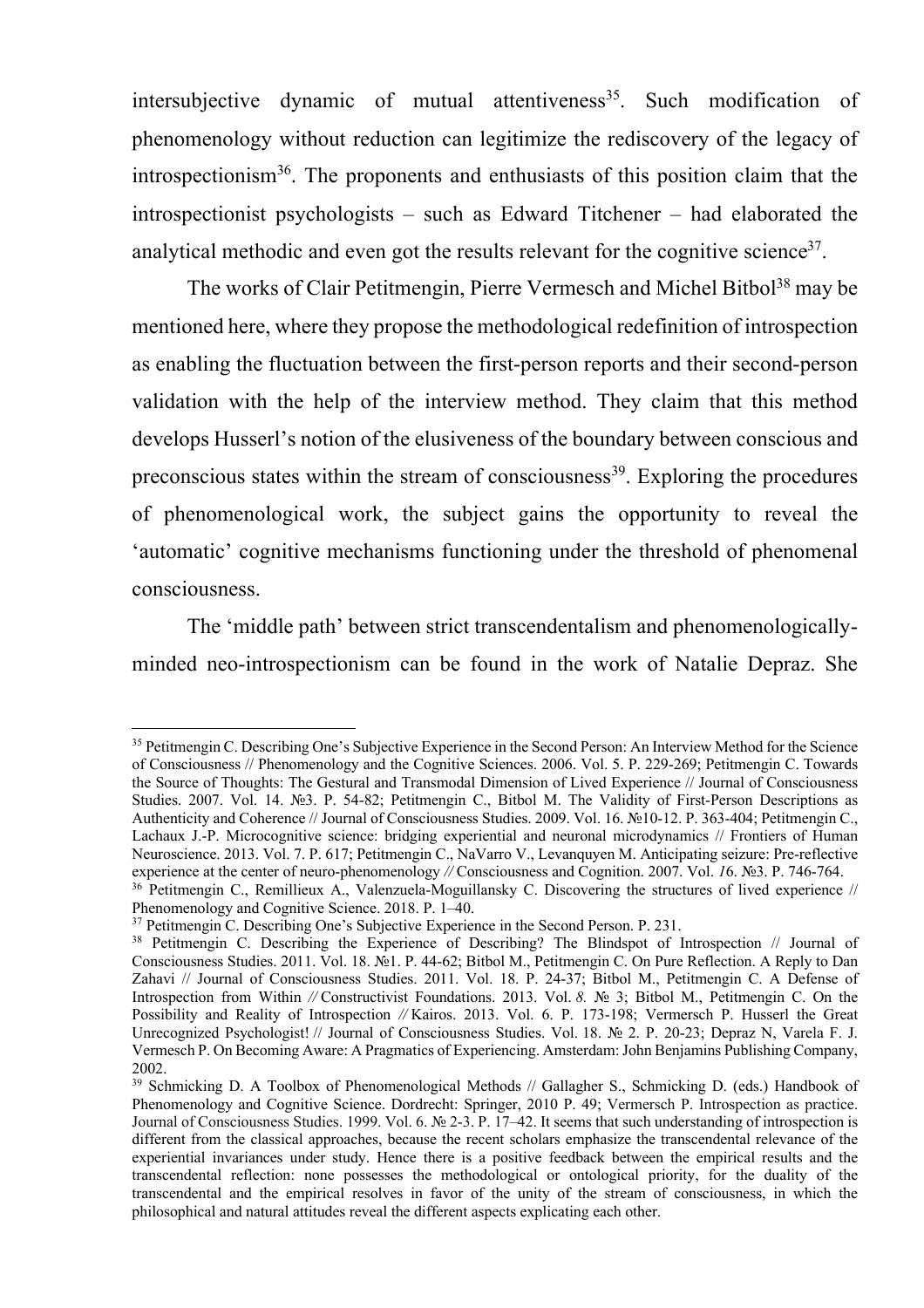intersubjective dynamic of mutual attentiveness[35]. Such modification of phenomenology without reduction can legitimize the rediscovery of the legacy of introspectionism[36]. The proponents and enthusiasts of this position claim that the introspectionist psychologists – such as Edward Titchener – had elaborated the analytical methodic and even got the results relevant for the cognitive science[37].

The works of Clair Petitmengin, Pierre Vermesch and Michel Bitbol[38] may be mentioned here, where they propose the methodological redefinition of introspection as enabling the fluctuation between the first-person reports and their second-person validation with the help of the interview method. They claim that this method develops Husserl's notion of the elusiveness of the boundary between conscious and preconscious states within the stream of consciousness[39]. Exploring the procedures of phenomenological work, the subject gains the opportunity to reveal the 'automatic' cognitive mechanisms functioning under the threshold of phenomenal consciousness.

The 'middle path' between strict transcendentalism and phenomenologically-minded neo-introspectionism can be found in the work of Natalie Depraz. She

---

[35] Petitmengin C. Describing One's Subjective Experience in the Second Person: An Interview Method for the Science of Consciousness // Phenomenology and the Cognitive Sciences. 2006. Vol. 5. P. 229-269; Petitmengin C. Towards the Source of Thoughts: The Gestural and Transmodal Dimension of Lived Experience // Journal of Consciousness Studies. 2007. Vol. 14. №3. P. 54-82; Petitmengin C., Bitbol M. The Validity of First-Person Descriptions as Authenticity and Coherence // Journal of Consciousness Studies. 2009. Vol. 16. №10-12. P. 363-404; Petitmengin C., Lachaux J.-P. Microcognitive science: bridging experiential and neuronal microdynamics // Frontiers of Human Neuroscience. 2013. Vol. 7. P. 617; Petitmengin C., NaVarro V., Levanquyen M. Anticipating seizure: Pre-reflective experience at the center of neuro-phenomenology // Consciousness and Cognition. 2007. Vol. *16*. №3. P. 746-764.

[36] Petitmengin C., Remillieux A., Valenzuela-Moguillansky C. Discovering the structures of lived experience // Phenomenology and Cognitive Science. 2018. P. 1–40.

[37] Petitmengin C. Describing One's Subjective Experience in the Second Person. P. 231.

[38] Petitmengin C. Describing the Experience of Describing? The Blindspot of Introspection // Journal of Consciousness Studies. 2011. Vol. 18. №1. P. 44-62; Bitbol M., Petitmengin C. On Pure Reflection. A Reply to Dan Zahavi // Journal of Consciousness Studies. 2011. Vol. 18. P. 24-37; Bitbol M., Petitmengin C. A Defense of Introspection from Within // Constructivist Foundations. 2013. Vol. *8.* № 3; Bitbol M., Petitmengin C. On the Possibility and Reality of Introspection // Kairos. 2013. Vol. 6. P. 173-198; Vermersch P. Husserl the Great Unrecognized Psychologist! // Journal of Consciousness Studies. Vol. 18. № 2. P. 20-23; Depraz N, Varela F. J. Vermesch P. On Becoming Aware: A Pragmatics of Experiencing. Amsterdam: John Benjamins Publishing Company, 2002.

[39] Schmicking D. A Toolbox of Phenomenological Methods // Gallagher S., Schmicking D. (eds.) Handbook of Phenomenology and Cognitive Science. Dordrecht: Springer, 2010 P. 49; Vermersch P. Introspection as practice. Journal of Consciousness Studies. 1999. Vol. 6. № 2-3. P. 17–42. It seems that such understanding of introspection is different from the classical approaches, because the recent scholars emphasize the transcendental relevance of the experiential invariances under study. Hence there is a positive feedback between the empirical results and the transcendental reflection: none possesses the methodological or ontological priority, for the duality of the transcendental and the empirical resolves in favor of the unity of the stream of consciousness, in which the philosophical and natural attitudes reveal the different aspects explicating each other.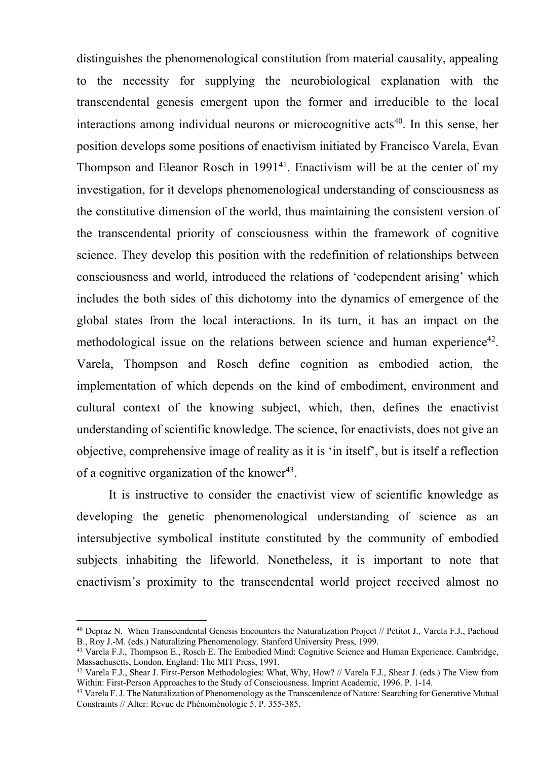distinguishes the phenomenological constitution from material causality, appealing to the necessity for supplying the neurobiological explanation with the transcendental genesis emergent upon the former and irreducible to the local interactions among individual neurons or microcognitive acts[40]. In this sense, her position develops some positions of enactivism initiated by Francisco Varela, Evan Thompson and Eleanor Rosch in 1991[41]. Enactivism will be at the center of my investigation, for it develops phenomenological understanding of consciousness as the constitutive dimension of the world, thus maintaining the consistent version of the transcendental priority of consciousness within the framework of cognitive science. They develop this position with the redefinition of relationships between consciousness and world, introduced the relations of 'codependent arising' which includes the both sides of this dichotomy into the dynamics of emergence of the global states from the local interactions. In its turn, it has an impact on the methodological issue on the relations between science and human experience[42]. Varela, Thompson and Rosch define cognition as embodied action, the implementation of which depends on the kind of embodiment, environment and cultural context of the knowing subject, which, then, defines the enactivist understanding of scientific knowledge. The science, for enactivists, does not give an objective, comprehensive image of reality as it is 'in itself', but is itself a reflection of a cognitive organization of the knower[43].

It is instructive to consider the enactivist view of scientific knowledge as developing the genetic phenomenological understanding of science as an intersubjective symbolical institute constituted by the community of embodied subjects inhabiting the lifeworld. Nonetheless, it is important to note that enactivism's proximity to the transcendental world project received almost no

---

[40] Depraz N. When Transcendental Genesis Encounters the Naturalization Project // Petitot J., Varela F.J., Pachoud B., Roy J.-M. (eds.) Naturalizing Phenomenology. Stanford University Press, 1999.

[41] Varela F.J., Thompson E., Rosch E. The Embodied Mind: Cognitive Science and Human Experience. Cambridge, Massachusetts, London, England: The MIT Press, 1991.

[42] Varela F.J., Shear J. First-Person Methodologies: What, Why, How? // Varela F.J., Shear J. (eds.) The View from Within: First-Person Approaches to the Study of Consciousness. Imprint Academic, 1996. P. 1-14.

[43] Varela F. J. The Naturalization of Phenomenology as the Transcendence of Nature: Searching for Generative Mutual Constraints // Alter: Revue de Phénoménologie 5. P. 355-385.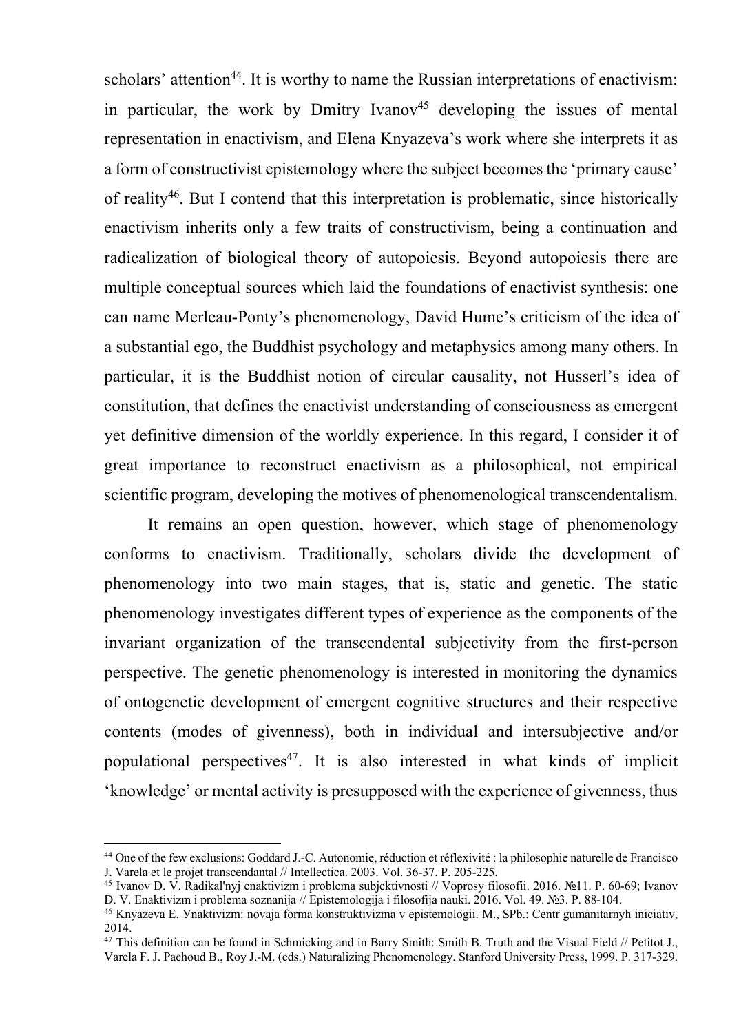scholars' attention[44]. It is worthy to name the Russian interpretations of enactivism: in particular, the work by Dmitry Ivanov[45] developing the issues of mental representation in enactivism, and Elena Knyazeva's work where she interprets it as a form of constructivist epistemology where the subject becomes the 'primary cause' of reality[46]. But I contend that this interpretation is problematic, since historically enactivism inherits only a few traits of constructivism, being a continuation and radicalization of biological theory of autopoiesis. Beyond autopoiesis there are multiple conceptual sources which laid the foundations of enactivist synthesis: one can name Merleau-Ponty's phenomenology, David Hume's criticism of the idea of a substantial ego, the Buddhist psychology and metaphysics among many others. In particular, it is the Buddhist notion of circular causality, not Husserl's idea of constitution, that defines the enactivist understanding of consciousness as emergent yet definitive dimension of the worldly experience. In this regard, I consider it of great importance to reconstruct enactivism as a philosophical, not empirical scientific program, developing the motives of phenomenological transcendentalism.

It remains an open question, however, which stage of phenomenology conforms to enactivism. Traditionally, scholars divide the development of phenomenology into two main stages, that is, static and genetic. The static phenomenology investigates different types of experience as the components of the invariant organization of the transcendental subjectivity from the first-person perspective. The genetic phenomenology is interested in monitoring the dynamics of ontogenetic development of emergent cognitive structures and their respective contents (modes of givenness), both in individual and intersubjective and/or populational perspectives[47]. It is also interested in what kinds of implicit 'knowledge' or mental activity is presupposed with the experience of givenness, thus

---

[44] One of the few exclusions: Goddard J.-C. Autonomie, réduction et réflexivité : la philosophie naturelle de Francisco J. Varela et le projet transcendantal // Intellectica. 2003. Vol. 36-37. P. 205-225.

[45] Ivanov D. V. Radikal'nyj enaktivizm i problema subjektivnosti // Voprosy filosofii. 2016. №11. P. 60-69; Ivanov D. V. Enaktivizm i problema soznanija // Epistemologija i filosofija nauki. 2016. Vol. 49. №3. P. 88-104.

[46] Knyazeva E. Ynaktivizm: novaja forma konstruktivizma v epistemologii. M., SPb.: Centr gumanitarnyh iniciativ, 2014.

[47] This definition can be found in Schmicking and in Barry Smith: Smith B. Truth and the Visual Field // Petitot J., Varela F. J. Pachoud B., Roy J.-M. (eds.) Naturalizing Phenomenology. Stanford University Press, 1999. P. 317-329.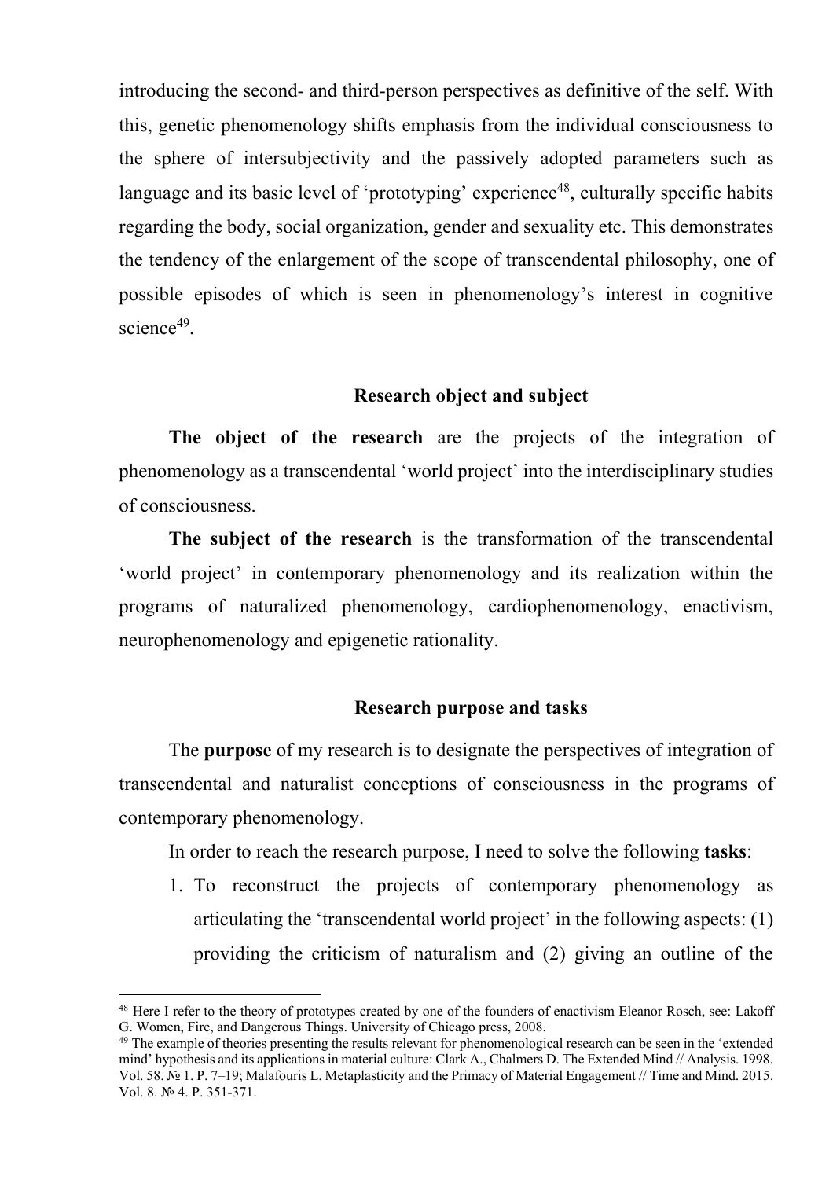introducing the second- and third-person perspectives as definitive of the self. With this, genetic phenomenology shifts emphasis from the individual consciousness to the sphere of intersubjectivity and the passively adopted parameters such as language and its basic level of 'prototyping' experience[48], culturally specific habits regarding the body, social organization, gender and sexuality etc. This demonstrates the tendency of the enlargement of the scope of transcendental philosophy, one of possible episodes of which is seen in phenomenology's interest in cognitive science[49].

## Research object and subject

**The object of the research** are the projects of the integration of phenomenology as a transcendental 'world project' into the interdisciplinary studies of consciousness.

**The subject of the research** is the transformation of the transcendental 'world project' in contemporary phenomenology and its realization within the programs of naturalized phenomenology, cardiophenomenology, enactivism, neurophenomenology and epigenetic rationality.

## Research purpose and tasks

The **purpose** of my research is to designate the perspectives of integration of transcendental and naturalist conceptions of consciousness in the programs of contemporary phenomenology.

In order to reach the research purpose, I need to solve the following **tasks**:

1. To reconstruct the projects of contemporary phenomenology as articulating the 'transcendental world project' in the following aspects: (1) providing the criticism of naturalism and (2) giving an outline of the

---

[48] Here I refer to the theory of prototypes created by one of the founders of enactivism Eleanor Rosch, see: Lakoff G. Women, Fire, and Dangerous Things. University of Chicago press, 2008.

[49] The example of theories presenting the results relevant for phenomenological research can be seen in the 'extended mind' hypothesis and its applications in material culture: Clark A., Chalmers D. The Extended Mind // Analysis. 1998. Vol. 58. № 1. P. 7–19; Malafouris L. Metaplasticity and the Primacy of Material Engagement // Time and Mind. 2015. Vol. 8. № 4. P. 351-371.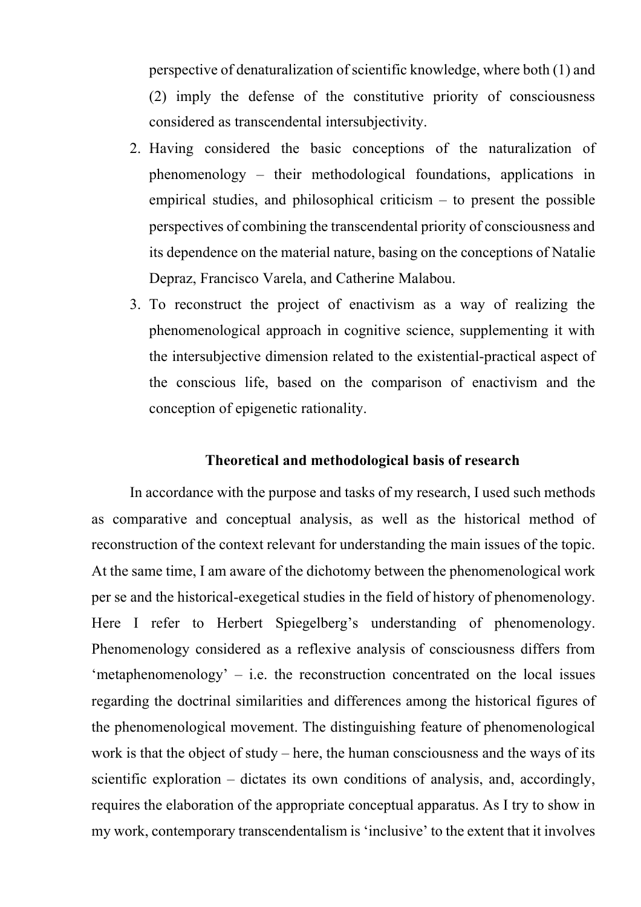perspective of denaturalization of scientific knowledge, where both (1) and (2) imply the defense of the constitutive priority of consciousness considered as transcendental intersubjectivity.

2. Having considered the basic conceptions of the naturalization of phenomenology – their methodological foundations, applications in empirical studies, and philosophical criticism – to present the possible perspectives of combining the transcendental priority of consciousness and its dependence on the material nature, basing on the conceptions of Natalie Depraz, Francisco Varela, and Catherine Malabou.
3. To reconstruct the project of enactivism as a way of realizing the phenomenological approach in cognitive science, supplementing it with the intersubjective dimension related to the existential-practical aspect of the conscious life, based on the comparison of enactivism and the conception of epigenetic rationality.

## Theoretical and methodological basis of research

In accordance with the purpose and tasks of my research, I used such methods as comparative and conceptual analysis, as well as the historical method of reconstruction of the context relevant for understanding the main issues of the topic. At the same time, I am aware of the dichotomy between the phenomenological work per se and the historical-exegetical studies in the field of history of phenomenology. Here I refer to Herbert Spiegelberg's understanding of phenomenology. Phenomenology considered as a reflexive analysis of consciousness differs from 'metaphenomenology' – i.e. the reconstruction concentrated on the local issues regarding the doctrinal similarities and differences among the historical figures of the phenomenological movement. The distinguishing feature of phenomenological work is that the object of study – here, the human consciousness and the ways of its scientific exploration – dictates its own conditions of analysis, and, accordingly, requires the elaboration of the appropriate conceptual apparatus. As I try to show in my work, contemporary transcendentalism is 'inclusive' to the extent that it involves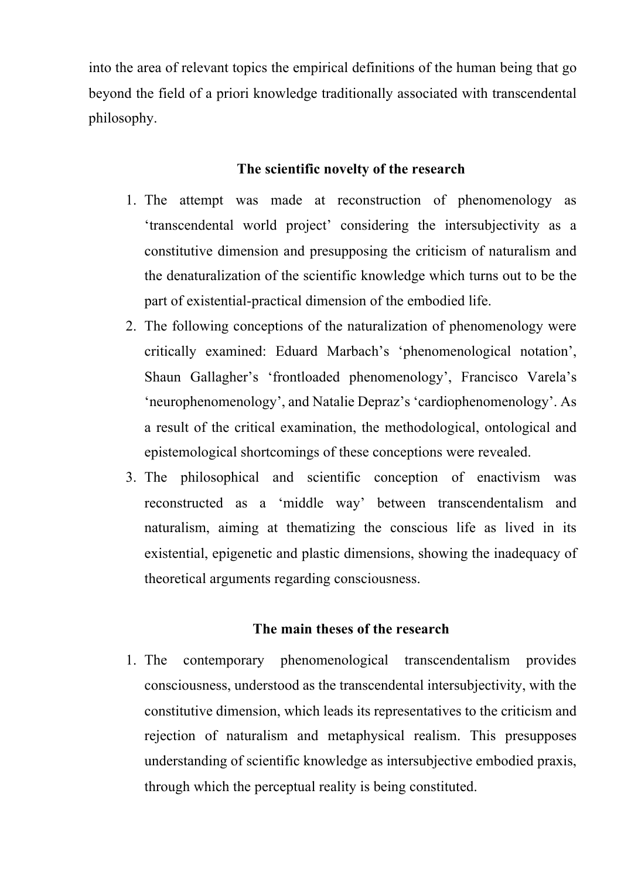into the area of relevant topics the empirical definitions of the human being that go beyond the field of a priori knowledge traditionally associated with transcendental philosophy.

## The scientific novelty of the research

1. The attempt was made at reconstruction of phenomenology as 'transcendental world project' considering the intersubjectivity as a constitutive dimension and presupposing the criticism of naturalism and the denaturalization of the scientific knowledge which turns out to be the part of existential-practical dimension of the embodied life.
2. The following conceptions of the naturalization of phenomenology were critically examined: Eduard Marbach's 'phenomenological notation', Shaun Gallagher's 'frontloaded phenomenology', Francisco Varela's 'neurophenomenology', and Natalie Depraz's 'cardiophenomenology'. As a result of the critical examination, the methodological, ontological and epistemological shortcomings of these conceptions were revealed.
3. The philosophical and scientific conception of enactivism was reconstructed as a 'middle way' between transcendentalism and naturalism, aiming at thematizing the conscious life as lived in its existential, epigenetic and plastic dimensions, showing the inadequacy of theoretical arguments regarding consciousness.

## The main theses of the research

1. The contemporary phenomenological transcendentalism provides consciousness, understood as the transcendental intersubjectivity, with the constitutive dimension, which leads its representatives to the criticism and rejection of naturalism and metaphysical realism. This presupposes understanding of scientific knowledge as intersubjective embodied praxis, through which the perceptual reality is being constituted.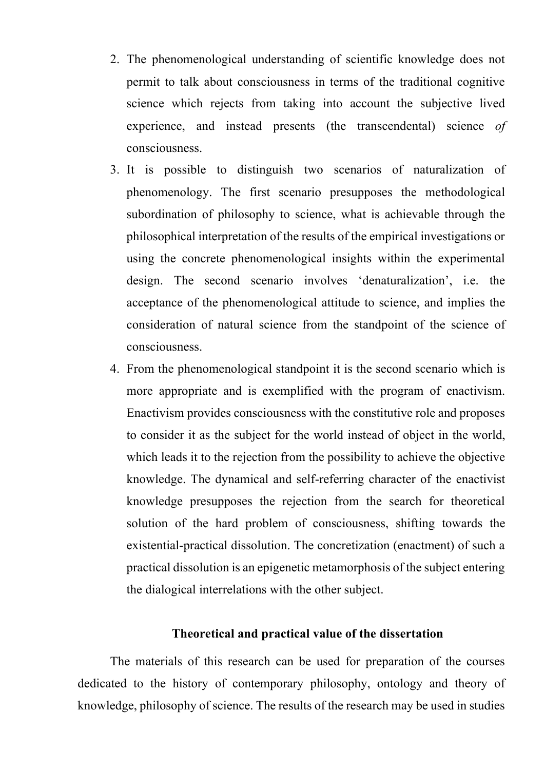2. The phenomenological understanding of scientific knowledge does not permit to talk about consciousness in terms of the traditional cognitive science which rejects from taking into account the subjective lived experience, and instead presents (the transcendental) science *of* consciousness.
3. It is possible to distinguish two scenarios of naturalization of phenomenology. The first scenario presupposes the methodological subordination of philosophy to science, what is achievable through the philosophical interpretation of the results of the empirical investigations or using the concrete phenomenological insights within the experimental design. The second scenario involves 'denaturalization', i.e. the acceptance of the phenomenological attitude to science, and implies the consideration of natural science from the standpoint of the science of consciousness.
4. From the phenomenological standpoint it is the second scenario which is more appropriate and is exemplified with the program of enactivism. Enactivism provides consciousness with the constitutive role and proposes to consider it as the subject for the world instead of object in the world, which leads it to the rejection from the possibility to achieve the objective knowledge. The dynamical and self-referring character of the enactivist knowledge presupposes the rejection from the search for theoretical solution of the hard problem of consciousness, shifting towards the existential-practical dissolution. The concretization (enactment) of such a practical dissolution is an epigenetic metamorphosis of the subject entering the dialogical interrelations with the other subject.

### Theoretical and practical value of the dissertation

The materials of this research can be used for preparation of the courses dedicated to the history of contemporary philosophy, ontology and theory of knowledge, philosophy of science. The results of the research may be used in studies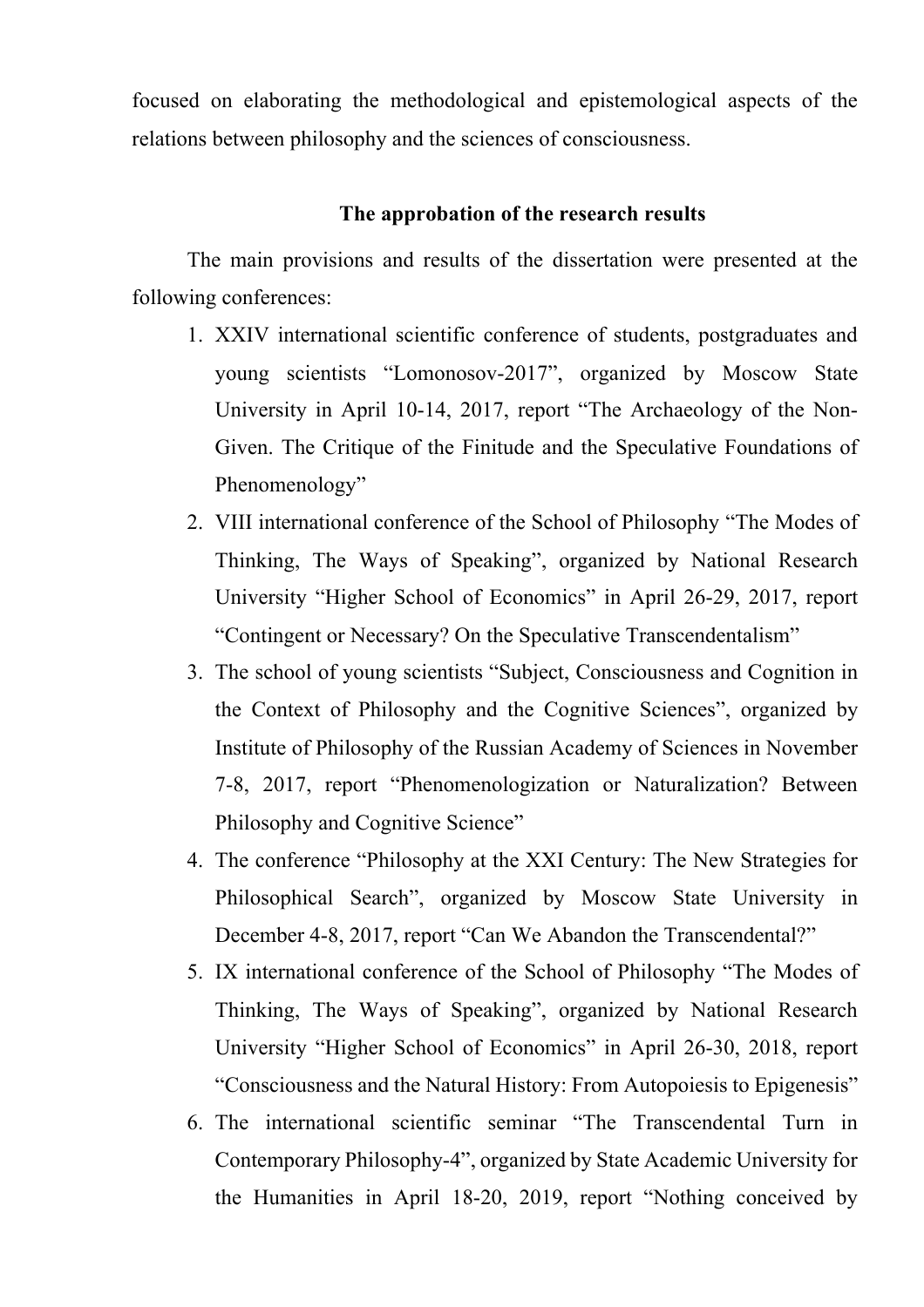focused on elaborating the methodological and epistemological aspects of the relations between philosophy and the sciences of consciousness.

## The approbation of the research results

The main provisions and results of the dissertation were presented at the following conferences:

1. XXIV international scientific conference of students, postgraduates and young scientists “Lomonosov-2017”, organized by Moscow State University in April 10-14, 2017, report “The Archaeology of the Non-Given. The Critique of the Finitude and the Speculative Foundations of Phenomenology”
2. VIII international conference of the School of Philosophy “The Modes of Thinking, The Ways of Speaking”, organized by National Research University “Higher School of Economics” in April 26-29, 2017, report “Contingent or Necessary? On the Speculative Transcendentalism”
3. The school of young scientists “Subject, Consciousness and Cognition in the Context of Philosophy and the Cognitive Sciences”, organized by Institute of Philosophy of the Russian Academy of Sciences in November 7-8, 2017, report “Phenomenologization or Naturalization? Between Philosophy and Cognitive Science”
4. The conference “Philosophy at the XXI Century: The New Strategies for Philosophical Search”, organized by Moscow State University in December 4-8, 2017, report “Can We Abandon the Transcendental?”
5. IX international conference of the School of Philosophy “The Modes of Thinking, The Ways of Speaking”, organized by National Research University “Higher School of Economics” in April 26-30, 2018, report “Consciousness and the Natural History: From Autopoiesis to Epigenesis”
6. The international scientific seminar “The Transcendental Turn in Contemporary Philosophy-4”, organized by State Academic University for the Humanities in April 18-20, 2019, report “Nothing conceived by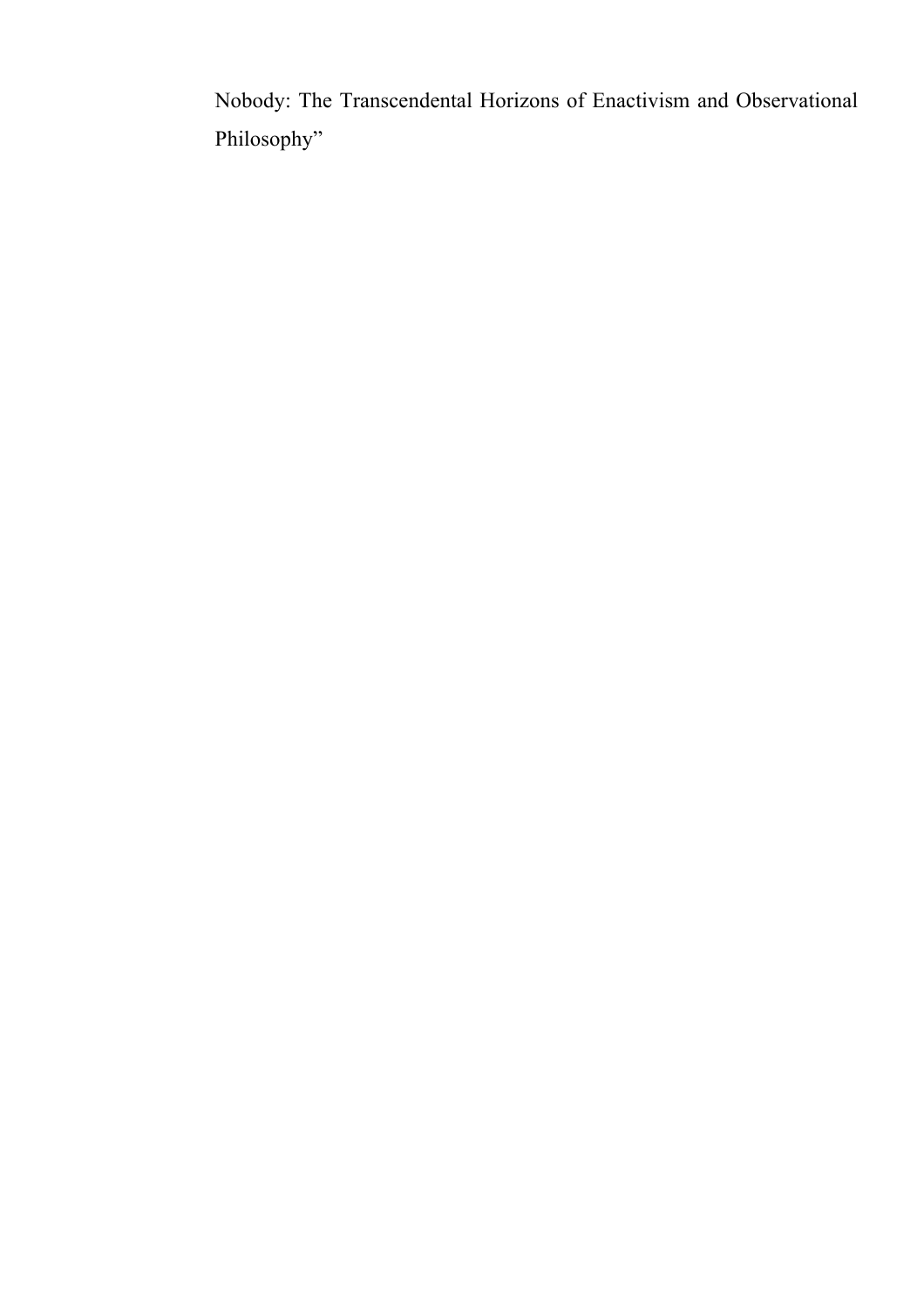Nobody: The Transcendental Horizons of Enactivism and Observational Philosophy”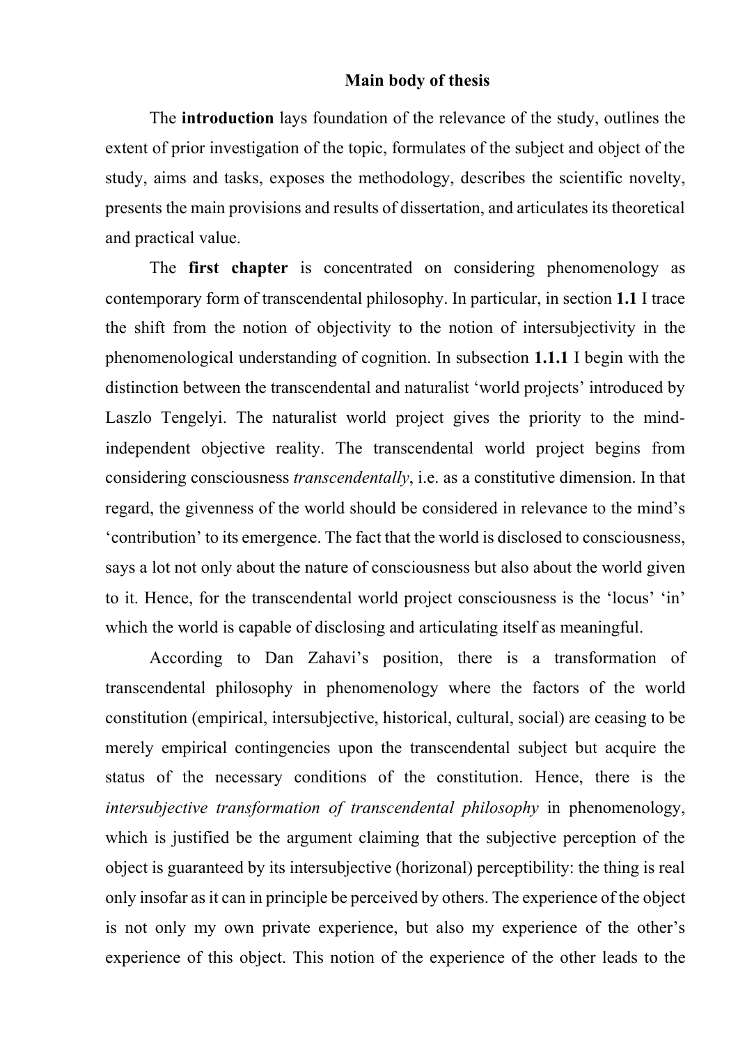## Main body of thesis

The **introduction** lays foundation of the relevance of the study, outlines the extent of prior investigation of the topic, formulates of the subject and object of the study, aims and tasks, exposes the methodology, describes the scientific novelty, presents the main provisions and results of dissertation, and articulates its theoretical and practical value.

The **first chapter** is concentrated on considering phenomenology as contemporary form of transcendental philosophy. In particular, in section **1.1** I trace the shift from the notion of objectivity to the notion of intersubjectivity in the phenomenological understanding of cognition. In subsection **1.1.1** I begin with the distinction between the transcendental and naturalist 'world projects' introduced by Laszlo Tengelyi. The naturalist world project gives the priority to the mind-independent objective reality. The transcendental world project begins from considering consciousness *transcendentally*, i.e. as a constitutive dimension. In that regard, the givenness of the world should be considered in relevance to the mind's 'contribution' to its emergence. The fact that the world is disclosed to consciousness, says a lot not only about the nature of consciousness but also about the world given to it. Hence, for the transcendental world project consciousness is the 'locus' 'in' which the world is capable of disclosing and articulating itself as meaningful.

According to Dan Zahavi's position, there is a transformation of transcendental philosophy in phenomenology where the factors of the world constitution (empirical, intersubjective, historical, cultural, social) are ceasing to be merely empirical contingencies upon the transcendental subject but acquire the status of the necessary conditions of the constitution. Hence, there is the *intersubjective transformation of transcendental philosophy* in phenomenology, which is justified be the argument claiming that the subjective perception of the object is guaranteed by its intersubjective (horizonal) perceptibility: the thing is real only insofar as it can in principle be perceived by others. The experience of the object is not only my own private experience, but also my experience of the other's experience of this object. This notion of the experience of the other leads to the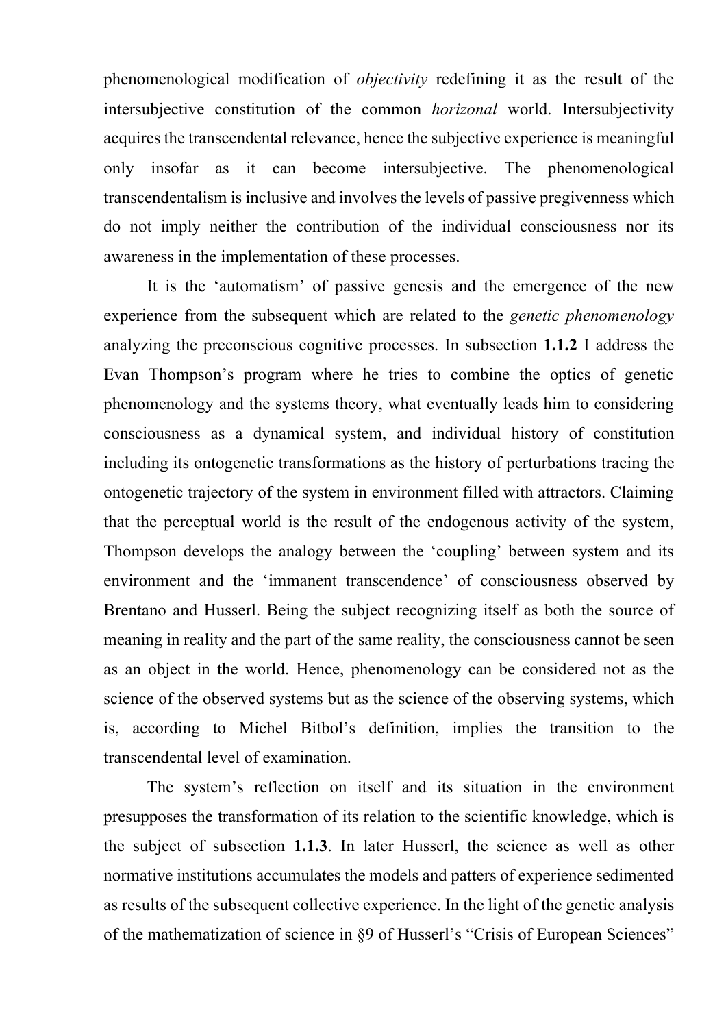phenomenological modification of *objectivity* redefining it as the result of the intersubjective constitution of the common *horizonal* world. Intersubjectivity acquires the transcendental relevance, hence the subjective experience is meaningful only insofar as it can become intersubjective. The phenomenological transcendentalism is inclusive and involves the levels of passive pregivenness which do not imply neither the contribution of the individual consciousness nor its awareness in the implementation of these processes.

It is the 'automatism' of passive genesis and the emergence of the new experience from the subsequent which are related to the *genetic phenomenology* analyzing the preconscious cognitive processes. In subsection **1.1.2** I address the Evan Thompson's program where he tries to combine the optics of genetic phenomenology and the systems theory, what eventually leads him to considering consciousness as a dynamical system, and individual history of constitution including its ontogenetic transformations as the history of perturbations tracing the ontogenetic trajectory of the system in environment filled with attractors. Claiming that the perceptual world is the result of the endogenous activity of the system, Thompson develops the analogy between the 'coupling' between system and its environment and the 'immanent transcendence' of consciousness observed by Brentano and Husserl. Being the subject recognizing itself as both the source of meaning in reality and the part of the same reality, the consciousness cannot be seen as an object in the world. Hence, phenomenology can be considered not as the science of the observed systems but as the science of the observing systems, which is, according to Michel Bitbol's definition, implies the transition to the transcendental level of examination.

The system's reflection on itself and its situation in the environment presupposes the transformation of its relation to the scientific knowledge, which is the subject of subsection **1.1.3**. In later Husserl, the science as well as other normative institutions accumulates the models and patters of experience sedimented as results of the subsequent collective experience. In the light of the genetic analysis of the mathematization of science in §9 of Husserl's "Crisis of European Sciences"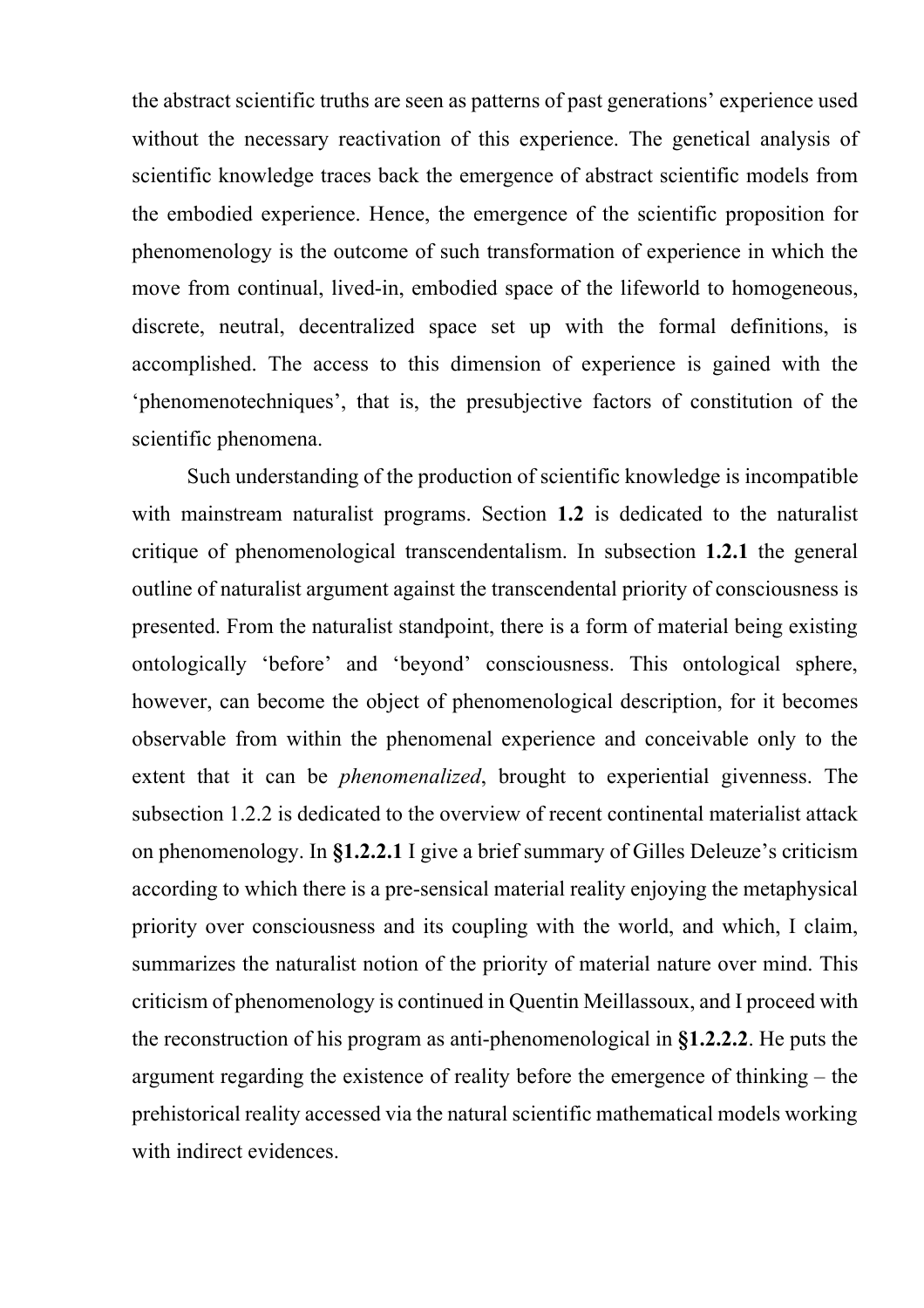the abstract scientific truths are seen as patterns of past generations' experience used without the necessary reactivation of this experience. The genetical analysis of scientific knowledge traces back the emergence of abstract scientific models from the embodied experience. Hence, the emergence of the scientific proposition for phenomenology is the outcome of such transformation of experience in which the move from continual, lived-in, embodied space of the lifeworld to homogeneous, discrete, neutral, decentralized space set up with the formal definitions, is accomplished. The access to this dimension of experience is gained with the 'phenomenotechniques', that is, the presubjective factors of constitution of the scientific phenomena.

Such understanding of the production of scientific knowledge is incompatible with mainstream naturalist programs. Section **1.2** is dedicated to the naturalist critique of phenomenological transcendentalism. In subsection **1.2.1** the general outline of naturalist argument against the transcendental priority of consciousness is presented. From the naturalist standpoint, there is a form of material being existing ontologically 'before' and 'beyond' consciousness. This ontological sphere, however, can become the object of phenomenological description, for it becomes observable from within the phenomenal experience and conceivable only to the extent that it can be *phenomenalized*, brought to experiential givenness. The subsection 1.2.2 is dedicated to the overview of recent continental materialist attack on phenomenology. In **§1.2.2.1** I give a brief summary of Gilles Deleuze's criticism according to which there is a pre-sensical material reality enjoying the metaphysical priority over consciousness and its coupling with the world, and which, I claim, summarizes the naturalist notion of the priority of material nature over mind. This criticism of phenomenology is continued in Quentin Meillassoux, and I proceed with the reconstruction of his program as anti-phenomenological in **§1.2.2.2**. He puts the argument regarding the existence of reality before the emergence of thinking – the prehistorical reality accessed via the natural scientific mathematical models working with indirect evidences.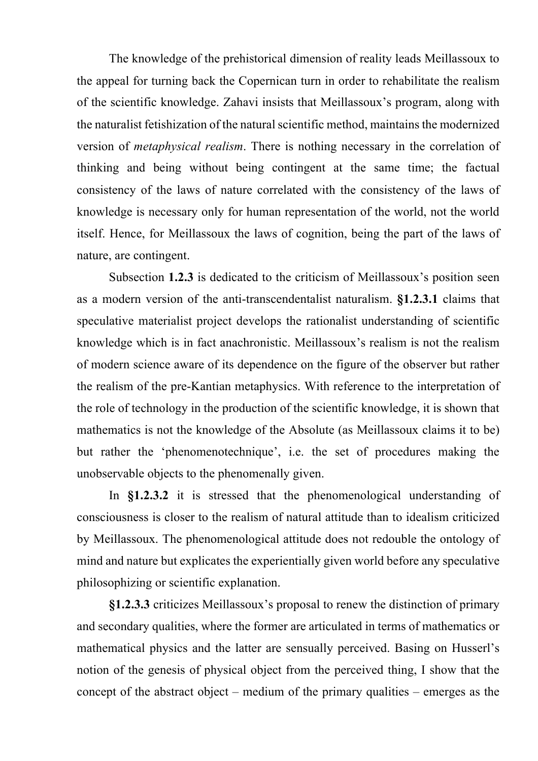The knowledge of the prehistorical dimension of reality leads Meillassoux to the appeal for turning back the Copernican turn in order to rehabilitate the realism of the scientific knowledge. Zahavi insists that Meillassoux's program, along with the naturalist fetishization of the natural scientific method, maintains the modernized version of *metaphysical realism*. There is nothing necessary in the correlation of thinking and being without being contingent at the same time; the factual consistency of the laws of nature correlated with the consistency of the laws of knowledge is necessary only for human representation of the world, not the world itself. Hence, for Meillassoux the laws of cognition, being the part of the laws of nature, are contingent.

Subsection **1.2.3** is dedicated to the criticism of Meillassoux's position seen as a modern version of the anti-transcendentalist naturalism. **§1.2.3.1** claims that speculative materialist project develops the rationalist understanding of scientific knowledge which is in fact anachronistic. Meillassoux's realism is not the realism of modern science aware of its dependence on the figure of the observer but rather the realism of the pre-Kantian metaphysics. With reference to the interpretation of the role of technology in the production of the scientific knowledge, it is shown that mathematics is not the knowledge of the Absolute (as Meillassoux claims it to be) but rather the 'phenomenotechnique', i.e. the set of procedures making the unobservable objects to the phenomenally given.

In **§1.2.3.2** it is stressed that the phenomenological understanding of consciousness is closer to the realism of natural attitude than to idealism criticized by Meillassoux. The phenomenological attitude does not redouble the ontology of mind and nature but explicates the experientially given world before any speculative philosophizing or scientific explanation.

**§1.2.3.3** criticizes Meillassoux's proposal to renew the distinction of primary and secondary qualities, where the former are articulated in terms of mathematics or mathematical physics and the latter are sensually perceived. Basing on Husserl's notion of the genesis of physical object from the perceived thing, I show that the concept of the abstract object – medium of the primary qualities – emerges as the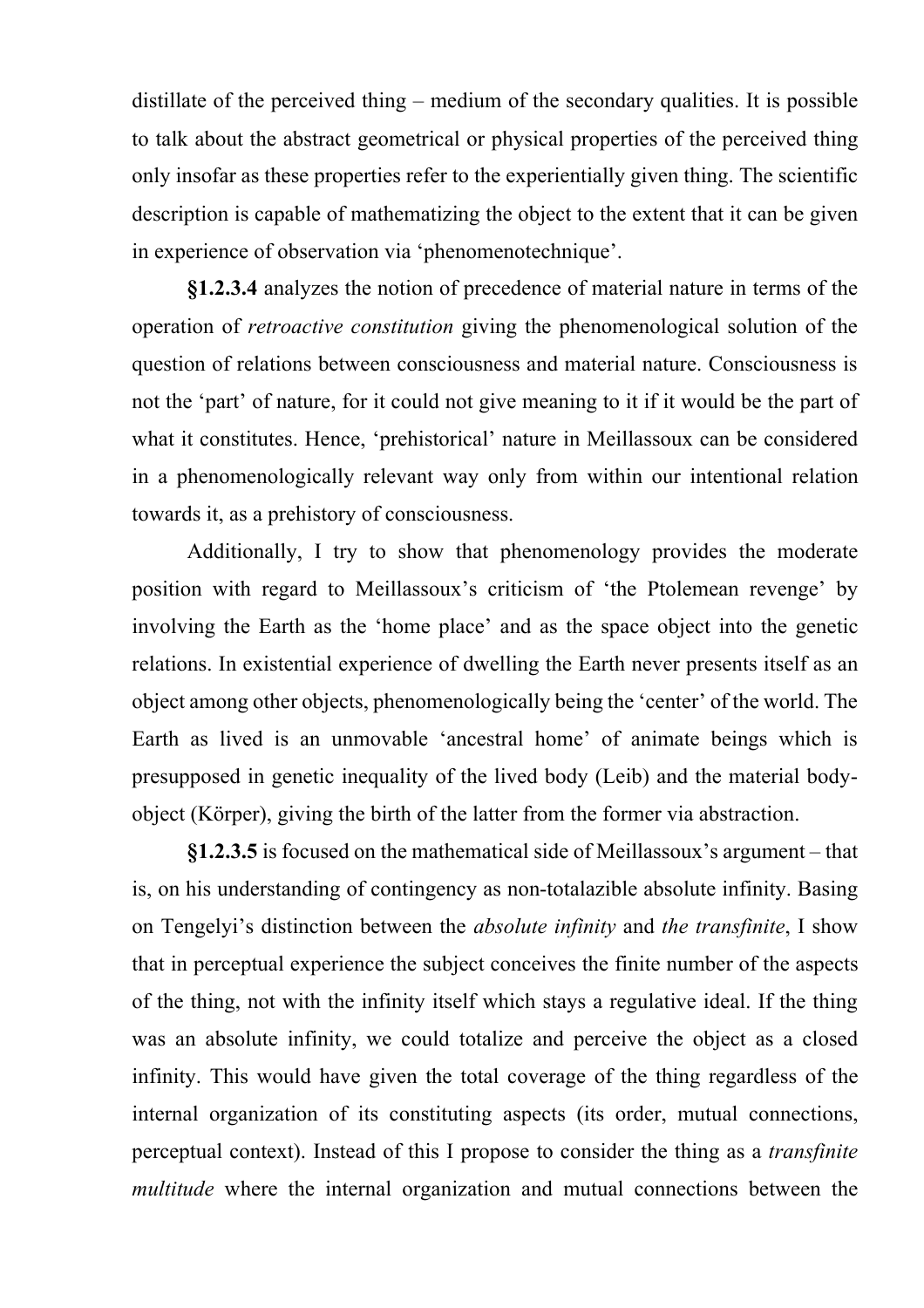distillate of the perceived thing – medium of the secondary qualities. It is possible to talk about the abstract geometrical or physical properties of the perceived thing only insofar as these properties refer to the experientially given thing. The scientific description is capable of mathematizing the object to the extent that it can be given in experience of observation via ‘phenomenotechnique’.

**§1.2.3.4** analyzes the notion of precedence of material nature in terms of the operation of *retroactive constitution* giving the phenomenological solution of the question of relations between consciousness and material nature. Consciousness is not the ‘part’ of nature, for it could not give meaning to it if it would be the part of what it constitutes. Hence, ‘prehistorical’ nature in Meillassoux can be considered in a phenomenologically relevant way only from within our intentional relation towards it, as a prehistory of consciousness.

Additionally, I try to show that phenomenology provides the moderate position with regard to Meillassoux’s criticism of ‘the Ptolemean revenge’ by involving the Earth as the ‘home place’ and as the space object into the genetic relations. In existential experience of dwelling the Earth never presents itself as an object among other objects, phenomenologically being the ‘center’ of the world. The Earth as lived is an unmovable ‘ancestral home’ of animate beings which is presupposed in genetic inequality of the lived body (Leib) and the material body-object (Körper), giving the birth of the latter from the former via abstraction.

**§1.2.3.5** is focused on the mathematical side of Meillassoux’s argument – that is, on his understanding of contingency as non-totalazible absolute infinity. Basing on Tengelyi’s distinction between the *absolute infinity* and *the transfinite*, I show that in perceptual experience the subject conceives the finite number of the aspects of the thing, not with the infinity itself which stays a regulative ideal. If the thing was an absolute infinity, we could totalize and perceive the object as a closed infinity. This would have given the total coverage of the thing regardless of the internal organization of its constituting aspects (its order, mutual connections, perceptual context). Instead of this I propose to consider the thing as a *transfinite multitude* where the internal organization and mutual connections between the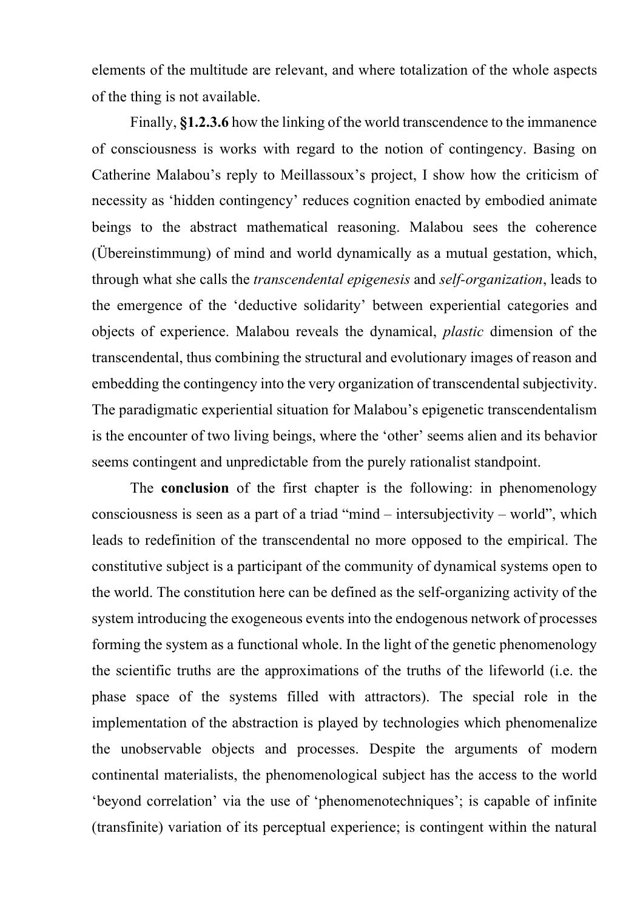elements of the multitude are relevant, and where totalization of the whole aspects of the thing is not available.

Finally, **§1.2.3.6** how the linking of the world transcendence to the immanence of consciousness is works with regard to the notion of contingency. Basing on Catherine Malabou's reply to Meillassoux's project, I show how the criticism of necessity as 'hidden contingency' reduces cognition enacted by embodied animate beings to the abstract mathematical reasoning. Malabou sees the coherence (Übereinstimmung) of mind and world dynamically as a mutual gestation, which, through what she calls the *transcendental epigenesis* and *self-organization*, leads to the emergence of the 'deductive solidarity' between experiential categories and objects of experience. Malabou reveals the dynamical, *plastic* dimension of the transcendental, thus combining the structural and evolutionary images of reason and embedding the contingency into the very organization of transcendental subjectivity. The paradigmatic experiential situation for Malabou's epigenetic transcendentalism is the encounter of two living beings, where the 'other' seems alien and its behavior seems contingent and unpredictable from the purely rationalist standpoint.

The **conclusion** of the first chapter is the following: in phenomenology consciousness is seen as a part of a triad "mind – intersubjectivity – world", which leads to redefinition of the transcendental no more opposed to the empirical. The constitutive subject is a participant of the community of dynamical systems open to the world. The constitution here can be defined as the self-organizing activity of the system introducing the exogeneous events into the endogenous network of processes forming the system as a functional whole. In the light of the genetic phenomenology the scientific truths are the approximations of the truths of the lifeworld (i.e. the phase space of the systems filled with attractors). The special role in the implementation of the abstraction is played by technologies which phenomenalize the unobservable objects and processes. Despite the arguments of modern continental materialists, the phenomenological subject has the access to the world 'beyond correlation' via the use of 'phenomenotechniques'; is capable of infinite (transfinite) variation of its perceptual experience; is contingent within the natural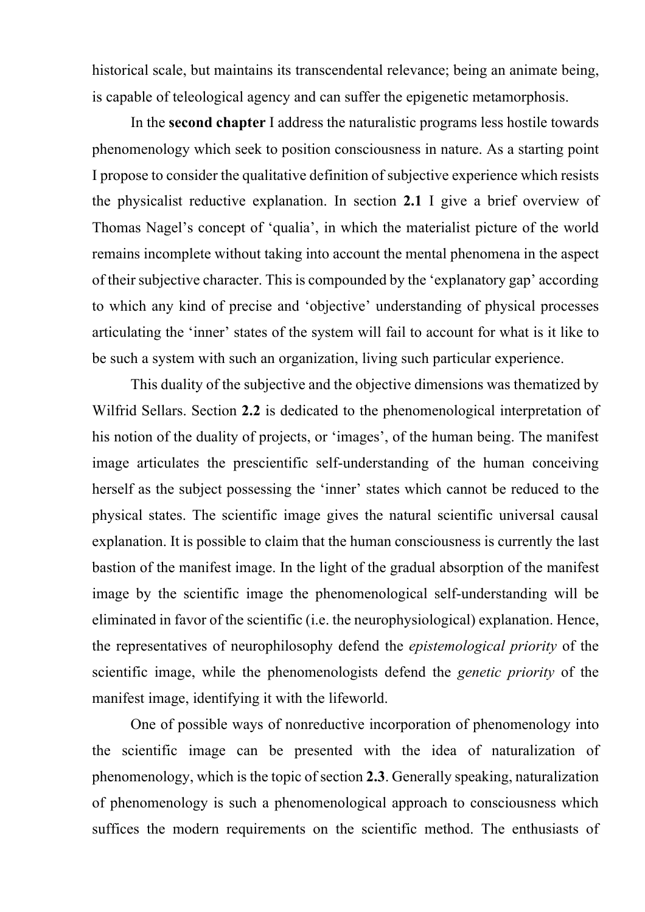historical scale, but maintains its transcendental relevance; being an animate being, is capable of teleological agency and can suffer the epigenetic metamorphosis.

In the **second chapter** I address the naturalistic programs less hostile towards phenomenology which seek to position consciousness in nature. As a starting point I propose to consider the qualitative definition of subjective experience which resists the physicalist reductive explanation. In section **2.1** I give a brief overview of Thomas Nagel's concept of 'qualia', in which the materialist picture of the world remains incomplete without taking into account the mental phenomena in the aspect of their subjective character. This is compounded by the 'explanatory gap' according to which any kind of precise and 'objective' understanding of physical processes articulating the 'inner' states of the system will fail to account for what is it like to be such a system with such an organization, living such particular experience.

This duality of the subjective and the objective dimensions was thematized by Wilfrid Sellars. Section **2.2** is dedicated to the phenomenological interpretation of his notion of the duality of projects, or 'images', of the human being. The manifest image articulates the prescientific self-understanding of the human conceiving herself as the subject possessing the 'inner' states which cannot be reduced to the physical states. The scientific image gives the natural scientific universal causal explanation. It is possible to claim that the human consciousness is currently the last bastion of the manifest image. In the light of the gradual absorption of the manifest image by the scientific image the phenomenological self-understanding will be eliminated in favor of the scientific (i.e. the neurophysiological) explanation. Hence, the representatives of neurophilosophy defend the *epistemological priority* of the scientific image, while the phenomenologists defend the *genetic priority* of the manifest image, identifying it with the lifeworld.

One of possible ways of nonreductive incorporation of phenomenology into the scientific image can be presented with the idea of naturalization of phenomenology, which is the topic of section **2.3**. Generally speaking, naturalization of phenomenology is such a phenomenological approach to consciousness which suffices the modern requirements on the scientific method. The enthusiasts of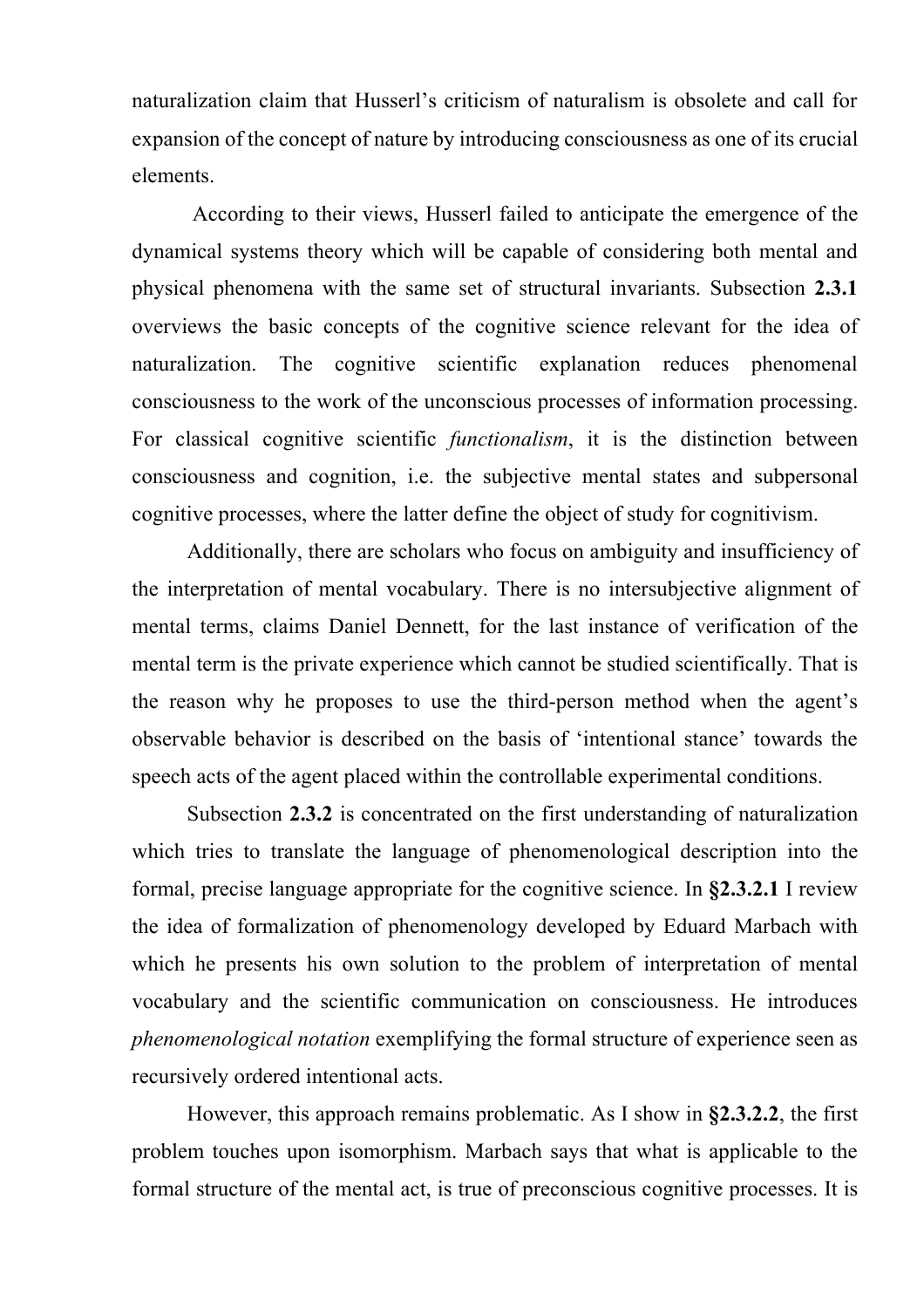naturalization claim that Husserl's criticism of naturalism is obsolete and call for expansion of the concept of nature by introducing consciousness as one of its crucial elements.

According to their views, Husserl failed to anticipate the emergence of the dynamical systems theory which will be capable of considering both mental and physical phenomena with the same set of structural invariants. Subsection **2.3.1** overviews the basic concepts of the cognitive science relevant for the idea of naturalization. The cognitive scientific explanation reduces phenomenal consciousness to the work of the unconscious processes of information processing. For classical cognitive scientific *functionalism*, it is the distinction between consciousness and cognition, i.e. the subjective mental states and subpersonal cognitive processes, where the latter define the object of study for cognitivism.

Additionally, there are scholars who focus on ambiguity and insufficiency of the interpretation of mental vocabulary. There is no intersubjective alignment of mental terms, claims Daniel Dennett, for the last instance of verification of the mental term is the private experience which cannot be studied scientifically. That is the reason why he proposes to use the third-person method when the agent's observable behavior is described on the basis of 'intentional stance' towards the speech acts of the agent placed within the controllable experimental conditions.

Subsection **2.3.2** is concentrated on the first understanding of naturalization which tries to translate the language of phenomenological description into the formal, precise language appropriate for the cognitive science. In **§2.3.2.1** I review the idea of formalization of phenomenology developed by Eduard Marbach with which he presents his own solution to the problem of interpretation of mental vocabulary and the scientific communication on consciousness. He introduces *phenomenological notation* exemplifying the formal structure of experience seen as recursively ordered intentional acts.

However, this approach remains problematic. As I show in **§2.3.2.2**, the first problem touches upon isomorphism. Marbach says that what is applicable to the formal structure of the mental act, is true of preconscious cognitive processes. It is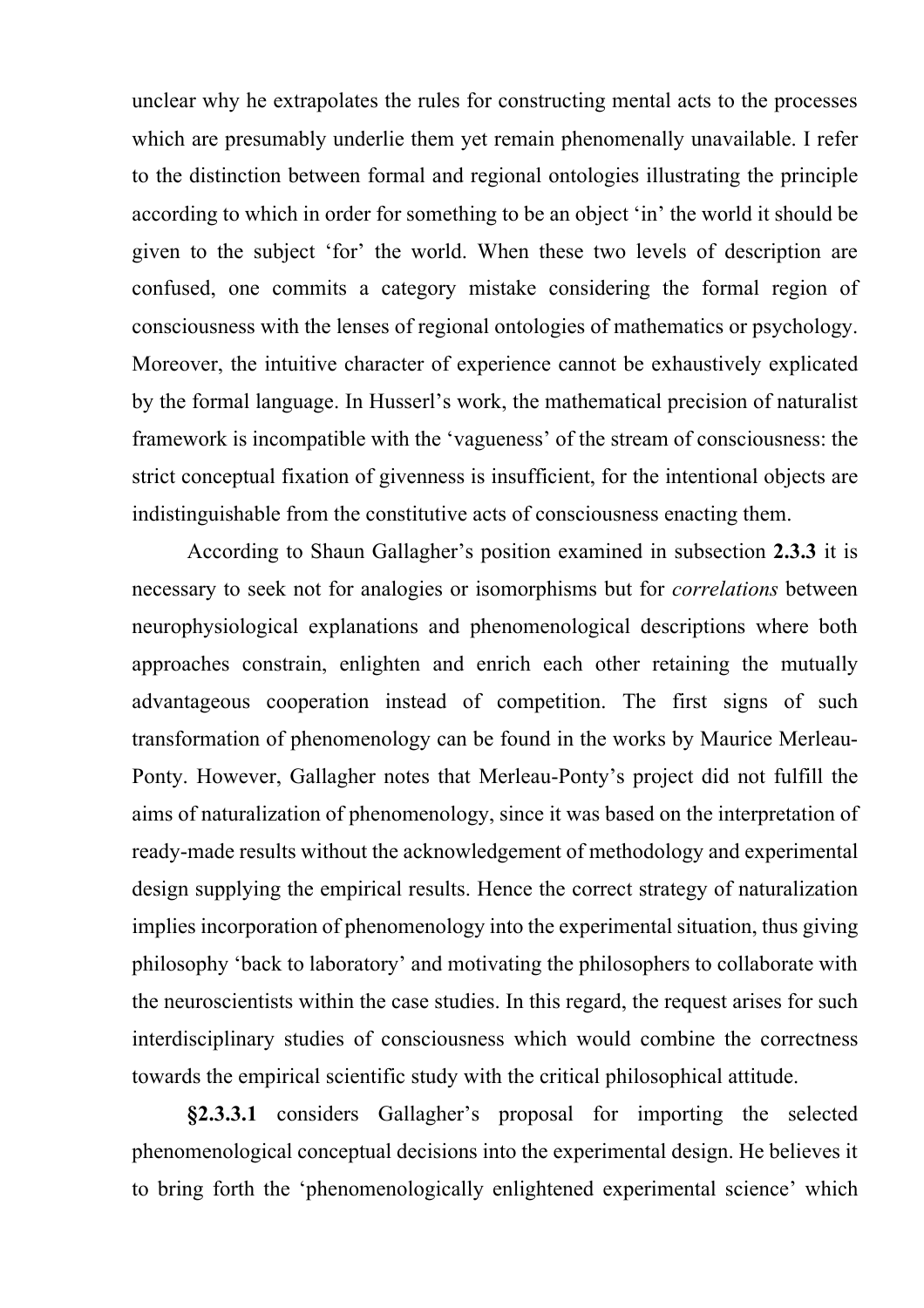unclear why he extrapolates the rules for constructing mental acts to the processes which are presumably underlie them yet remain phenomenally unavailable. I refer to the distinction between formal and regional ontologies illustrating the principle according to which in order for something to be an object 'in' the world it should be given to the subject 'for' the world. When these two levels of description are confused, one commits a category mistake considering the formal region of consciousness with the lenses of regional ontologies of mathematics or psychology. Moreover, the intuitive character of experience cannot be exhaustively explicated by the formal language. In Husserl's work, the mathematical precision of naturalist framework is incompatible with the 'vagueness' of the stream of consciousness: the strict conceptual fixation of givenness is insufficient, for the intentional objects are indistinguishable from the constitutive acts of consciousness enacting them.

According to Shaun Gallagher's position examined in subsection **2.3.3** it is necessary to seek not for analogies or isomorphisms but for *correlations* between neurophysiological explanations and phenomenological descriptions where both approaches constrain, enlighten and enrich each other retaining the mutually advantageous cooperation instead of competition. The first signs of such transformation of phenomenology can be found in the works by Maurice Merleau-Ponty. However, Gallagher notes that Merleau-Ponty's project did not fulfill the aims of naturalization of phenomenology, since it was based on the interpretation of ready-made results without the acknowledgement of methodology and experimental design supplying the empirical results. Hence the correct strategy of naturalization implies incorporation of phenomenology into the experimental situation, thus giving philosophy 'back to laboratory' and motivating the philosophers to collaborate with the neuroscientists within the case studies. In this regard, the request arises for such interdisciplinary studies of consciousness which would combine the correctness towards the empirical scientific study with the critical philosophical attitude.

**§2.3.3.1** considers Gallagher's proposal for importing the selected phenomenological conceptual decisions into the experimental design. He believes it to bring forth the 'phenomenologically enlightened experimental science' which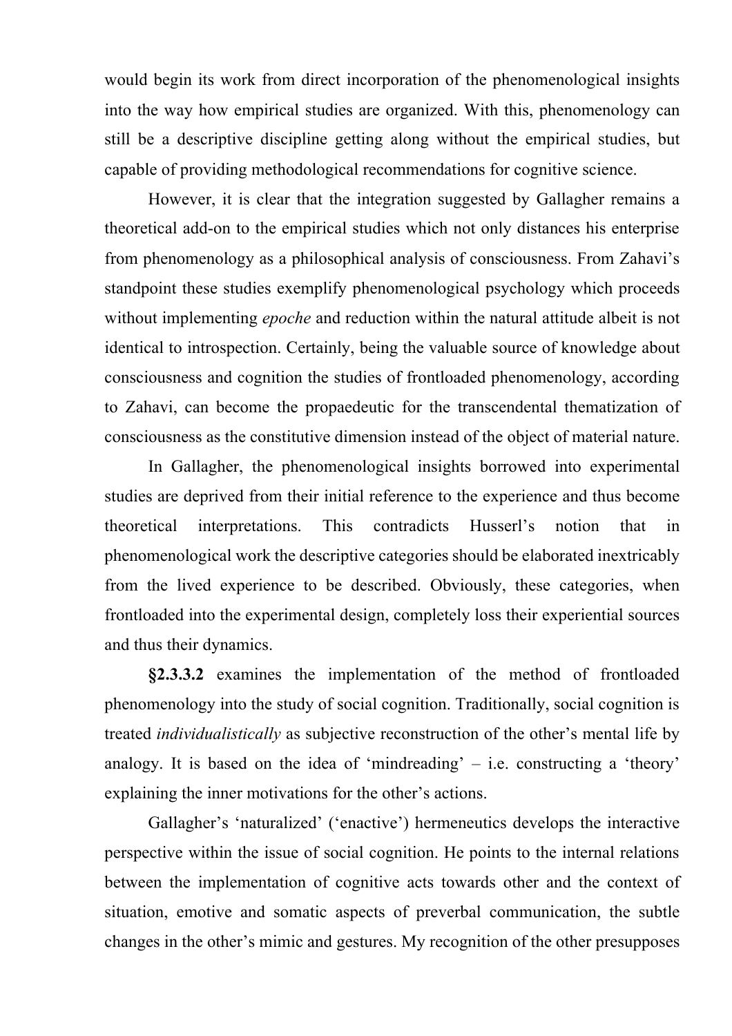would begin its work from direct incorporation of the phenomenological insights into the way how empirical studies are organized. With this, phenomenology can still be a descriptive discipline getting along without the empirical studies, but capable of providing methodological recommendations for cognitive science.

However, it is clear that the integration suggested by Gallagher remains a theoretical add-on to the empirical studies which not only distances his enterprise from phenomenology as a philosophical analysis of consciousness. From Zahavi's standpoint these studies exemplify phenomenological psychology which proceeds without implementing *epoche* and reduction within the natural attitude albeit is not identical to introspection. Certainly, being the valuable source of knowledge about consciousness and cognition the studies of frontloaded phenomenology, according to Zahavi, can become the propaedeutic for the transcendental thematization of consciousness as the constitutive dimension instead of the object of material nature.

In Gallagher, the phenomenological insights borrowed into experimental studies are deprived from their initial reference to the experience and thus become theoretical interpretations. This contradicts Husserl's notion that in phenomenological work the descriptive categories should be elaborated inextricably from the lived experience to be described. Obviously, these categories, when frontloaded into the experimental design, completely loss their experiential sources and thus their dynamics.

**§2.3.3.2** examines the implementation of the method of frontloaded phenomenology into the study of social cognition. Traditionally, social cognition is treated *individualistically* as subjective reconstruction of the other's mental life by analogy. It is based on the idea of 'mindreading' – i.e. constructing a 'theory' explaining the inner motivations for the other's actions.

Gallagher's 'naturalized' ('enactive') hermeneutics develops the interactive perspective within the issue of social cognition. He points to the internal relations between the implementation of cognitive acts towards other and the context of situation, emotive and somatic aspects of preverbal communication, the subtle changes in the other's mimic and gestures. My recognition of the other presupposes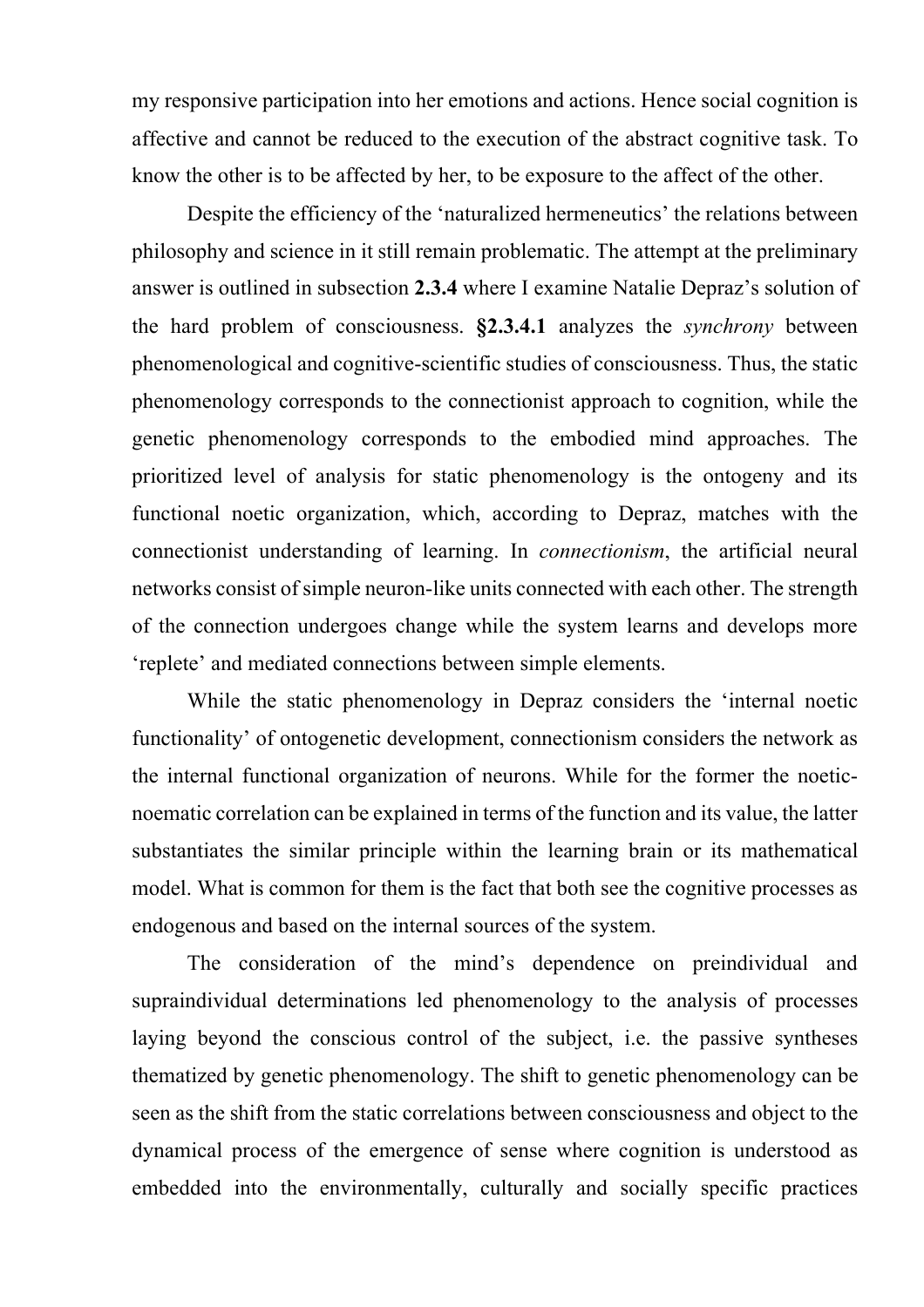my responsive participation into her emotions and actions. Hence social cognition is affective and cannot be reduced to the execution of the abstract cognitive task. To know the other is to be affected by her, to be exposure to the affect of the other.

Despite the efficiency of the 'naturalized hermeneutics' the relations between philosophy and science in it still remain problematic. The attempt at the preliminary answer is outlined in subsection **2.3.4** where I examine Natalie Depraz's solution of the hard problem of consciousness. **§2.3.4.1** analyzes the *synchrony* between phenomenological and cognitive-scientific studies of consciousness. Thus, the static phenomenology corresponds to the connectionist approach to cognition, while the genetic phenomenology corresponds to the embodied mind approaches. The prioritized level of analysis for static phenomenology is the ontogeny and its functional noetic organization, which, according to Depraz, matches with the connectionist understanding of learning. In *connectionism*, the artificial neural networks consist of simple neuron-like units connected with each other. The strength of the connection undergoes change while the system learns and develops more 'replete' and mediated connections between simple elements.

While the static phenomenology in Depraz considers the 'internal noetic functionality' of ontogenetic development, connectionism considers the network as the internal functional organization of neurons. While for the former the noetic-noematic correlation can be explained in terms of the function and its value, the latter substantiates the similar principle within the learning brain or its mathematical model. What is common for them is the fact that both see the cognitive processes as endogenous and based on the internal sources of the system.

The consideration of the mind's dependence on preindividual and supraindividual determinations led phenomenology to the analysis of processes laying beyond the conscious control of the subject, i.e. the passive syntheses thematized by genetic phenomenology. The shift to genetic phenomenology can be seen as the shift from the static correlations between consciousness and object to the dynamical process of the emergence of sense where cognition is understood as embedded into the environmentally, culturally and socially specific practices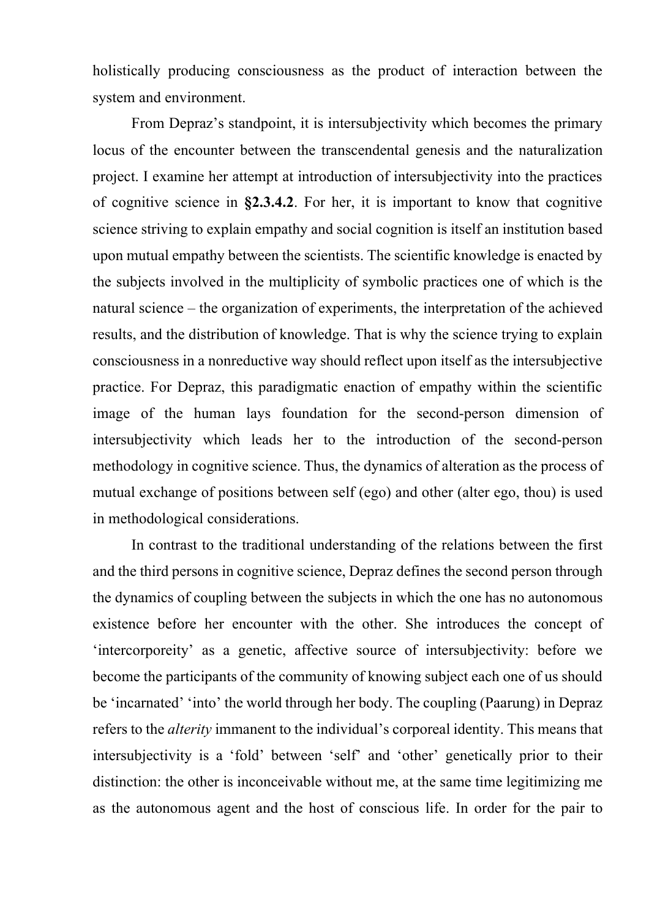holistically producing consciousness as the product of interaction between the system and environment.

From Depraz's standpoint, it is intersubjectivity which becomes the primary locus of the encounter between the transcendental genesis and the naturalization project. I examine her attempt at introduction of intersubjectivity into the practices of cognitive science in **§2.3.4.2**. For her, it is important to know that cognitive science striving to explain empathy and social cognition is itself an institution based upon mutual empathy between the scientists. The scientific knowledge is enacted by the subjects involved in the multiplicity of symbolic practices one of which is the natural science – the organization of experiments, the interpretation of the achieved results, and the distribution of knowledge. That is why the science trying to explain consciousness in a nonreductive way should reflect upon itself as the intersubjective practice. For Depraz, this paradigmatic enaction of empathy within the scientific image of the human lays foundation for the second-person dimension of intersubjectivity which leads her to the introduction of the second-person methodology in cognitive science. Thus, the dynamics of alteration as the process of mutual exchange of positions between self (ego) and other (alter ego, thou) is used in methodological considerations.

In contrast to the traditional understanding of the relations between the first and the third persons in cognitive science, Depraz defines the second person through the dynamics of coupling between the subjects in which the one has no autonomous existence before her encounter with the other. She introduces the concept of 'intercorporeity' as a genetic, affective source of intersubjectivity: before we become the participants of the community of knowing subject each one of us should be 'incarnated' 'into' the world through her body. The coupling (Paarung) in Depraz refers to the *alterity* immanent to the individual's corporeal identity. This means that intersubjectivity is a 'fold' between 'self' and 'other' genetically prior to their distinction: the other is inconceivable without me, at the same time legitimizing me as the autonomous agent and the host of conscious life. In order for the pair to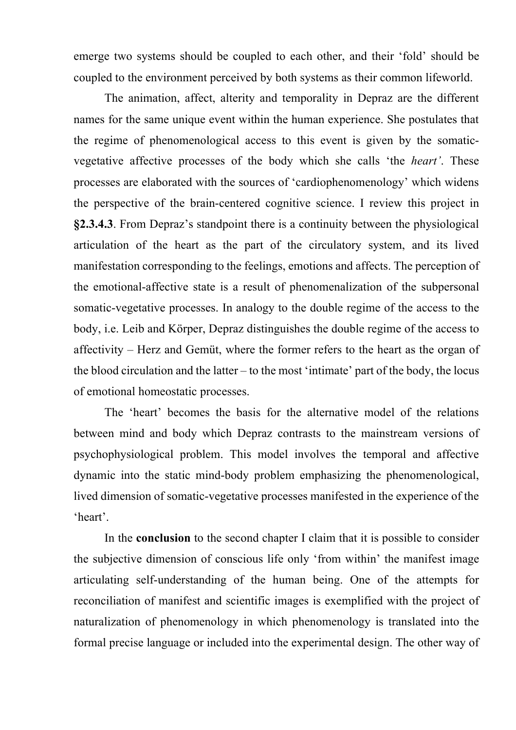emerge two systems should be coupled to each other, and their 'fold' should be coupled to the environment perceived by both systems as their common lifeworld.

The animation, affect, alterity and temporality in Depraz are the different names for the same unique event within the human experience. She postulates that the regime of phenomenological access to this event is given by the somatic-vegetative affective processes of the body which she calls 'the *heart'*. These processes are elaborated with the sources of 'cardiophenomenology' which widens the perspective of the brain-centered cognitive science. I review this project in **§2.3.4.3**. From Depraz's standpoint there is a continuity between the physiological articulation of the heart as the part of the circulatory system, and its lived manifestation corresponding to the feelings, emotions and affects. The perception of the emotional-affective state is a result of phenomenalization of the subpersonal somatic-vegetative processes. In analogy to the double regime of the access to the body, i.e. Leib and Körper, Depraz distinguishes the double regime of the access to affectivity – Herz and Gemüt, where the former refers to the heart as the organ of the blood circulation and the latter – to the most 'intimate' part of the body, the locus of emotional homeostatic processes.

The 'heart' becomes the basis for the alternative model of the relations between mind and body which Depraz contrasts to the mainstream versions of psychophysiological problem. This model involves the temporal and affective dynamic into the static mind-body problem emphasizing the phenomenological, lived dimension of somatic-vegetative processes manifested in the experience of the 'heart'.

In the **conclusion** to the second chapter I claim that it is possible to consider the subjective dimension of conscious life only 'from within' the manifest image articulating self-understanding of the human being. One of the attempts for reconciliation of manifest and scientific images is exemplified with the project of naturalization of phenomenology in which phenomenology is translated into the formal precise language or included into the experimental design. The other way of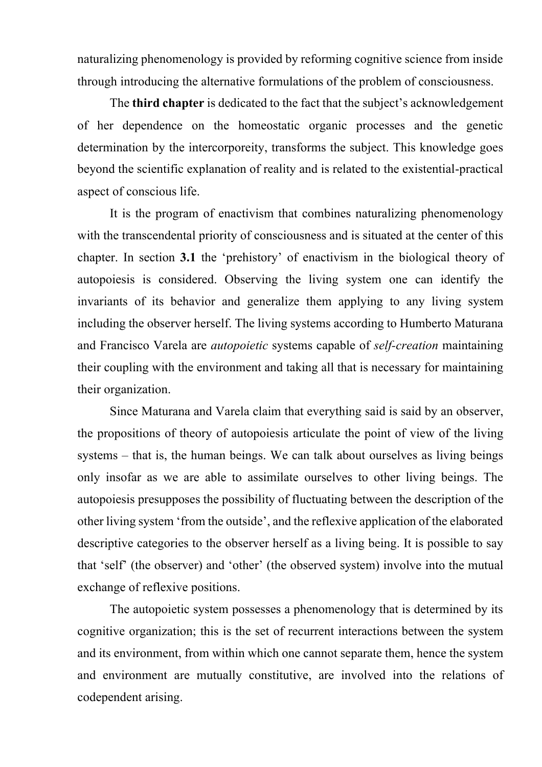naturalizing phenomenology is provided by reforming cognitive science from inside through introducing the alternative formulations of the problem of consciousness.

The **third chapter** is dedicated to the fact that the subject's acknowledgement of her dependence on the homeostatic organic processes and the genetic determination by the intercorporeity, transforms the subject. This knowledge goes beyond the scientific explanation of reality and is related to the existential-practical aspect of conscious life.

It is the program of enactivism that combines naturalizing phenomenology with the transcendental priority of consciousness and is situated at the center of this chapter. In section **3.1** the 'prehistory' of enactivism in the biological theory of autopoiesis is considered. Observing the living system one can identify the invariants of its behavior and generalize them applying to any living system including the observer herself. The living systems according to Humberto Maturana and Francisco Varela are *autopoietic* systems capable of *self-creation* maintaining their coupling with the environment and taking all that is necessary for maintaining their organization.

Since Maturana and Varela claim that everything said is said by an observer, the propositions of theory of autopoiesis articulate the point of view of the living systems – that is, the human beings. We can talk about ourselves as living beings only insofar as we are able to assimilate ourselves to other living beings. The autopoiesis presupposes the possibility of fluctuating between the description of the other living system 'from the outside', and the reflexive application of the elaborated descriptive categories to the observer herself as a living being. It is possible to say that 'self' (the observer) and 'other' (the observed system) involve into the mutual exchange of reflexive positions.

The autopoietic system possesses a phenomenology that is determined by its cognitive organization; this is the set of recurrent interactions between the system and its environment, from within which one cannot separate them, hence the system and environment are mutually constitutive, are involved into the relations of codependent arising.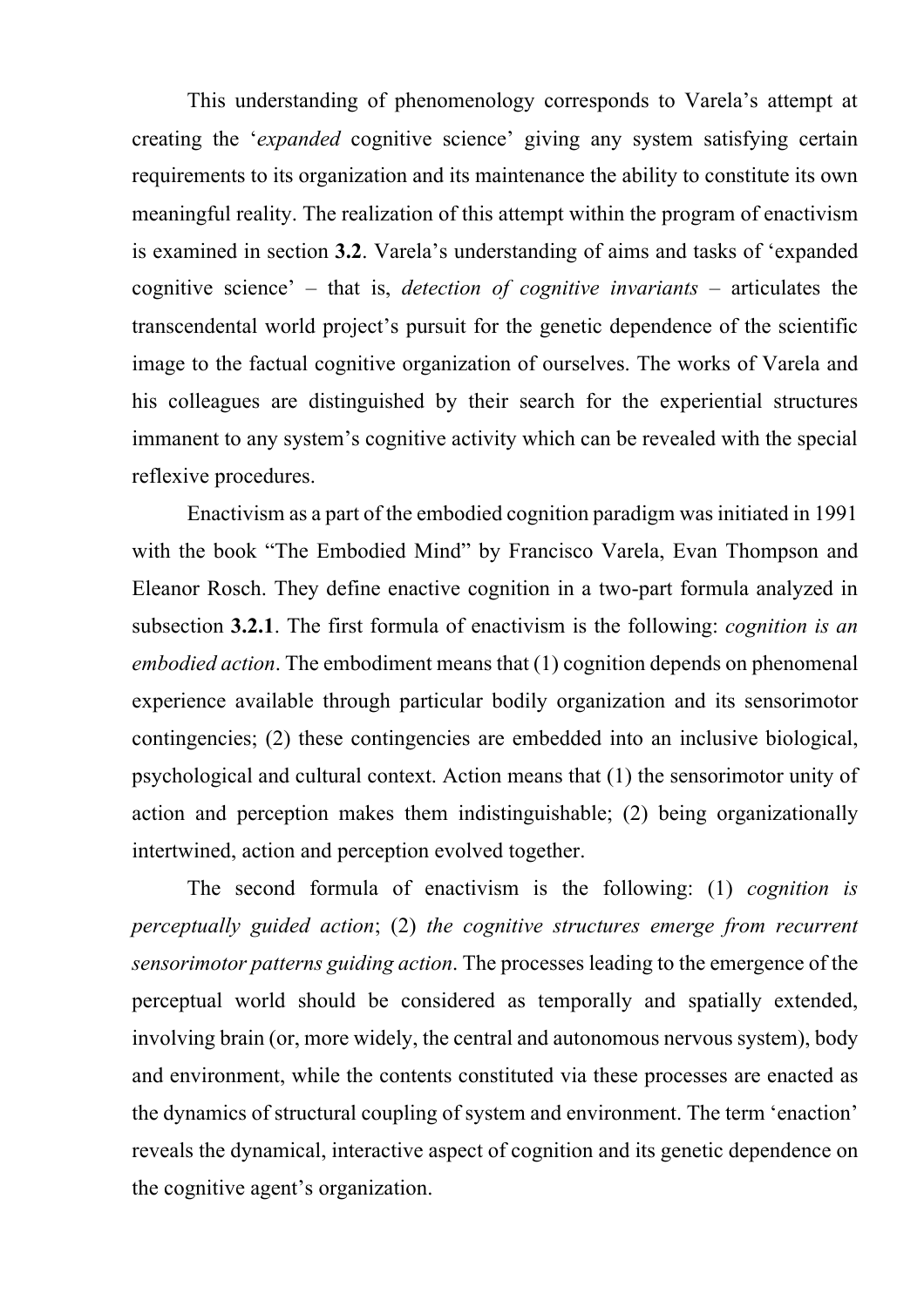This understanding of phenomenology corresponds to Varela's attempt at creating the '*expanded* cognitive science' giving any system satisfying certain requirements to its organization and its maintenance the ability to constitute its own meaningful reality. The realization of this attempt within the program of enactivism is examined in section **3.2**. Varela's understanding of aims and tasks of 'expanded cognitive science' – that is, *detection of cognitive invariants* – articulates the transcendental world project's pursuit for the genetic dependence of the scientific image to the factual cognitive organization of ourselves. The works of Varela and his colleagues are distinguished by their search for the experiential structures immanent to any system's cognitive activity which can be revealed with the special reflexive procedures.

Enactivism as a part of the embodied cognition paradigm was initiated in 1991 with the book "The Embodied Mind" by Francisco Varela, Evan Thompson and Eleanor Rosch. They define enactive cognition in a two-part formula analyzed in subsection **3.2.1**. The first formula of enactivism is the following: *cognition is an embodied action*. The embodiment means that (1) cognition depends on phenomenal experience available through particular bodily organization and its sensorimotor contingencies; (2) these contingencies are embedded into an inclusive biological, psychological and cultural context. Action means that (1) the sensorimotor unity of action and perception makes them indistinguishable; (2) being organizationally intertwined, action and perception evolved together.

The second formula of enactivism is the following: (1) *cognition is perceptually guided action*; (2) *the cognitive structures emerge from recurrent sensorimotor patterns guiding action*. The processes leading to the emergence of the perceptual world should be considered as temporally and spatially extended, involving brain (or, more widely, the central and autonomous nervous system), body and environment, while the contents constituted via these processes are enacted as the dynamics of structural coupling of system and environment. The term 'enaction' reveals the dynamical, interactive aspect of cognition and its genetic dependence on the cognitive agent's organization.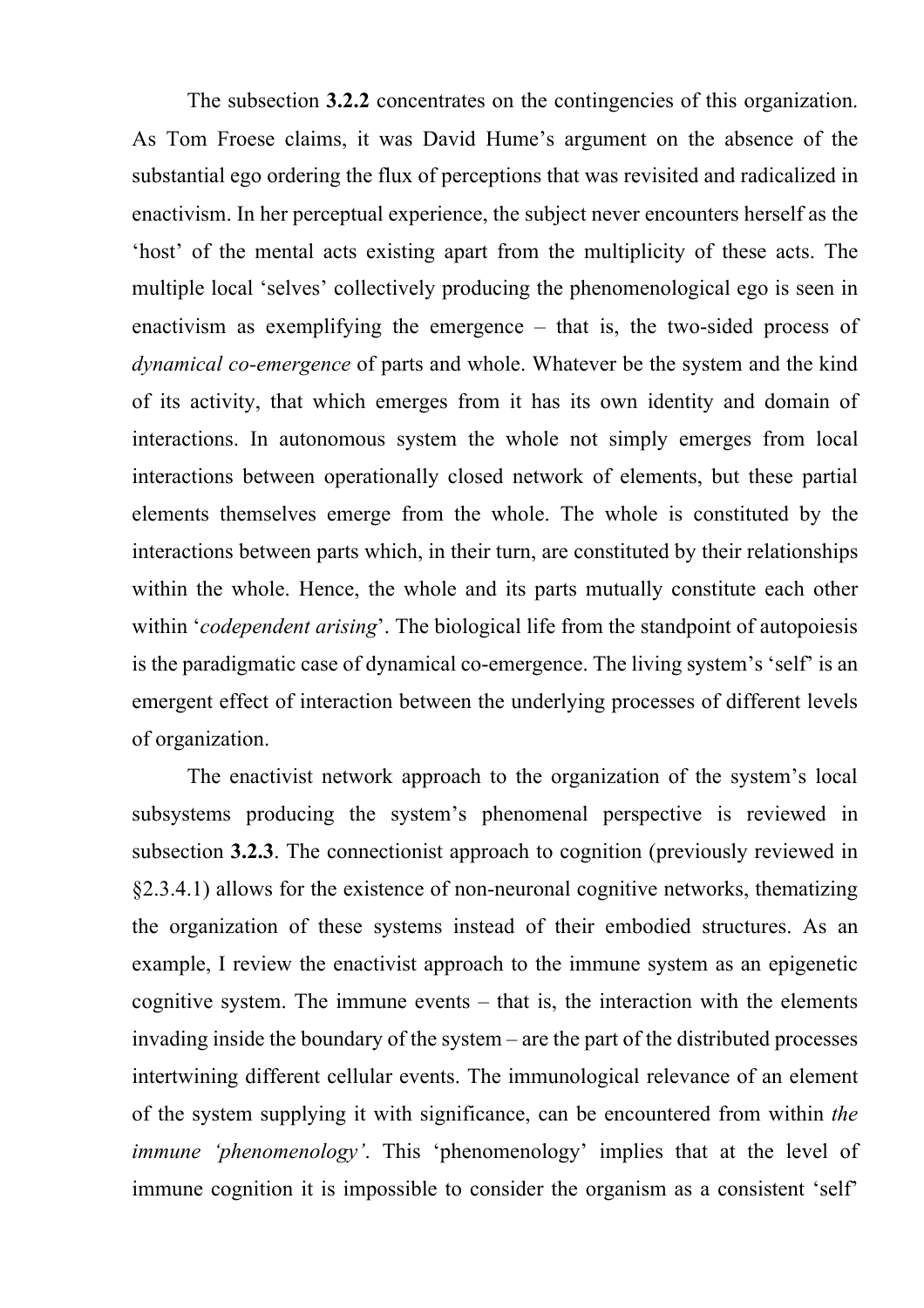The subsection **3.2.2** concentrates on the contingencies of this organization. As Tom Froese claims, it was David Hume's argument on the absence of the substantial ego ordering the flux of perceptions that was revisited and radicalized in enactivism. In her perceptual experience, the subject never encounters herself as the 'host' of the mental acts existing apart from the multiplicity of these acts. The multiple local 'selves' collectively producing the phenomenological ego is seen in enactivism as exemplifying the emergence – that is, the two-sided process of *dynamical co-emergence* of parts and whole. Whatever be the system and the kind of its activity, that which emerges from it has its own identity and domain of interactions. In autonomous system the whole not simply emerges from local interactions between operationally closed network of elements, but these partial elements themselves emerge from the whole. The whole is constituted by the interactions between parts which, in their turn, are constituted by their relationships within the whole. Hence, the whole and its parts mutually constitute each other within '*codependent arising*'. The biological life from the standpoint of autopoiesis is the paradigmatic case of dynamical co-emergence. The living system's 'self' is an emergent effect of interaction between the underlying processes of different levels of organization.

The enactivist network approach to the organization of the system's local subsystems producing the system's phenomenal perspective is reviewed in subsection **3.2.3**. The connectionist approach to cognition (previously reviewed in §2.3.4.1) allows for the existence of non-neuronal cognitive networks, thematizing the organization of these systems instead of their embodied structures. As an example, I review the enactivist approach to the immune system as an epigenetic cognitive system. The immune events – that is, the interaction with the elements invading inside the boundary of the system – are the part of the distributed processes intertwining different cellular events. The immunological relevance of an element of the system supplying it with significance, can be encountered from within *the immune 'phenomenology'*. This 'phenomenology' implies that at the level of immune cognition it is impossible to consider the organism as a consistent 'self'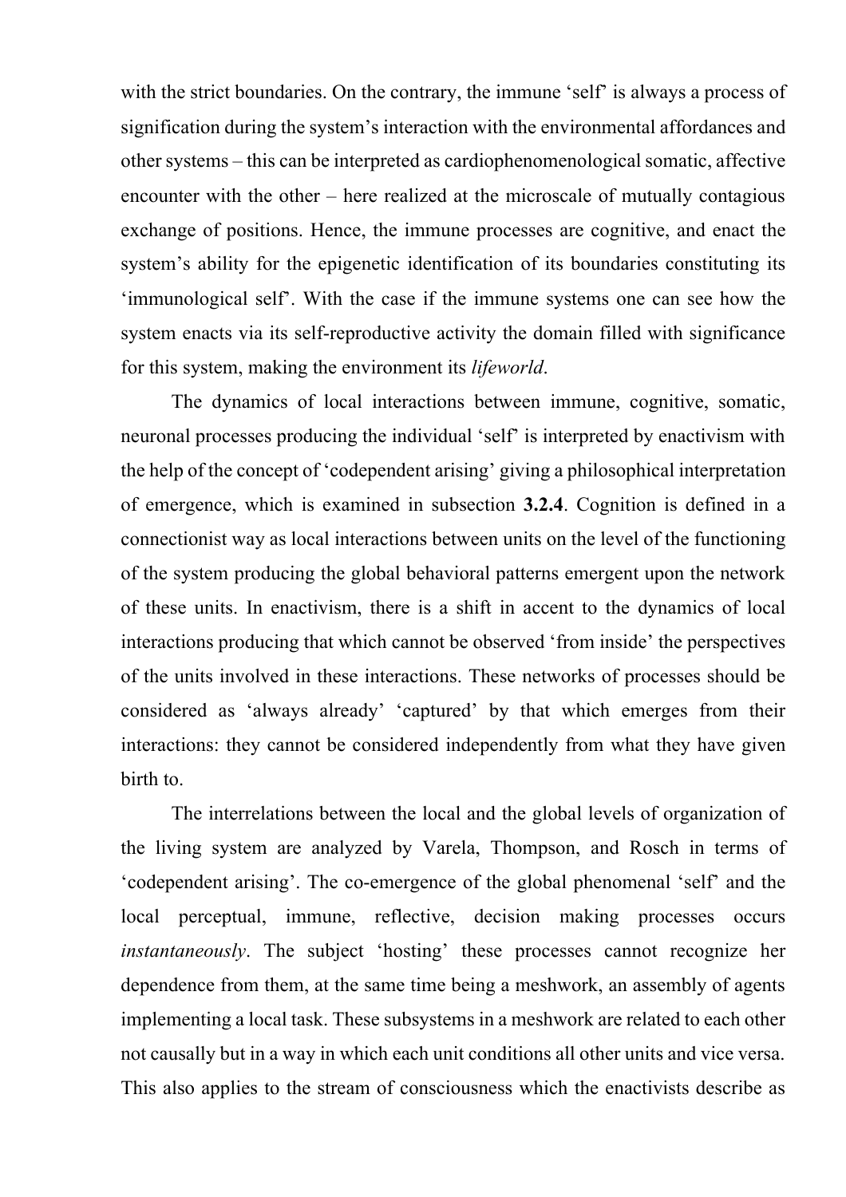with the strict boundaries. On the contrary, the immune 'self' is always a process of signification during the system's interaction with the environmental affordances and other systems – this can be interpreted as cardiophenomenological somatic, affective encounter with the other – here realized at the microscale of mutually contagious exchange of positions. Hence, the immune processes are cognitive, and enact the system's ability for the epigenetic identification of its boundaries constituting its 'immunological self'. With the case if the immune systems one can see how the system enacts via its self-reproductive activity the domain filled with significance for this system, making the environment its *lifeworld*.

The dynamics of local interactions between immune, cognitive, somatic, neuronal processes producing the individual 'self' is interpreted by enactivism with the help of the concept of 'codependent arising' giving a philosophical interpretation of emergence, which is examined in subsection **3.2.4**. Cognition is defined in a connectionist way as local interactions between units on the level of the functioning of the system producing the global behavioral patterns emergent upon the network of these units. In enactivism, there is a shift in accent to the dynamics of local interactions producing that which cannot be observed 'from inside' the perspectives of the units involved in these interactions. These networks of processes should be considered as 'always already' 'captured' by that which emerges from their interactions: they cannot be considered independently from what they have given birth to.

The interrelations between the local and the global levels of organization of the living system are analyzed by Varela, Thompson, and Rosch in terms of 'codependent arising'. The co-emergence of the global phenomenal 'self' and the local perceptual, immune, reflective, decision making processes occurs *instantaneously*. The subject 'hosting' these processes cannot recognize her dependence from them, at the same time being a meshwork, an assembly of agents implementing a local task. These subsystems in a meshwork are related to each other not causally but in a way in which each unit conditions all other units and vice versa. This also applies to the stream of consciousness which the enactivists describe as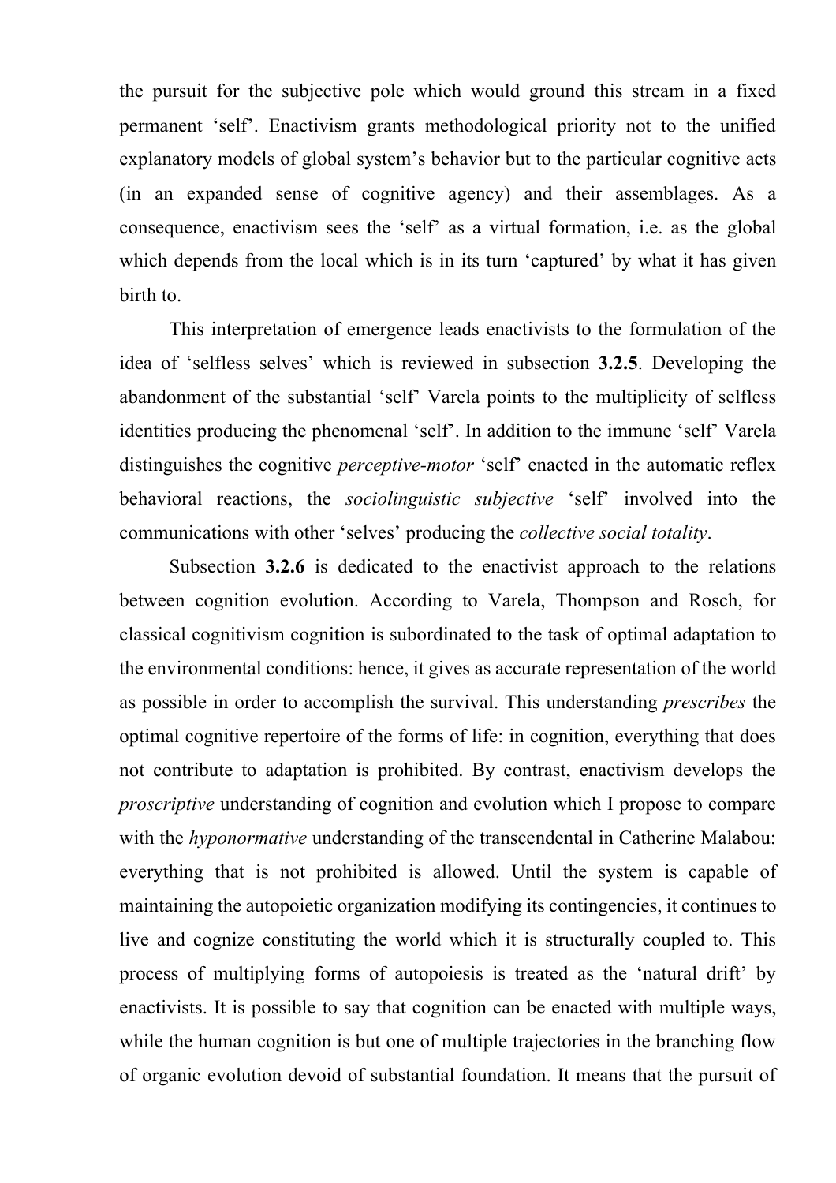the pursuit for the subjective pole which would ground this stream in a fixed permanent 'self'. Enactivism grants methodological priority not to the unified explanatory models of global system's behavior but to the particular cognitive acts (in an expanded sense of cognitive agency) and their assemblages. As a consequence, enactivism sees the 'self' as a virtual formation, i.e. as the global which depends from the local which is in its turn 'captured' by what it has given birth to.

This interpretation of emergence leads enactivists to the formulation of the idea of 'selfless selves' which is reviewed in subsection **3.2.5**. Developing the abandonment of the substantial 'self' Varela points to the multiplicity of selfless identities producing the phenomenal 'self'. In addition to the immune 'self' Varela distinguishes the cognitive *perceptive-motor* 'self' enacted in the automatic reflex behavioral reactions, the *sociolinguistic subjective* 'self' involved into the communications with other 'selves' producing the *collective social totality*.

Subsection **3.2.6** is dedicated to the enactivist approach to the relations between cognition evolution. According to Varela, Thompson and Rosch, for classical cognitivism cognition is subordinated to the task of optimal adaptation to the environmental conditions: hence, it gives as accurate representation of the world as possible in order to accomplish the survival. This understanding *prescribes* the optimal cognitive repertoire of the forms of life: in cognition, everything that does not contribute to adaptation is prohibited. By contrast, enactivism develops the *proscriptive* understanding of cognition and evolution which I propose to compare with the *hyponormative* understanding of the transcendental in Catherine Malabou: everything that is not prohibited is allowed. Until the system is capable of maintaining the autopoietic organization modifying its contingencies, it continues to live and cognize constituting the world which it is structurally coupled to. This process of multiplying forms of autopoiesis is treated as the 'natural drift' by enactivists. It is possible to say that cognition can be enacted with multiple ways, while the human cognition is but one of multiple trajectories in the branching flow of organic evolution devoid of substantial foundation. It means that the pursuit of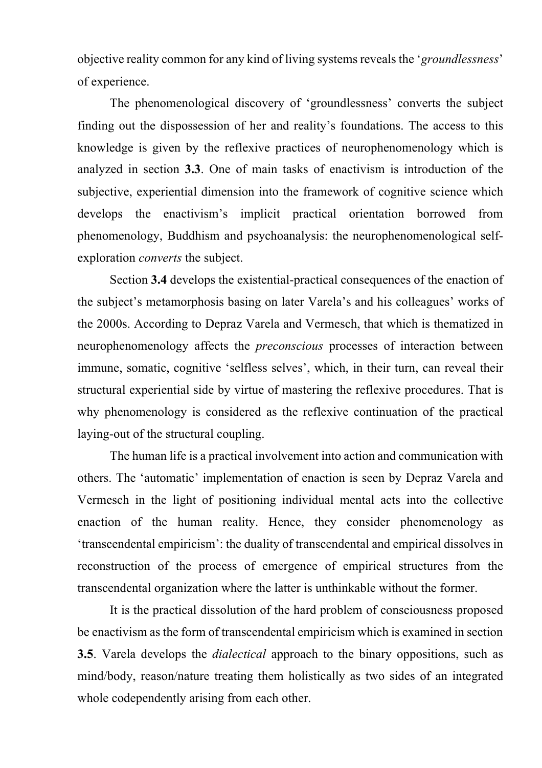objective reality common for any kind of living systems reveals the '*groundlessness*' of experience.

The phenomenological discovery of 'groundlessness' converts the subject finding out the dispossession of her and reality's foundations. The access to this knowledge is given by the reflexive practices of neurophenomenology which is analyzed in section **3.3**. One of main tasks of enactivism is introduction of the subjective, experiential dimension into the framework of cognitive science which develops the enactivism's implicit practical orientation borrowed from phenomenology, Buddhism and psychoanalysis: the neurophenomenological self-exploration *converts* the subject.

Section **3.4** develops the existential-practical consequences of the enaction of the subject's metamorphosis basing on later Varela's and his colleagues' works of the 2000s. According to Depraz Varela and Vermesch, that which is thematized in neurophenomenology affects the *preconscious* processes of interaction between immune, somatic, cognitive 'selfless selves', which, in their turn, can reveal their structural experiential side by virtue of mastering the reflexive procedures. That is why phenomenology is considered as the reflexive continuation of the practical laying-out of the structural coupling.

The human life is a practical involvement into action and communication with others. The 'automatic' implementation of enaction is seen by Depraz Varela and Vermesch in the light of positioning individual mental acts into the collective enaction of the human reality. Hence, they consider phenomenology as 'transcendental empiricism': the duality of transcendental and empirical dissolves in reconstruction of the process of emergence of empirical structures from the transcendental organization where the latter is unthinkable without the former.

It is the practical dissolution of the hard problem of consciousness proposed be enactivism as the form of transcendental empiricism which is examined in section **3.5**. Varela develops the *dialectical* approach to the binary oppositions, such as mind/body, reason/nature treating them holistically as two sides of an integrated whole codependently arising from each other.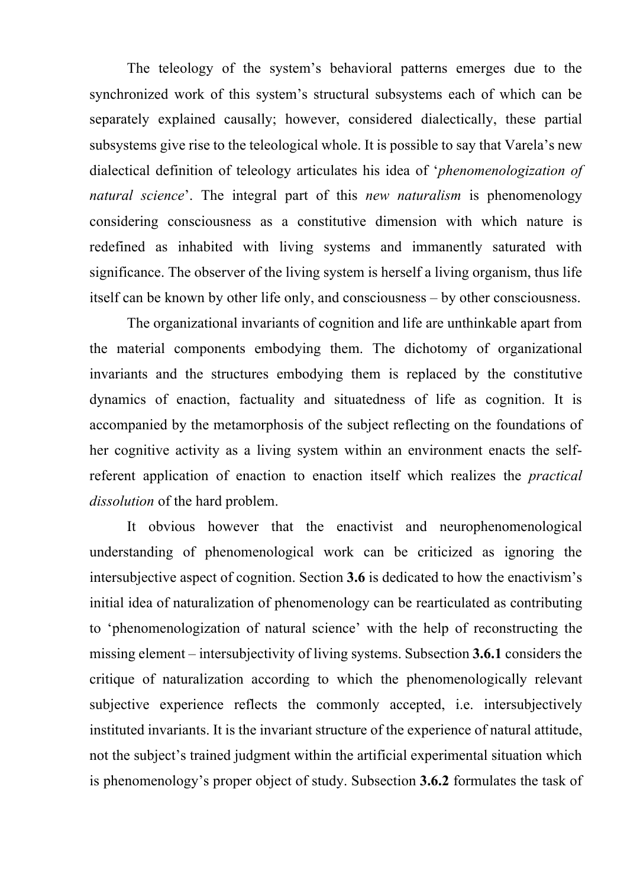The teleology of the system's behavioral patterns emerges due to the synchronized work of this system's structural subsystems each of which can be separately explained causally; however, considered dialectically, these partial subsystems give rise to the teleological whole. It is possible to say that Varela's new dialectical definition of teleology articulates his idea of '*phenomenologization of natural science*'. The integral part of this *new naturalism* is phenomenology considering consciousness as a constitutive dimension with which nature is redefined as inhabited with living systems and immanently saturated with significance. The observer of the living system is herself a living organism, thus life itself can be known by other life only, and consciousness – by other consciousness.

The organizational invariants of cognition and life are unthinkable apart from the material components embodying them. The dichotomy of organizational invariants and the structures embodying them is replaced by the constitutive dynamics of enaction, factuality and situatedness of life as cognition. It is accompanied by the metamorphosis of the subject reflecting on the foundations of her cognitive activity as a living system within an environment enacts the self-referent application of enaction to enaction itself which realizes the *practical dissolution* of the hard problem.

It obvious however that the enactivist and neurophenomenological understanding of phenomenological work can be criticized as ignoring the intersubjective aspect of cognition. Section **3.6** is dedicated to how the enactivism's initial idea of naturalization of phenomenology can be rearticulated as contributing to 'phenomenologization of natural science' with the help of reconstructing the missing element – intersubjectivity of living systems. Subsection **3.6.1** considers the critique of naturalization according to which the phenomenologically relevant subjective experience reflects the commonly accepted, i.e. intersubjectively instituted invariants. It is the invariant structure of the experience of natural attitude, not the subject's trained judgment within the artificial experimental situation which is phenomenology's proper object of study. Subsection **3.6.2** formulates the task of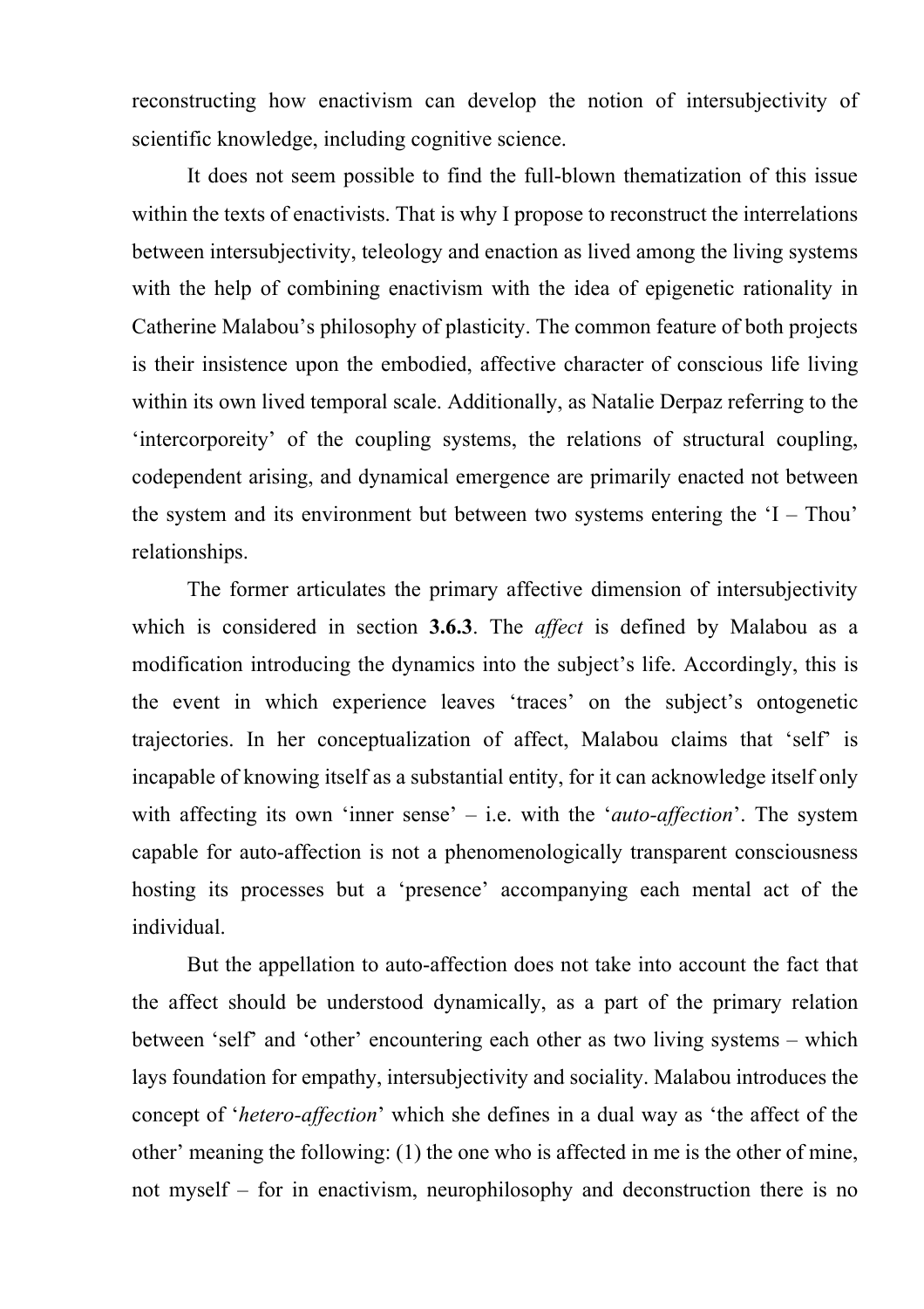reconstructing how enactivism can develop the notion of intersubjectivity of scientific knowledge, including cognitive science.

It does not seem possible to find the full-blown thematization of this issue within the texts of enactivists. That is why I propose to reconstruct the interrelations between intersubjectivity, teleology and enaction as lived among the living systems with the help of combining enactivism with the idea of epigenetic rationality in Catherine Malabou's philosophy of plasticity. The common feature of both projects is their insistence upon the embodied, affective character of conscious life living within its own lived temporal scale. Additionally, as Natalie Derpaz referring to the 'intercorporeity' of the coupling systems, the relations of structural coupling, codependent arising, and dynamical emergence are primarily enacted not between the system and its environment but between two systems entering the 'I – Thou' relationships.

The former articulates the primary affective dimension of intersubjectivity which is considered in section **3.6.3**. The *affect* is defined by Malabou as a modification introducing the dynamics into the subject's life. Accordingly, this is the event in which experience leaves 'traces' on the subject's ontogenetic trajectories. In her conceptualization of affect, Malabou claims that 'self' is incapable of knowing itself as a substantial entity, for it can acknowledge itself only with affecting its own 'inner sense' – i.e. with the '*auto-affection*'. The system capable for auto-affection is not a phenomenologically transparent consciousness hosting its processes but a 'presence' accompanying each mental act of the individual.

But the appellation to auto-affection does not take into account the fact that the affect should be understood dynamically, as a part of the primary relation between 'self' and 'other' encountering each other as two living systems – which lays foundation for empathy, intersubjectivity and sociality. Malabou introduces the concept of '*hetero-affection*' which she defines in a dual way as 'the affect of the other' meaning the following: (1) the one who is affected in me is the other of mine, not myself – for in enactivism, neurophilosophy and deconstruction there is no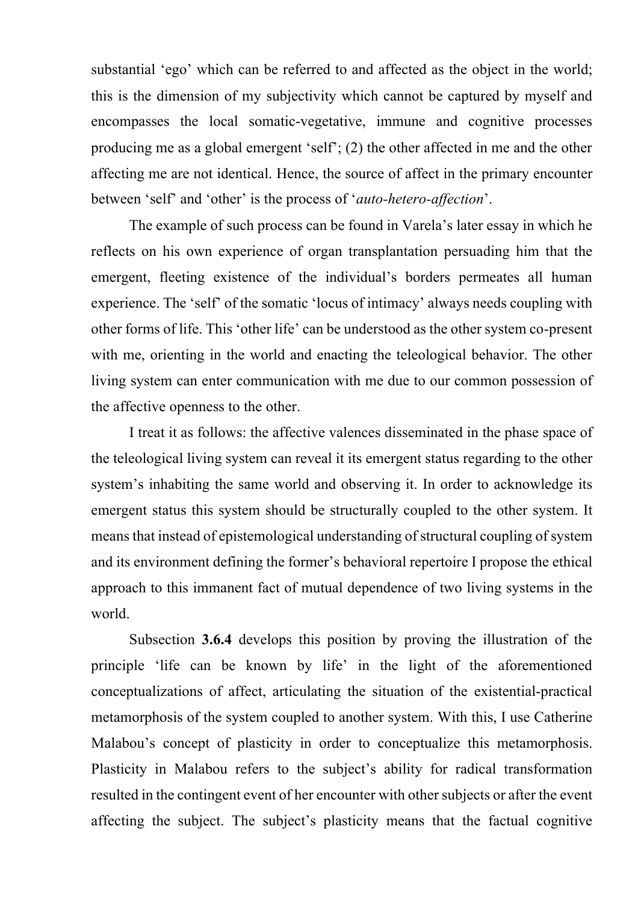substantial 'ego' which can be referred to and affected as the object in the world; this is the dimension of my subjectivity which cannot be captured by myself and encompasses the local somatic-vegetative, immune and cognitive processes producing me as a global emergent 'self'; (2) the other affected in me and the other affecting me are not identical. Hence, the source of affect in the primary encounter between 'self' and 'other' is the process of '*auto-hetero-affection*'.

The example of such process can be found in Varela's later essay in which he reflects on his own experience of organ transplantation persuading him that the emergent, fleeting existence of the individual's borders permeates all human experience. The 'self' of the somatic 'locus of intimacy' always needs coupling with other forms of life. This 'other life' can be understood as the other system co-present with me, orienting in the world and enacting the teleological behavior. The other living system can enter communication with me due to our common possession of the affective openness to the other.

I treat it as follows: the affective valences disseminated in the phase space of the teleological living system can reveal it its emergent status regarding to the other system's inhabiting the same world and observing it. In order to acknowledge its emergent status this system should be structurally coupled to the other system. It means that instead of epistemological understanding of structural coupling of system and its environment defining the former's behavioral repertoire I propose the ethical approach to this immanent fact of mutual dependence of two living systems in the world.

Subsection **3.6.4** develops this position by proving the illustration of the principle 'life can be known by life' in the light of the aforementioned conceptualizations of affect, articulating the situation of the existential-practical metamorphosis of the system coupled to another system. With this, I use Catherine Malabou's concept of plasticity in order to conceptualize this metamorphosis. Plasticity in Malabou refers to the subject's ability for radical transformation resulted in the contingent event of her encounter with other subjects or after the event affecting the subject. The subject's plasticity means that the factual cognitive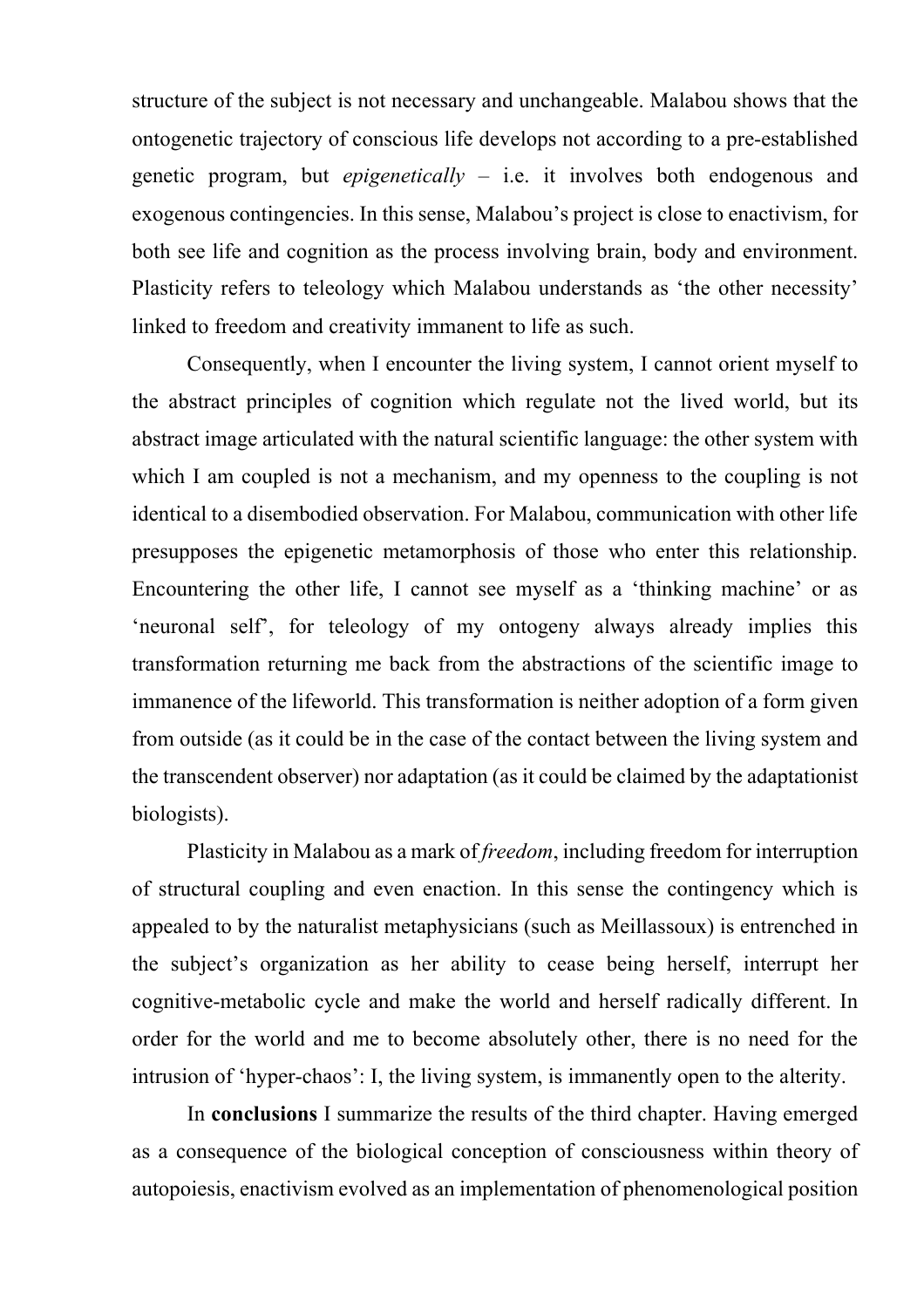structure of the subject is not necessary and unchangeable. Malabou shows that the ontogenetic trajectory of conscious life develops not according to a pre-established genetic program, but *epigenetically* – i.e. it involves both endogenous and exogenous contingencies. In this sense, Malabou's project is close to enactivism, for both see life and cognition as the process involving brain, body and environment. Plasticity refers to teleology which Malabou understands as 'the other necessity' linked to freedom and creativity immanent to life as such.

Consequently, when I encounter the living system, I cannot orient myself to the abstract principles of cognition which regulate not the lived world, but its abstract image articulated with the natural scientific language: the other system with which I am coupled is not a mechanism, and my openness to the coupling is not identical to a disembodied observation. For Malabou, communication with other life presupposes the epigenetic metamorphosis of those who enter this relationship. Encountering the other life, I cannot see myself as a 'thinking machine' or as 'neuronal self', for teleology of my ontogeny always already implies this transformation returning me back from the abstractions of the scientific image to immanence of the lifeworld. This transformation is neither adoption of a form given from outside (as it could be in the case of the contact between the living system and the transcendent observer) nor adaptation (as it could be claimed by the adaptationist biologists).

Plasticity in Malabou as a mark of *freedom*, including freedom for interruption of structural coupling and even enaction. In this sense the contingency which is appealed to by the naturalist metaphysicians (such as Meillassoux) is entrenched in the subject's organization as her ability to cease being herself, interrupt her cognitive-metabolic cycle and make the world and herself radically different. In order for the world and me to become absolutely other, there is no need for the intrusion of 'hyper-chaos': I, the living system, is immanently open to the alterity.

In **conclusions** I summarize the results of the third chapter. Having emerged as a consequence of the biological conception of consciousness within theory of autopoiesis, enactivism evolved as an implementation of phenomenological position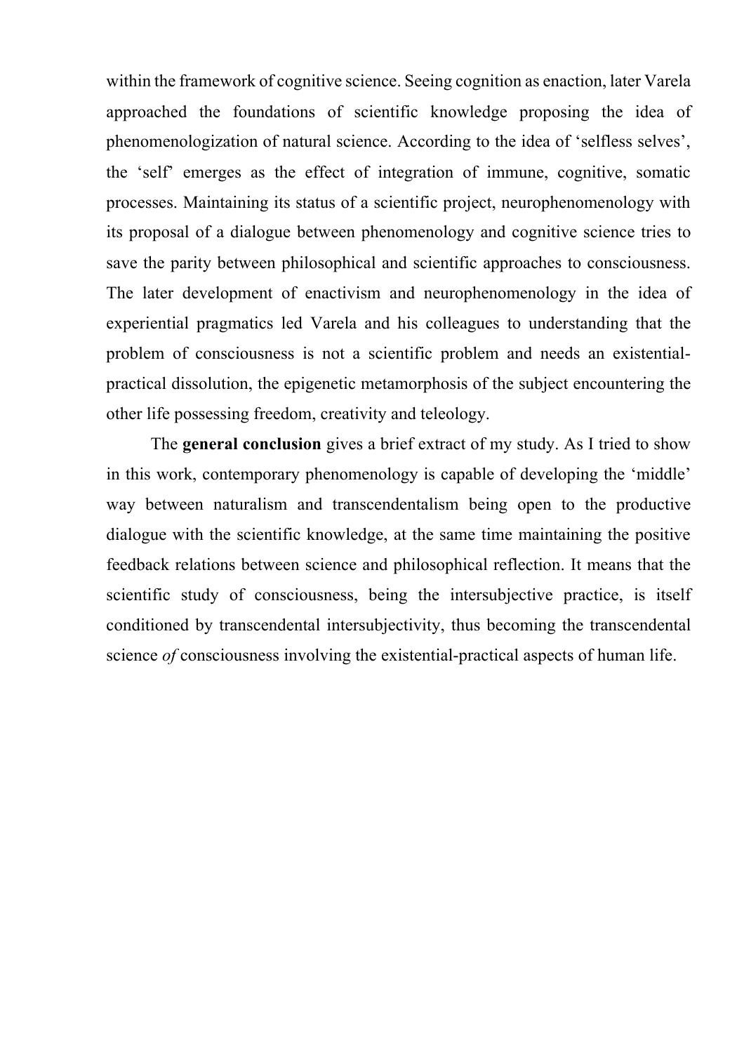within the framework of cognitive science. Seeing cognition as enaction, later Varela approached the foundations of scientific knowledge proposing the idea of phenomenologization of natural science. According to the idea of 'selfless selves', the 'self' emerges as the effect of integration of immune, cognitive, somatic processes. Maintaining its status of a scientific project, neurophenomenology with its proposal of a dialogue between phenomenology and cognitive science tries to save the parity between philosophical and scientific approaches to consciousness. The later development of enactivism and neurophenomenology in the idea of experiential pragmatics led Varela and his colleagues to understanding that the problem of consciousness is not a scientific problem and needs an existential-practical dissolution, the epigenetic metamorphosis of the subject encountering the other life possessing freedom, creativity and teleology.

The **general conclusion** gives a brief extract of my study. As I tried to show in this work, contemporary phenomenology is capable of developing the 'middle' way between naturalism and transcendentalism being open to the productive dialogue with the scientific knowledge, at the same time maintaining the positive feedback relations between science and philosophical reflection. It means that the scientific study of consciousness, being the intersubjective practice, is itself conditioned by transcendental intersubjectivity, thus becoming the transcendental science *of* consciousness involving the existential-practical aspects of human life.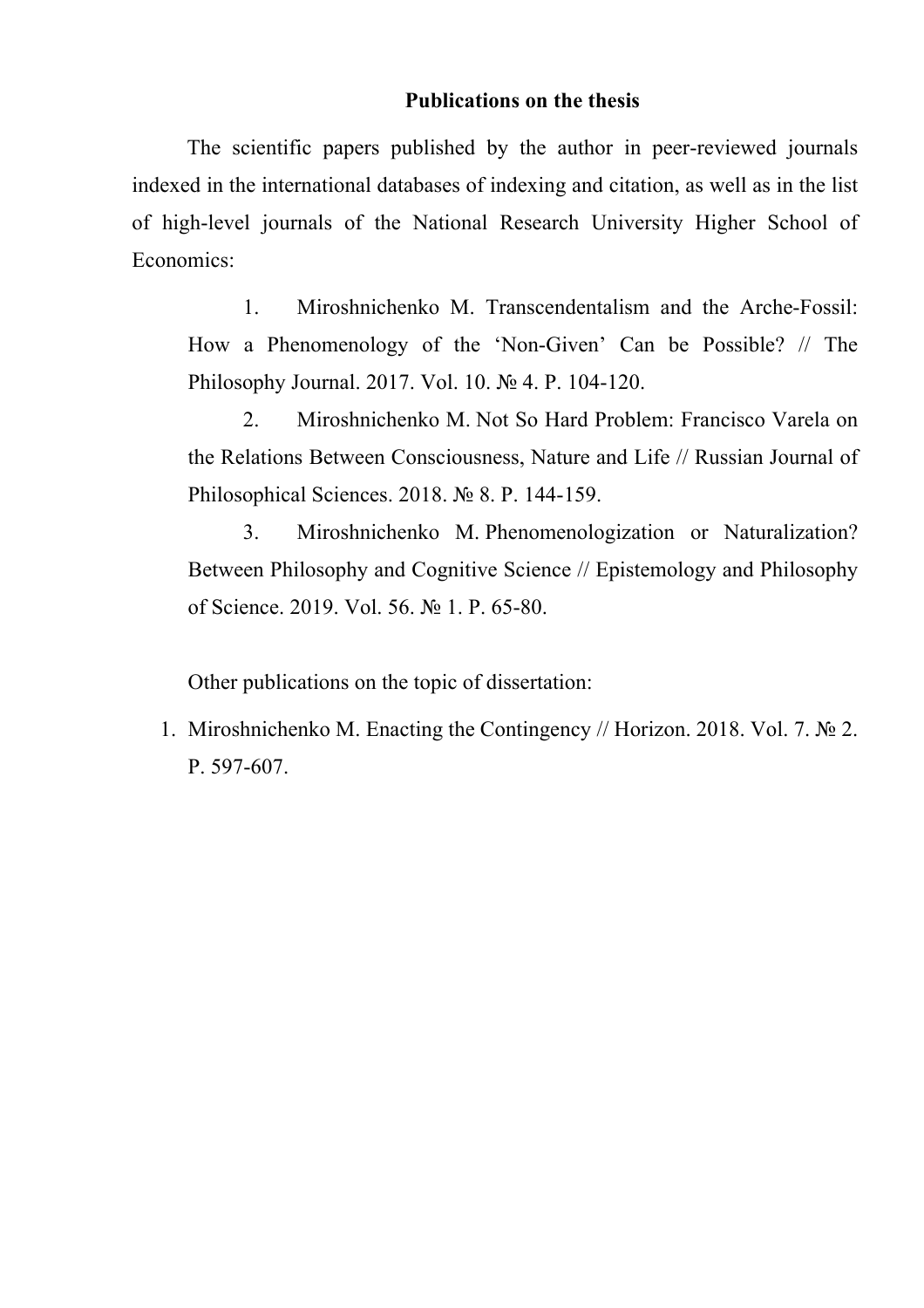**Publications on the thesis**

The scientific papers published by the author in peer-reviewed journals indexed in the international databases of indexing and citation, as well as in the list of high-level journals of the National Research University Higher School of Economics:

1. Miroshnichenko M. Transcendentalism and the Arche-Fossil: How a Phenomenology of the 'Non-Given' Can be Possible? // The Philosophy Journal. 2017. Vol. 10. № 4. P. 104-120.
2. Miroshnichenko M. Not So Hard Problem: Francisco Varela on the Relations Between Consciousness, Nature and Life // Russian Journal of Philosophical Sciences. 2018. № 8. P. 144-159.
3. Miroshnichenko M. Phenomenologization or Naturalization? Between Philosophy and Cognitive Science // Epistemology and Philosophy of Science. 2019. Vol. 56. № 1. P. 65-80.

Other publications on the topic of dissertation:

1. Miroshnichenko M. Enacting the Contingency // Horizon. 2018. Vol. 7. № 2. P. 597-607.